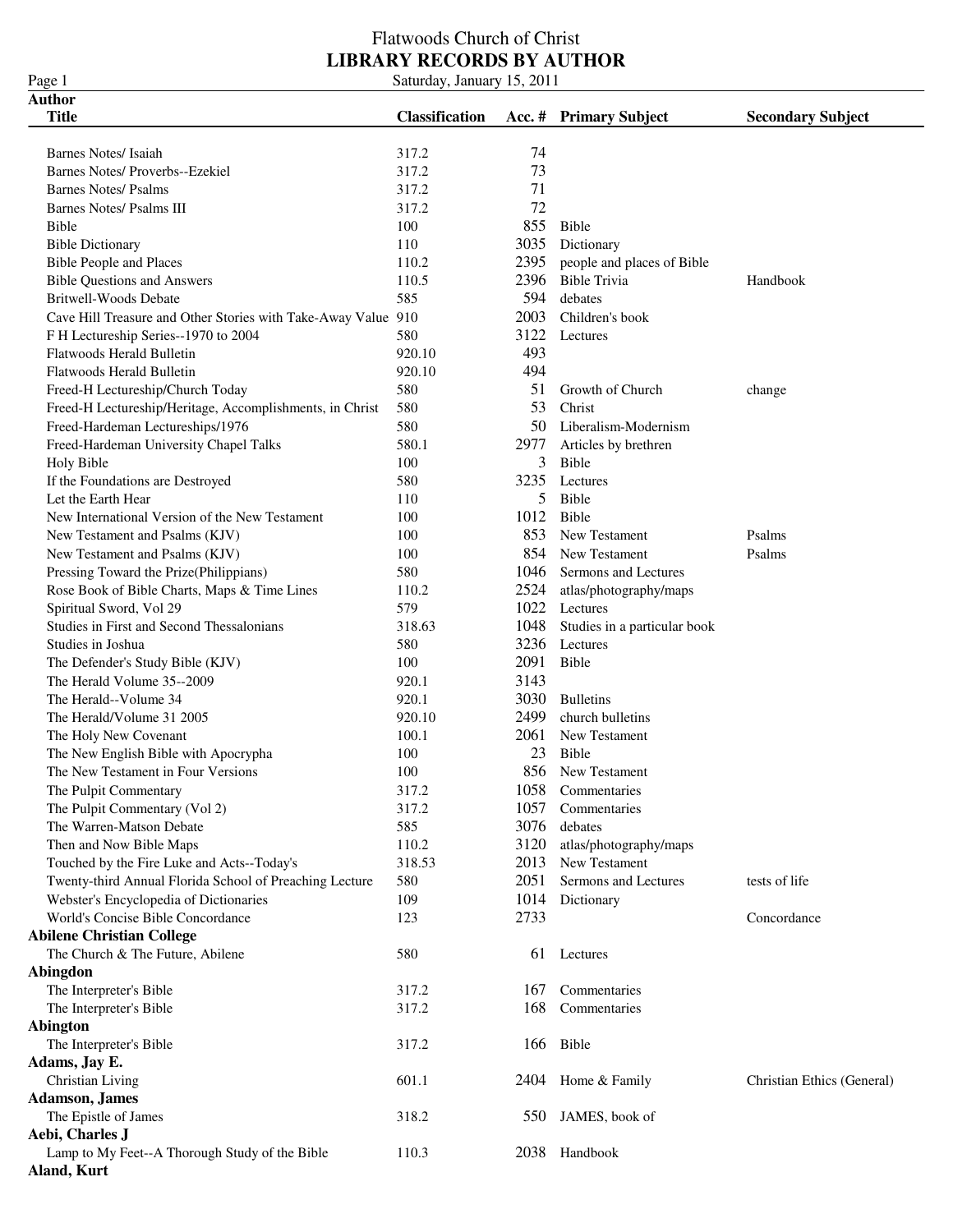# Flatwoods Church of Christ
## LIBRARY RECORDS BY AUTHOR

Saturday, January 15, 2011

| Author / Title | Classification | Acc. # | Primary Subject | Secondary Subject |
|---|---|---|---|---|
| Barnes Notes/ Isaiah | 317.2 | 74 | | |
| Barnes Notes/ Proverbs--Ezekiel | 317.2 | 73 | | |
| Barnes Notes/ Psalms | 317.2 | 71 | | |
| Barnes Notes/ Psalms III | 317.2 | 72 | | |
| Bible | 100 | 855 | Bible | |
| Bible Dictionary | 110 | 3035 | Dictionary | |
| Bible People and Places | 110.2 | 2395 | people and places of Bible | |
| Bible Questions and Answers | 110.5 | 2396 | Bible Trivia | Handbook |
| Britwell-Woods Debate | 585 | 594 | debates | |
| Cave Hill Treasure and Other Stories with Take-Away Value | 910 | 2003 | Children's book | |
| F H Lectureship Series--1970 to 2004 | 580 | 3122 | Lectures | |
| Flatwoods Herald Bulletin | 920.10 | 493 | | |
| Flatwoods Herald Bulletin | 920.10 | 494 | | |
| Freed-H Lectureship/Church Today | 580 | 51 | Growth of Church | change |
| Freed-H Lectureship/Heritage, Accomplishments, in Christ | 580 | 53 | Christ | |
| Freed-Hardeman Lectureships/1976 | 580 | 50 | Liberalism-Modernism | |
| Freed-Hardeman University Chapel Talks | 580.1 | 2977 | Articles by brethren | |
| Holy Bible | 100 | 3 | Bible | |
| If the Foundations are Destroyed | 580 | 3235 | Lectures | |
| Let the Earth Hear | 110 | 5 | Bible | |
| New International Version of the New Testament | 100 | 1012 | Bible | |
| New Testament and Psalms (KJV) | 100 | 853 | New Testament | Psalms |
| New Testament and Psalms (KJV) | 100 | 854 | New Testament | Psalms |
| Pressing Toward the Prize(Philippians) | 580 | 1046 | Sermons and Lectures | |
| Rose Book of Bible Charts, Maps & Time Lines | 110.2 | 2524 | atlas/photography/maps | |
| Spiritual Sword, Vol 29 | 579 | 1022 | Lectures | |
| Studies in First and Second Thessalonians | 318.63 | 1048 | Studies in a particular book | |
| Studies in Joshua | 580 | 3236 | Lectures | |
| The Defender's Study Bible (KJV) | 100 | 2091 | Bible | |
| The Herald Volume 35--2009 | 920.1 | 3143 | | |
| The Herald--Volume 34 | 920.1 | 3030 | Bulletins | |
| The Herald/Volume 31 2005 | 920.10 | 2499 | church bulletins | |
| The Holy New Covenant | 100.1 | 2061 | New Testament | |
| The New English Bible with Apocrypha | 100 | 23 | Bible | |
| The New Testament in Four Versions | 100 | 856 | New Testament | |
| The Pulpit Commentary | 317.2 | 1058 | Commentaries | |
| The Pulpit Commentary (Vol 2) | 317.2 | 1057 | Commentaries | |
| The Warren-Matson Debate | 585 | 3076 | debates | |
| Then and Now Bible Maps | 110.2 | 3120 | atlas/photography/maps | |
| Touched by the Fire Luke and Acts--Today's | 318.53 | 2013 | New Testament | |
| Twenty-third Annual Florida School of Preaching Lecture | 580 | 2051 | Sermons and Lectures | tests of life |
| Webster's Encyclopedia of Dictionaries | 109 | 1014 | Dictionary | |
| World's Concise Bible Concordance | 123 | 2733 | | Concordance |
| **Abilene Christian College** | | | | |
| The Church & The Future, Abilene | 580 | 61 | Lectures | |
| **Abingdon** | | | | |
| The Interpreter's Bible | 317.2 | 167 | Commentaries | |
| The Interpreter's Bible | 317.2 | 168 | Commentaries | |
| **Abington** | | | | |
| The Interpreter's Bible | 317.2 | 166 | Bible | |
| **Adams, Jay E.** | | | | |
| Christian Living | 601.1 | 2404 | Home & Family | Christian Ethics (General) |
| **Adamson, James** | | | | |
| The Epistle of James | 318.2 | 550 | JAMES, book of | |
| **Aebi, Charles J** | | | | |
| Lamp to My Feet--A Thorough Study of the Bible | 110.3 | 2038 | Handbook | |
| **Aland, Kurt** | | | | |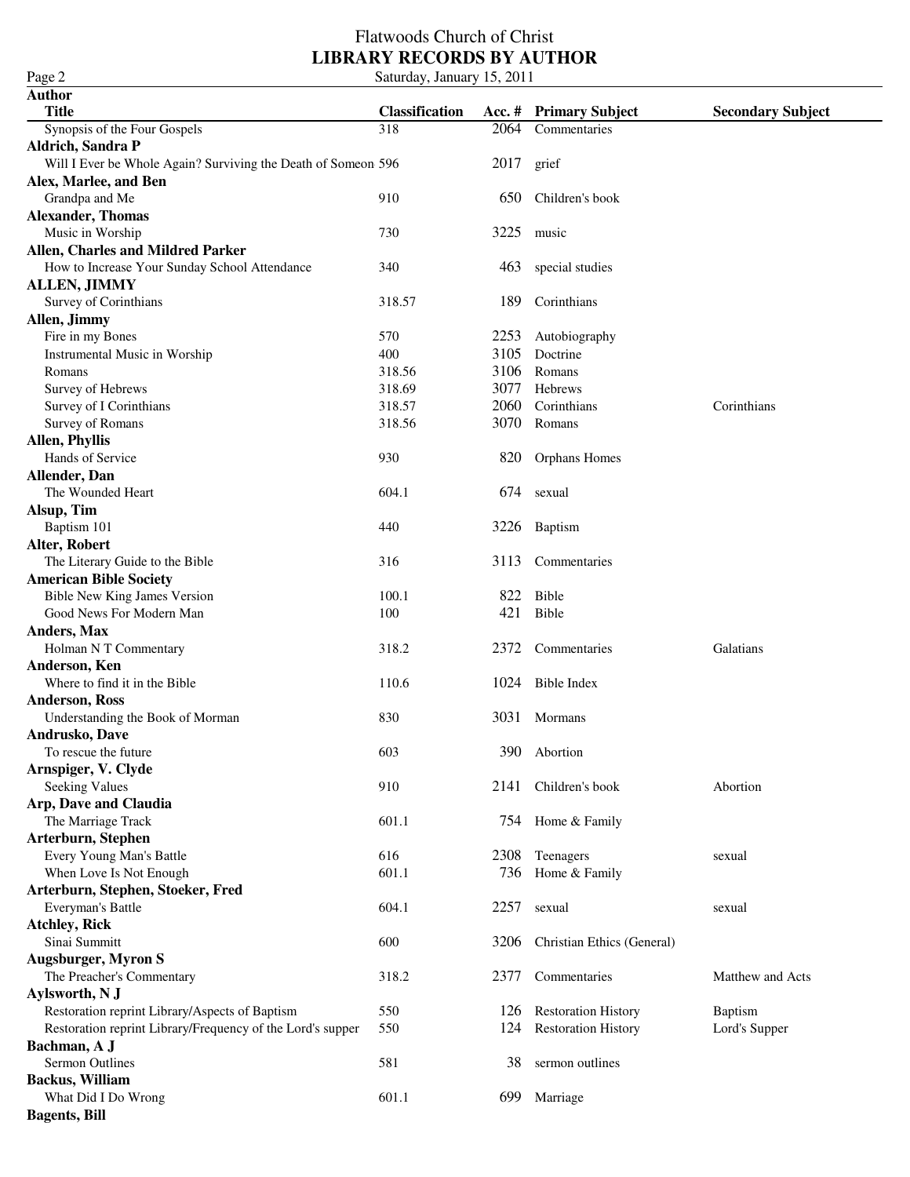# Flatwoods Church of Christ
## LIBRARY RECORDS BY AUTHOR

Saturday, January 15, 2011

| Author / Title | Classification | Acc. # | Primary Subject | Secondary Subject |
|---|---|---|---|---|
| Synopsis of the Four Gospels | 318 | 2064 | Commentaries | |
| **Aldrich, Sandra P** | | | | |
| Will I Ever be Whole Again? Surviving the Death of Someon | 596 | 2017 | grief | |
| **Alex, Marlee, and Ben** | | | | |
| Grandpa and Me | 910 | 650 | Children's book | |
| **Alexander, Thomas** | | | | |
| Music in Worship | 730 | 3225 | music | |
| **Allen, Charles and Mildred Parker** | | | | |
| How to Increase Your Sunday School Attendance | 340 | 463 | special studies | |
| **ALLEN, JIMMY** | | | | |
| Survey of Corinthians | 318.57 | 189 | Corinthians | |
| **Allen, Jimmy** | | | | |
| Fire in my Bones | 570 | 2253 | Autobiography | |
| Instrumental Music in Worship | 400 | 3105 | Doctrine | |
| Romans | 318.56 | 3106 | Romans | |
| Survey of Hebrews | 318.69 | 3077 | Hebrews | |
| Survey of I Corinthians | 318.57 | 2060 | Corinthians | Corinthians |
| Survey of Romans | 318.56 | 3070 | Romans | |
| **Allen, Phyllis** | | | | |
| Hands of Service | 930 | 820 | Orphans Homes | |
| **Allender, Dan** | | | | |
| The Wounded Heart | 604.1 | 674 | sexual | |
| **Alsup, Tim** | | | | |
| Baptism 101 | 440 | 3226 | Baptism | |
| **Alter, Robert** | | | | |
| The Literary Guide to the Bible | 316 | 3113 | Commentaries | |
| **American Bible Society** | | | | |
| Bible New King James Version | 100.1 | 822 | Bible | |
| Good News For Modern Man | 100 | 421 | Bible | |
| **Anders, Max** | | | | |
| Holman N T Commentary | 318.2 | 2372 | Commentaries | Galatians |
| **Anderson, Ken** | | | | |
| Where to find it in the Bible | 110.6 | 1024 | Bible Index | |
| **Anderson, Ross** | | | | |
| Understanding the Book of Morman | 830 | 3031 | Mormans | |
| **Andrusko, Dave** | | | | |
| To rescue the future | 603 | 390 | Abortion | |
| **Arnspiger, V. Clyde** | | | | |
| Seeking Values | 910 | 2141 | Children's book | Abortion |
| **Arp, Dave and Claudia** | | | | |
| The Marriage Track | 601.1 | 754 | Home & Family | |
| **Arterburn, Stephen** | | | | |
| Every Young Man's Battle | 616 | 2308 | Teenagers | sexual |
| When Love Is Not Enough | 601.1 | 736 | Home & Family | |
| **Arterburn, Stephen, Stoeker, Fred** | | | | |
| Everyman's Battle | 604.1 | 2257 | sexual | sexual |
| **Atchley, Rick** | | | | |
| Sinai Summitt | 600 | 3206 | Christian Ethics (General) | |
| **Augsburger, Myron S** | | | | |
| The Preacher's Commentary | 318.2 | 2377 | Commentaries | Matthew and Acts |
| **Aylsworth, N J** | | | | |
| Restoration reprint Library/Aspects of Baptism | 550 | 126 | Restoration History | Baptism |
| Restoration reprint Library/Frequency of the Lord's supper | 550 | 124 | Restoration History | Lord's Supper |
| **Bachman, A J** | | | | |
| Sermon Outlines | 581 | 38 | sermon outlines | |
| **Backus, William** | | | | |
| What Did I Do Wrong | 601.1 | 699 | Marriage | |
| **Bagents, Bill** | | | | |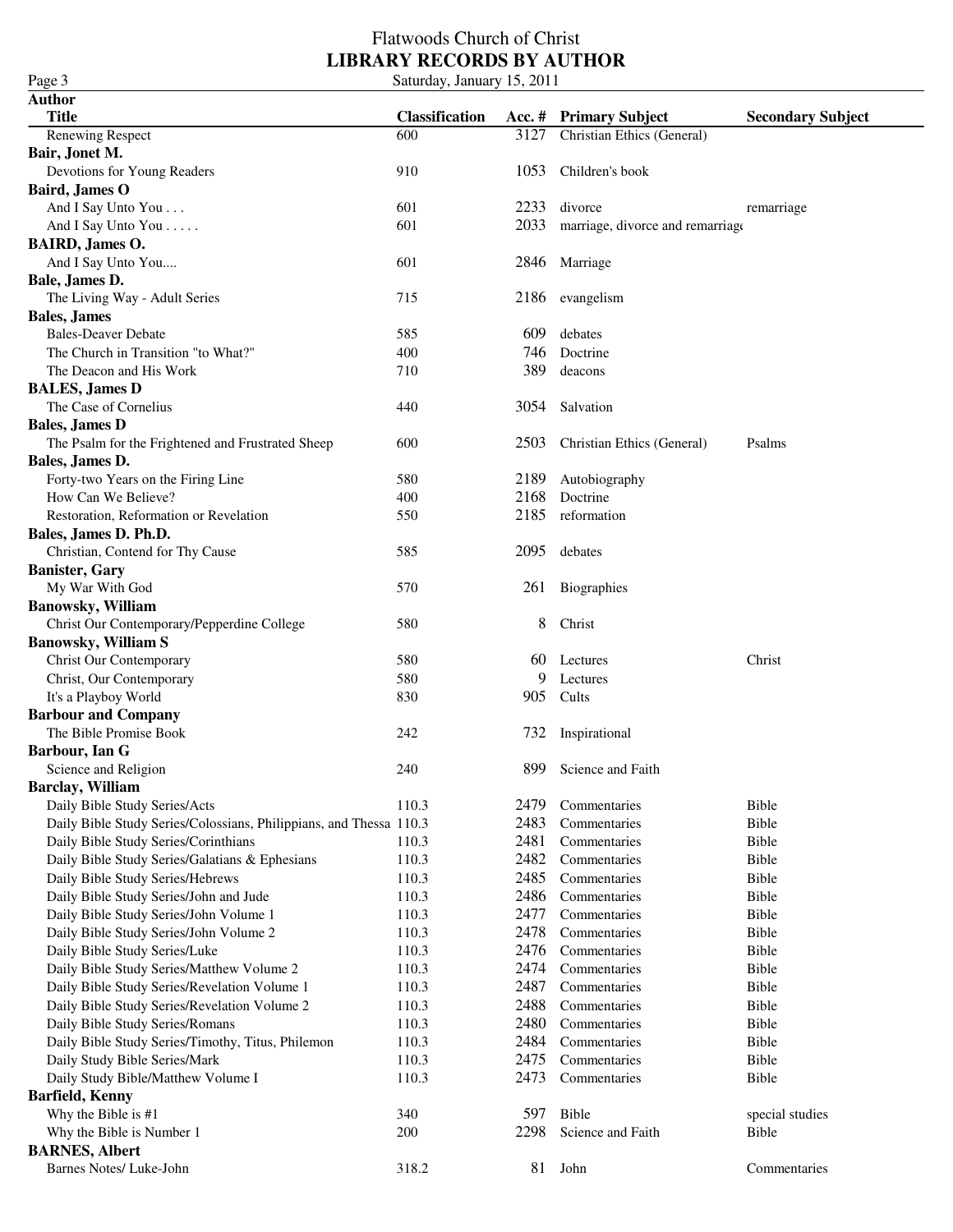# Flatwoods Church of Christ
## LIBRARY RECORDS BY AUTHOR

Saturday, January 15, 2011

| Author / Title | Classification | Acc. # | Primary Subject | Secondary Subject |
|---|---|---|---|---|
| Renewing Respect | 600 | 3127 | Christian Ethics (General) | |
| **Bair, Jonet M.** | | | | |
| Devotions for Young Readers | 910 | 1053 | Children's book | |
| **Baird, James O** | | | | |
| And I Say Unto You . . . | 601 | 2233 | divorce | remarriage |
| And I Say Unto You . . . . . | 601 | 2033 | marriage, divorce and remarriage | |
| **BAIRD, James O.** | | | | |
| And I Say Unto You.... | 601 | 2846 | Marriage | |
| **Bale, James D.** | | | | |
| The Living Way - Adult Series | 715 | 2186 | evangelism | |
| **Bales, James** | | | | |
| Bales-Deaver Debate | 585 | 609 | debates | |
| The Church in Transition "to What?" | 400 | 746 | Doctrine | |
| The Deacon and His Work | 710 | 389 | deacons | |
| **BALES, James D** | | | | |
| The Case of Cornelius | 440 | 3054 | Salvation | |
| **Bales, James D** | | | | |
| The Psalm for the Frightened and Frustrated Sheep | 600 | 2503 | Christian Ethics (General) | Psalms |
| **Bales, James D.** | | | | |
| Forty-two Years on the Firing Line | 580 | 2189 | Autobiography | |
| How Can We Believe? | 400 | 2168 | Doctrine | |
| Restoration, Reformation or Revelation | 550 | 2185 | reformation | |
| **Bales, James D. Ph.D.** | | | | |
| Christian, Contend for Thy Cause | 585 | 2095 | debates | |
| **Banister, Gary** | | | | |
| My War With God | 570 | 261 | Biographies | |
| **Banowsky, William** | | | | |
| Christ Our Contemporary/Pepperdine College | 580 | 8 | Christ | |
| **Banowsky, William S** | | | | |
| Christ Our Contemporary | 580 | 60 | Lectures | Christ |
| Christ, Our Contemporary | 580 | 9 | Lectures | |
| It's a Playboy World | 830 | 905 | Cults | |
| **Barbour and Company** | | | | |
| The Bible Promise Book | 242 | 732 | Inspirational | |
| **Barbour, Ian G** | | | | |
| Science and Religion | 240 | 899 | Science and Faith | |
| **Barclay, William** | | | | |
| Daily Bible Study Series/Acts | 110.3 | 2479 | Commentaries | Bible |
| Daily Bible Study Series/Colossians, Philippians, and Thessa | 110.3 | 2483 | Commentaries | Bible |
| Daily Bible Study Series/Corinthians | 110.3 | 2481 | Commentaries | Bible |
| Daily Bible Study Series/Galatians & Ephesians | 110.3 | 2482 | Commentaries | Bible |
| Daily Bible Study Series/Hebrews | 110.3 | 2485 | Commentaries | Bible |
| Daily Bible Study Series/John and Jude | 110.3 | 2486 | Commentaries | Bible |
| Daily Bible Study Series/John Volume 1 | 110.3 | 2477 | Commentaries | Bible |
| Daily Bible Study Series/John Volume 2 | 110.3 | 2478 | Commentaries | Bible |
| Daily Bible Study Series/Luke | 110.3 | 2476 | Commentaries | Bible |
| Daily Bible Study Series/Matthew Volume 2 | 110.3 | 2474 | Commentaries | Bible |
| Daily Bible Study Series/Revelation Volume 1 | 110.3 | 2487 | Commentaries | Bible |
| Daily Bible Study Series/Revelation Volume 2 | 110.3 | 2488 | Commentaries | Bible |
| Daily Bible Study Series/Romans | 110.3 | 2480 | Commentaries | Bible |
| Daily Bible Study Series/Timothy, Titus, Philemon | 110.3 | 2484 | Commentaries | Bible |
| Daily Study Bible Series/Mark | 110.3 | 2475 | Commentaries | Bible |
| Daily Study Bible/Matthew Volume I | 110.3 | 2473 | Commentaries | Bible |
| **Barfield, Kenny** | | | | |
| Why the Bible is #1 | 340 | 597 | Bible | special studies |
| Why the Bible is Number 1 | 200 | 2298 | Science and Faith | Bible |
| **BARNES, Albert** | | | | |
| Barnes Notes/ Luke-John | 318.2 | 81 | John | Commentaries |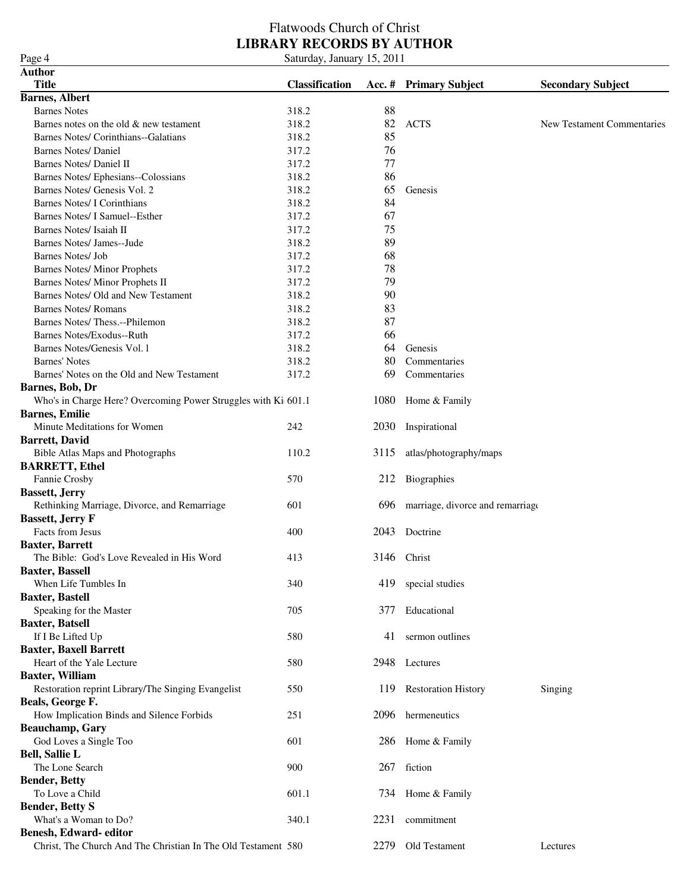# Flatwoods Church of Christ
## LIBRARY RECORDS BY AUTHOR

Saturday, January 15, 2011

| Author / Title | Classification | Acc. # | Primary Subject | Secondary Subject |
|---|---|---|---|---|
| **Barnes, Albert** | | | | |
| Barnes Notes | 318.2 | 88 | | |
| Barnes notes on the old & new testament | 318.2 | 82 | ACTS | New Testament Commentaries |
| Barnes Notes/ Corinthians--Galatians | 318.2 | 85 | | |
| Barnes Notes/ Daniel | 317.2 | 76 | | |
| Barnes Notes/ Daniel II | 317.2 | 77 | | |
| Barnes Notes/ Ephesians--Colossians | 318.2 | 86 | | |
| Barnes Notes/ Genesis Vol. 2 | 318.2 | 65 | Genesis | |
| Barnes Notes/ I Corinthians | 318.2 | 84 | | |
| Barnes Notes/ I Samuel--Esther | 317.2 | 67 | | |
| Barnes Notes/ Isaiah II | 317.2 | 75 | | |
| Barnes Notes/ James--Jude | 318.2 | 89 | | |
| Barnes Notes/ Job | 317.2 | 68 | | |
| Barnes Notes/ Minor Prophets | 317.2 | 78 | | |
| Barnes Notes/ Minor Prophets II | 317.2 | 79 | | |
| Barnes Notes/ Old and New Testament | 318.2 | 90 | | |
| Barnes Notes/ Romans | 318.2 | 83 | | |
| Barnes Notes/ Thess.--Philemon | 318.2 | 87 | | |
| Barnes Notes/Exodus--Ruth | 317.2 | 66 | | |
| Barnes Notes/Genesis Vol. l | 318.2 | 64 | Genesis | |
| Barnes' Notes | 318.2 | 80 | Commentaries | |
| Barnes' Notes on the Old and New Testament | 317.2 | 69 | Commentaries | |
| **Barnes, Bob, Dr** | | | | |
| Who's in Charge Here? Overcoming Power Struggles with Ki | 601.1 | 1080 | Home & Family | |
| **Barnes, Emilie** | | | | |
| Minute Meditations for Women | 242 | 2030 | Inspirational | |
| **Barrett, David** | | | | |
| Bible Atlas Maps and Photographs | 110.2 | 3115 | atlas/photography/maps | |
| **BARRETT, Ethel** | | | | |
| Fannie Crosby | 570 | 212 | Biographies | |
| **Bassett, Jerry** | | | | |
| Rethinking Marriage, Divorce, and Remarriage | 601 | 696 | marriage, divorce and remarriage | |
| **Bassett, Jerry F** | | | | |
| Facts from Jesus | 400 | 2043 | Doctrine | |
| **Baxter, Barrett** | | | | |
| The Bible: God's Love Revealed in His Word | 413 | 3146 | Christ | |
| **Baxter, Bassell** | | | | |
| When Life Tumbles In | 340 | 419 | special studies | |
| **Baxter, Bastell** | | | | |
| Speaking for the Master | 705 | 377 | Educational | |
| **Baxter, Batsell** | | | | |
| If I Be Lifted Up | 580 | 41 | sermon outlines | |
| **Baxter, Baxell Barrett** | | | | |
| Heart of the Yale Lecture | 580 | 2948 | Lectures | |
| **Baxter, William** | | | | |
| Restoration reprint Library/The Singing Evangelist | 550 | 119 | Restoration History | Singing |
| **Beals, George F.** | | | | |
| How Implication Binds and Silence Forbids | 251 | 2096 | hermeneutics | |
| **Beauchamp, Gary** | | | | |
| God Loves a Single Too | 601 | 286 | Home & Family | |
| **Bell, Sallie L** | | | | |
| The Lone Search | 900 | 267 | fiction | |
| **Bender, Betty** | | | | |
| To Love a Child | 601.1 | 734 | Home & Family | |
| **Bender, Betty S** | | | | |
| What's a Woman to Do? | 340.1 | 2231 | commitment | |
| **Benesh, Edward- editor** | | | | |
| Christ, The Church And The Christian In The Old Testament | 580 | 2279 | Old Testament | Lectures |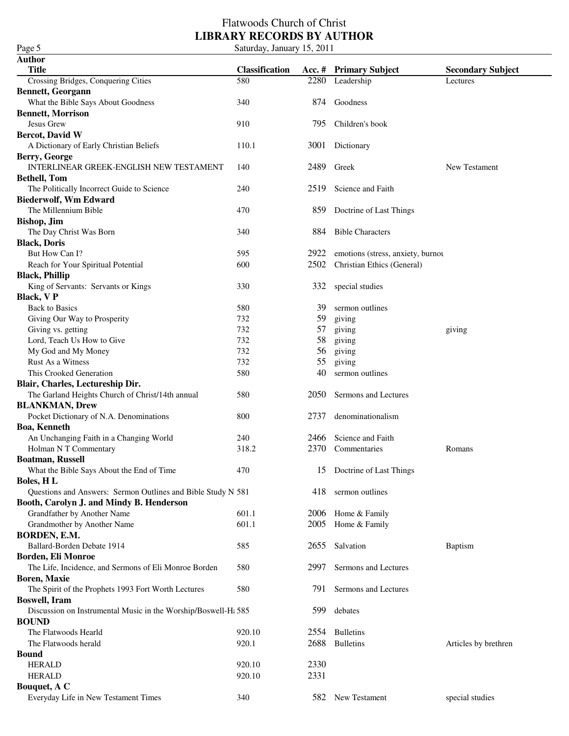# Flatwoods Church of Christ
## LIBRARY RECORDS BY AUTHOR

Saturday, January 15, 2011

| Author / Title | Classification | Acc. # | Primary Subject | Secondary Subject |
|---|---|---|---|---|
| Crossing Bridges, Conquering Cities | 580 | 2280 | Leadership | Lectures |
| **Bennett, Georgann** | | | | |
| What the Bible Says About Goodness | 340 | 874 | Goodness | |
| **Bennett, Morrison** | | | | |
| Jesus Grew | 910 | 795 | Children's book | |
| **Bercot, David W** | | | | |
| A Dictionary of Early Christian Beliefs | 110.1 | 3001 | Dictionary | |
| **Berry, George** | | | | |
| INTERLINEAR GREEK-ENGLISH NEW TESTAMENT | 140 | 2489 | Greek | New Testament |
| **Bethell, Tom** | | | | |
| The Politically Incorrect Guide to Science | 240 | 2519 | Science and Faith | |
| **Biederwolf, Wm Edward** | | | | |
| The Millennium Bible | 470 | 859 | Doctrine of Last Things | |
| **Bishop, Jim** | | | | |
| The Day Christ Was Born | 340 | 884 | Bible Characters | |
| **Black, Doris** | | | | |
| But How Can I? | 595 | 2922 | emotions (stress, anxiety, burnou | |
| Reach for Your Spiritual Potential | 600 | 2502 | Christian Ethics (General) | |
| **Black, Phillip** | | | | |
| King of Servants: Servants or Kings | 330 | 332 | special studies | |
| **Black, V P** | | | | |
| Back to Basics | 580 | 39 | sermon outlines | |
| Giving Our Way to Prosperity | 732 | 59 | giving | |
| Giving vs. getting | 732 | 57 | giving | giving |
| Lord, Teach Us How to Give | 732 | 58 | giving | |
| My God and My Money | 732 | 56 | giving | |
| Rust As a Witness | 732 | 55 | giving | |
| This Crooked Generation | 580 | 40 | sermon outlines | |
| **Blair, Charles, Lectureship Dir.** | | | | |
| The Garland Heights Church of Christ/14th annual | 580 | 2050 | Sermons and Lectures | |
| **BLANKMAN, Drew** | | | | |
| Pocket Dictionary of N.A. Denominations | 800 | 2737 | denominationalism | |
| **Boa, Kenneth** | | | | |
| An Unchanging Faith in a Changing World | 240 | 2466 | Science and Faith | |
| Holman N T Commentary | 318.2 | 2370 | Commentaries | Romans |
| **Boatman, Russell** | | | | |
| What the Bible Says About the End of Time | 470 | 15 | Doctrine of Last Things | |
| **Boles, H L** | | | | |
| Questions and Answers: Sermon Outlines and Bible Study N | 581 | 418 | sermon outlines | |
| **Booth, Carolyn J. and Mindy B. Henderson** | | | | |
| Grandfather by Another Name | 601.1 | 2006 | Home & Family | |
| Grandmother by Another Name | 601.1 | 2005 | Home & Family | |
| **BORDEN, E.M.** | | | | |
| Ballard-Borden Debate 1914 | 585 | 2655 | Salvation | Baptism |
| **Borden, Eli Monroe** | | | | |
| The Life, Incidence, and Sermons of Eli Monroe Borden | 580 | 2997 | Sermons and Lectures | |
| **Boren, Maxie** | | | | |
| The Spirit of the Prophets 1993 Fort Worth Lectures | 580 | 791 | Sermons and Lectures | |
| **Boswell, Iram** | | | | |
| Discussion on Instrumental Music in the Worship/Boswell-Ha | 585 | 599 | debates | |
| **BOUND** | | | | |
| The Flatwoods Hearld | 920.10 | 2554 | Bulletins | |
| The Flatwoods herald | 920.1 | 2688 | Bulletins | Articles by brethren |
| **Bound** | | | | |
| HERALD | 920.10 | 2330 | | |
| HERALD | 920.10 | 2331 | | |
| **Bouquet, A C** | | | | |
| Everyday Life in New Testament Times | 340 | 582 | New Testament | special studies |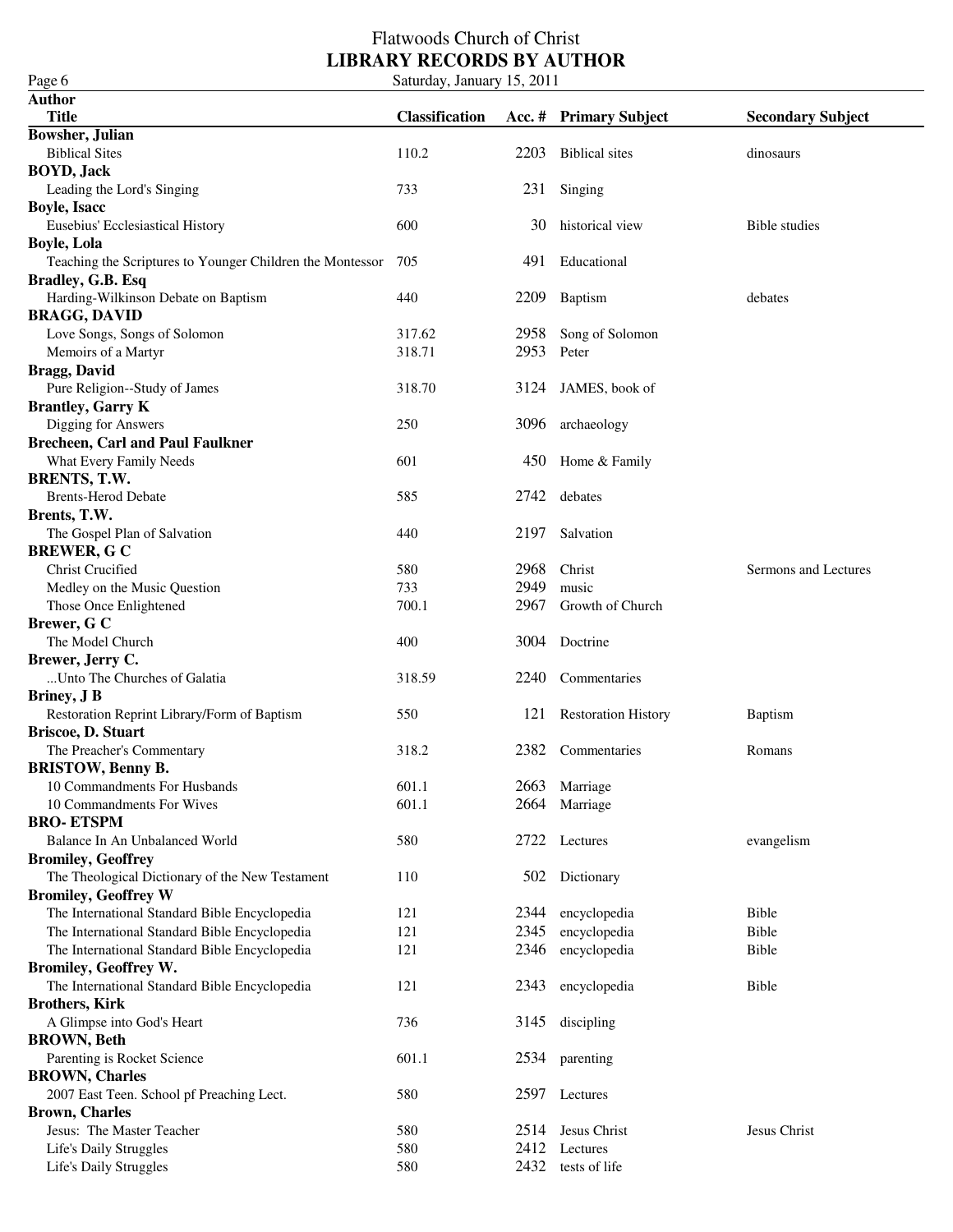# Flatwoods Church of Christ
## LIBRARY RECORDS BY AUTHOR

Saturday, January 15, 2011

| Author / Title | Classification | Acc. # | Primary Subject | Secondary Subject |
|---|---|---|---|---|
| **Bowsher, Julian** | | | | |
| Biblical Sites | 110.2 | 2203 | Biblical sites | dinosaurs |
| **BOYD, Jack** | | | | |
| Leading the Lord's Singing | 733 | 231 | Singing | |
| **Boyle, Isacc** | | | | |
| Eusebius' Ecclesiastical History | 600 | 30 | historical view | Bible studies |
| **Boyle, Lola** | | | | |
| Teaching the Scriptures to Younger Children the Montessor | 705 | 491 | Educational | |
| **Bradley, G.B. Esq** | | | | |
| Harding-Wilkinson Debate on Baptism | 440 | 2209 | Baptism | debates |
| **BRAGG, DAVID** | | | | |
| Love Songs, Songs of Solomon | 317.62 | 2958 | Song of Solomon | |
| Memoirs of a Martyr | 318.71 | 2953 | Peter | |
| **Bragg, David** | | | | |
| Pure Religion--Study of James | 318.70 | 3124 | JAMES, book of | |
| **Brantley, Garry K** | | | | |
| Digging for Answers | 250 | 3096 | archaeology | |
| **Brecheen, Carl and Paul Faulkner** | | | | |
| What Every Family Needs | 601 | 450 | Home & Family | |
| **BRENTS, T.W.** | | | | |
| Brents-Herod Debate | 585 | 2742 | debates | |
| **Brents, T.W.** | | | | |
| The Gospel Plan of Salvation | 440 | 2197 | Salvation | |
| **BREWER, G C** | | | | |
| Christ Crucified | 580 | 2968 | Christ | Sermons and Lectures |
| Medley on the Music Question | 733 | 2949 | music | |
| Those Once Enlightened | 700.1 | 2967 | Growth of Church | |
| **Brewer, G C** | | | | |
| The Model Church | 400 | 3004 | Doctrine | |
| **Brewer, Jerry C.** | | | | |
| ...Unto The Churches of Galatia | 318.59 | 2240 | Commentaries | |
| **Briney, J B** | | | | |
| Restoration Reprint Library/Form of Baptism | 550 | 121 | Restoration History | Baptism |
| **Briscoe, D. Stuart** | | | | |
| The Preacher's Commentary | 318.2 | 2382 | Commentaries | Romans |
| **BRISTOW, Benny B.** | | | | |
| 10 Commandments For Husbands | 601.1 | 2663 | Marriage | |
| 10 Commandments For Wives | 601.1 | 2664 | Marriage | |
| **BRO- ETSPM** | | | | |
| Balance In An Unbalanced World | 580 | 2722 | Lectures | evangelism |
| **Bromiley, Geoffrey** | | | | |
| The Theological Dictionary of the New Testament | 110 | 502 | Dictionary | |
| **Bromiley, Geoffrey W** | | | | |
| The International Standard Bible Encyclopedia | 121 | 2344 | encyclopedia | Bible |
| The International Standard Bible Encyclopedia | 121 | 2345 | encyclopedia | Bible |
| The International Standard Bible Encyclopedia | 121 | 2346 | encyclopedia | Bible |
| **Bromiley, Geoffrey W.** | | | | |
| The International Standard Bible Encyclopedia | 121 | 2343 | encyclopedia | Bible |
| **Brothers, Kirk** | | | | |
| A Glimpse into God's Heart | 736 | 3145 | discipling | |
| **BROWN, Beth** | | | | |
| Parenting is Rocket Science | 601.1 | 2534 | parenting | |
| **BROWN, Charles** | | | | |
| 2007 East Teen. School pf Preaching Lect. | 580 | 2597 | Lectures | |
| **Brown, Charles** | | | | |
| Jesus: The Master Teacher | 580 | 2514 | Jesus Christ | Jesus Christ |
| Life's Daily Struggles | 580 | 2412 | Lectures | |
| Life's Daily Struggles | 580 | 2432 | tests of life | |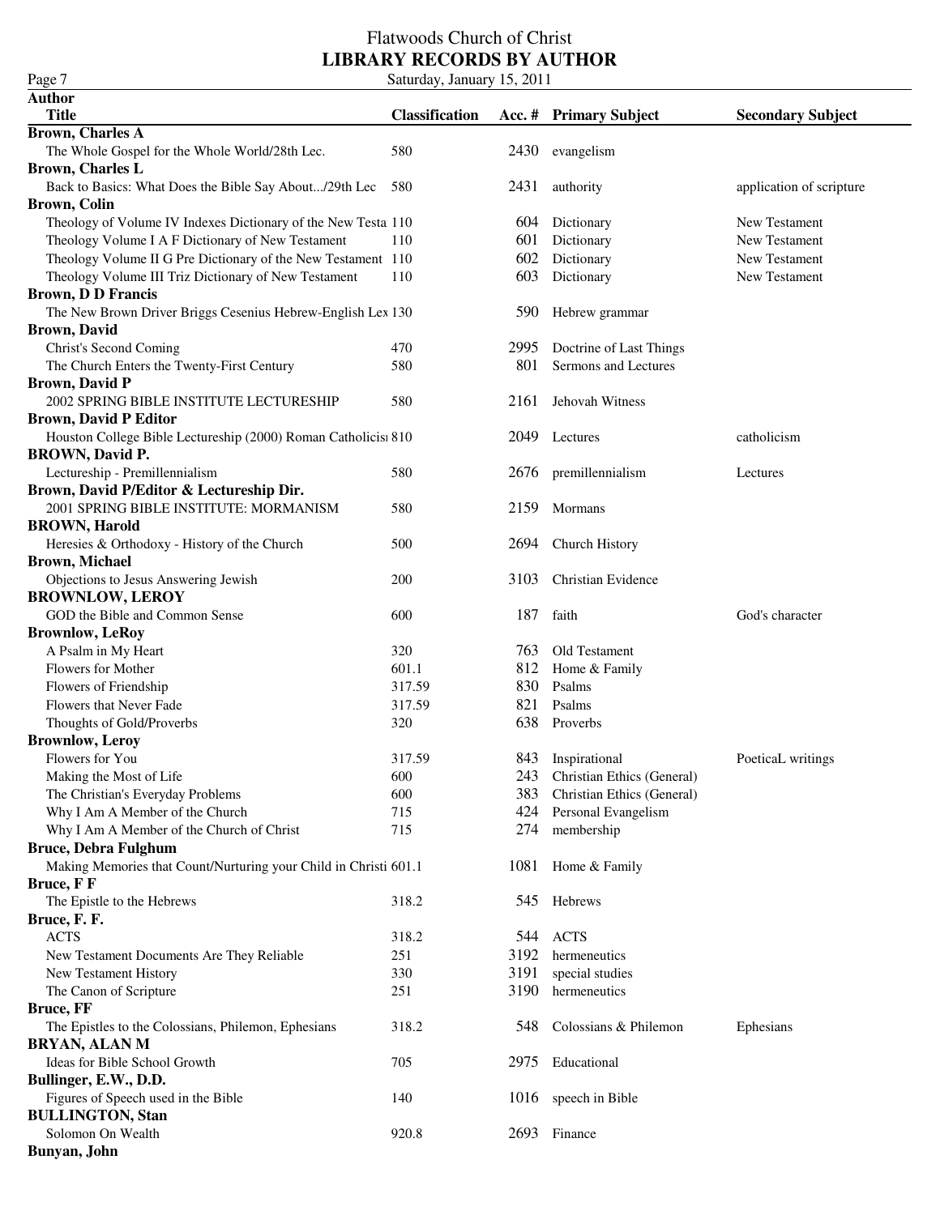# Flatwoods Church of Christ
## LIBRARY RECORDS BY AUTHOR

Saturday, January 15, 2011

| Author / Title | Classification | Acc. # | Primary Subject | Secondary Subject |
|---|---|---|---|---|
| **Brown, Charles A** | | | | |
| The Whole Gospel for the Whole World/28th Lec. | 580 | 2430 | evangelism | |
| **Brown, Charles L** | | | | |
| Back to Basics: What Does the Bible Say About.../29th Lec | 580 | 2431 | authority | application of scripture |
| **Brown, Colin** | | | | |
| Theology of Volume IV Indexes Dictionary of the New Testa | 110 | 604 | Dictionary | New Testament |
| Theology Volume I A F Dictionary of New Testament | 110 | 601 | Dictionary | New Testament |
| Theology Volume II G Pre Dictionary of the New Testament | 110 | 602 | Dictionary | New Testament |
| Theology Volume III Triz Dictionary of New Testament | 110 | 603 | Dictionary | New Testament |
| **Brown, D D Francis** | | | | |
| The New Brown Driver Briggs Cesenius Hebrew-English Lex | 130 | 590 | Hebrew grammar | |
| **Brown, David** | | | | |
| Christ's Second Coming | 470 | 2995 | Doctrine of Last Things | |
| The Church Enters the Twenty-First Century | 580 | 801 | Sermons and Lectures | |
| **Brown, David P** | | | | |
| 2002 SPRING BIBLE INSTITUTE LECTURESHIP | 580 | 2161 | Jehovah Witness | |
| **Brown, David P Editor** | | | | |
| Houston College Bible Lectureship (2000) Roman Catholicis | 810 | 2049 | Lectures | catholicism |
| **BROWN, David P.** | | | | |
| Lectureship - Premillennialism | 580 | 2676 | premillennialism | Lectures |
| **Brown, David P/Editor & Lectureship Dir.** | | | | |
| 2001 SPRING BIBLE INSTITUTE: MORMANISM | 580 | 2159 | Mormans | |
| **BROWN, Harold** | | | | |
| Heresies & Orthodoxy - History of the Church | 500 | 2694 | Church History | |
| **Brown, Michael** | | | | |
| Objections to Jesus Answering Jewish | 200 | 3103 | Christian Evidence | |
| **BROWNLOW, LEROY** | | | | |
| GOD the Bible and Common Sense | 600 | 187 | faith | God's character |
| **Brownlow, LeRoy** | | | | |
| A Psalm in My Heart | 320 | 763 | Old Testament | |
| Flowers for Mother | 601.1 | 812 | Home & Family | |
| Flowers of Friendship | 317.59 | 830 | Psalms | |
| Flowers that Never Fade | 317.59 | 821 | Psalms | |
| Thoughts of Gold/Proverbs | 320 | 638 | Proverbs | |
| **Brownlow, Leroy** | | | | |
| Flowers for You | 317.59 | 843 | Inspirational | PoeticaL writings |
| Making the Most of Life | 600 | 243 | Christian Ethics (General) | |
| The Christian's Everyday Problems | 600 | 383 | Christian Ethics (General) | |
| Why I Am A Member of the Church | 715 | 424 | Personal Evangelism | |
| Why I Am A Member of the Church of Christ | 715 | 274 | membership | |
| **Bruce, Debra Fulghum** | | | | |
| Making Memories that Count/Nurturing your Child in Christi | 601.1 | 1081 | Home & Family | |
| **Bruce, F F** | | | | |
| The Epistle to the Hebrews | 318.2 | 545 | Hebrews | |
| **Bruce, F. F.** | | | | |
| ACTS | 318.2 | 544 | ACTS | |
| New Testament Documents Are They Reliable | 251 | 3192 | hermeneutics | |
| New Testament History | 330 | 3191 | special studies | |
| The Canon of Scripture | 251 | 3190 | hermeneutics | |
| **Bruce, FF** | | | | |
| The Epistles to the Colossians, Philemon, Ephesians | 318.2 | 548 | Colossians & Philemon | Ephesians |
| **BRYAN, ALAN M** | | | | |
| Ideas for Bible School Growth | 705 | 2975 | Educational | |
| **Bullinger, E.W., D.D.** | | | | |
| Figures of Speech used in the Bible | 140 | 1016 | speech in Bible | |
| **BULLINGTON, Stan** | | | | |
| Solomon On Wealth | 920.8 | 2693 | Finance | |
| **Bunyan, John** | | | | |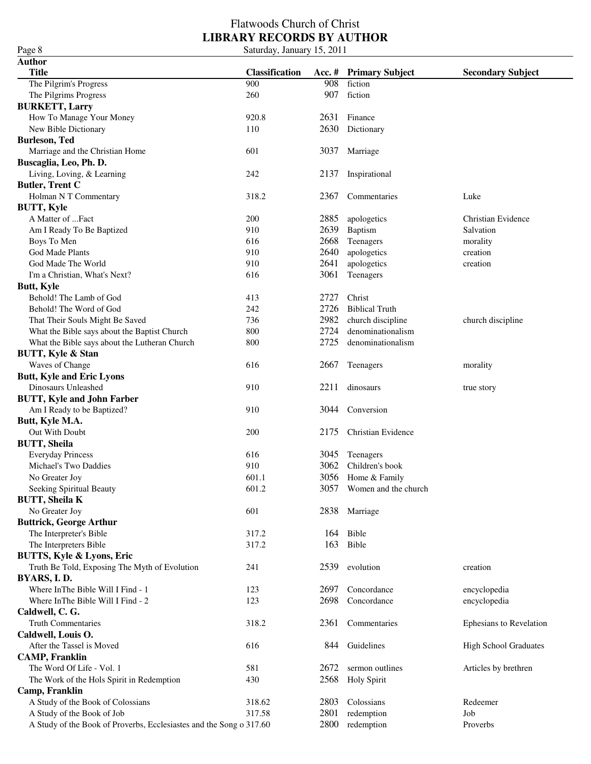# Flatwoods Church of Christ

## LIBRARY RECORDS BY AUTHOR

Saturday, January 15, 2011

| Author / Title | Classification | Acc. # | Primary Subject | Secondary Subject |
|---|---|---|---|---|
| The Pilgrim's Progress | 900 | 908 | fiction | |
| The Pilgrims Progress | 260 | 907 | fiction | |
| **BURKETT, Larry** | | | | |
| How To Manage Your Money | 920.8 | 2631 | Finance | |
| New Bible Dictionary | 110 | 2630 | Dictionary | |
| **Burleson, Ted** | | | | |
| Marriage and the Christian Home | 601 | 3037 | Marriage | |
| **Buscaglia, Leo, Ph. D.** | | | | |
| Living, Loving, & Learning | 242 | 2137 | Inspirational | |
| **Butler, Trent C** | | | | |
| Holman N T Commentary | 318.2 | 2367 | Commentaries | Luke |
| **BUTT, Kyle** | | | | |
| A Matter of ...Fact | 200 | 2885 | apologetics | Christian Evidence |
| Am I Ready To Be Baptized | 910 | 2639 | Baptism | Salvation |
| Boys To Men | 616 | 2668 | Teenagers | morality |
| God Made Plants | 910 | 2640 | apologetics | creation |
| God Made The World | 910 | 2641 | apologetics | creation |
| I'm a Christian, What's Next? | 616 | 3061 | Teenagers | |
| **Butt, Kyle** | | | | |
| Behold! The Lamb of God | 413 | 2727 | Christ | |
| Behold! The Word of God | 242 | 2726 | Biblical Truth | |
| That Their Souls Might Be Saved | 736 | 2982 | church discipline | church discipline |
| What the Bible says about the Baptist Church | 800 | 2724 | denominationalism | |
| What the Bible says about the Lutheran Church | 800 | 2725 | denominationalism | |
| **BUTT, Kyle & Stan** | | | | |
| Waves of Change | 616 | 2667 | Teenagers | morality |
| **Butt, Kyle and Eric Lyons** | | | | |
| Dinosaurs Unleashed | 910 | 2211 | dinosaurs | true story |
| **BUTT, Kyle and John Farber** | | | | |
| Am I Ready to be Baptized? | 910 | 3044 | Conversion | |
| **Butt, Kyle M.A.** | | | | |
| Out With Doubt | 200 | 2175 | Christian Evidence | |
| **BUTT, Sheila** | | | | |
| Everyday Princess | 616 | 3045 | Teenagers | |
| Michael's Two Daddies | 910 | 3062 | Children's book | |
| No Greater Joy | 601.1 | 3056 | Home & Family | |
| Seeking Spiritual Beauty | 601.2 | 3057 | Women and the church | |
| **BUTT, Sheila K** | | | | |
| No Greater Joy | 601 | 2838 | Marriage | |
| **Buttrick, George Arthur** | | | | |
| The Interpreter's Bible | 317.2 | 164 | Bible | |
| The Interpreters Bible | 317.2 | 163 | Bible | |
| **BUTTS, Kyle & Lyons, Eric** | | | | |
| Truth Be Told, Exposing The Myth of Evolution | 241 | 2539 | evolution | creation |
| **BYARS, I. D.** | | | | |
| Where InThe Bible Will I Find - 1 | 123 | 2697 | Concordance | encyclopedia |
| Where InThe Bible Will I Find - 2 | 123 | 2698 | Concordance | encyclopedia |
| **Caldwell, C. G.** | | | | |
| Truth Commentaries | 318.2 | 2361 | Commentaries | Ephesians to Revelation |
| **Caldwell, Louis O.** | | | | |
| After the Tassel is Moved | 616 | 844 | Guidelines | High School Graduates |
| **CAMP, Franklin** | | | | |
| The Word Of Life - Vol. 1 | 581 | 2672 | sermon outlines | Articles by brethren |
| The Work of the Hols Spirit in Redemption | 430 | 2568 | Holy Spirit | |
| **Camp, Franklin** | | | | |
| A Study of the Book of Colossians | 318.62 | 2803 | Colossians | Redeemer |
| A Study of the Book of Job | 317.58 | 2801 | redemption | Job |
| A Study of the Book of Proverbs, Ecclesiastes and the Song o | 317.60 | 2800 | redemption | Proverbs |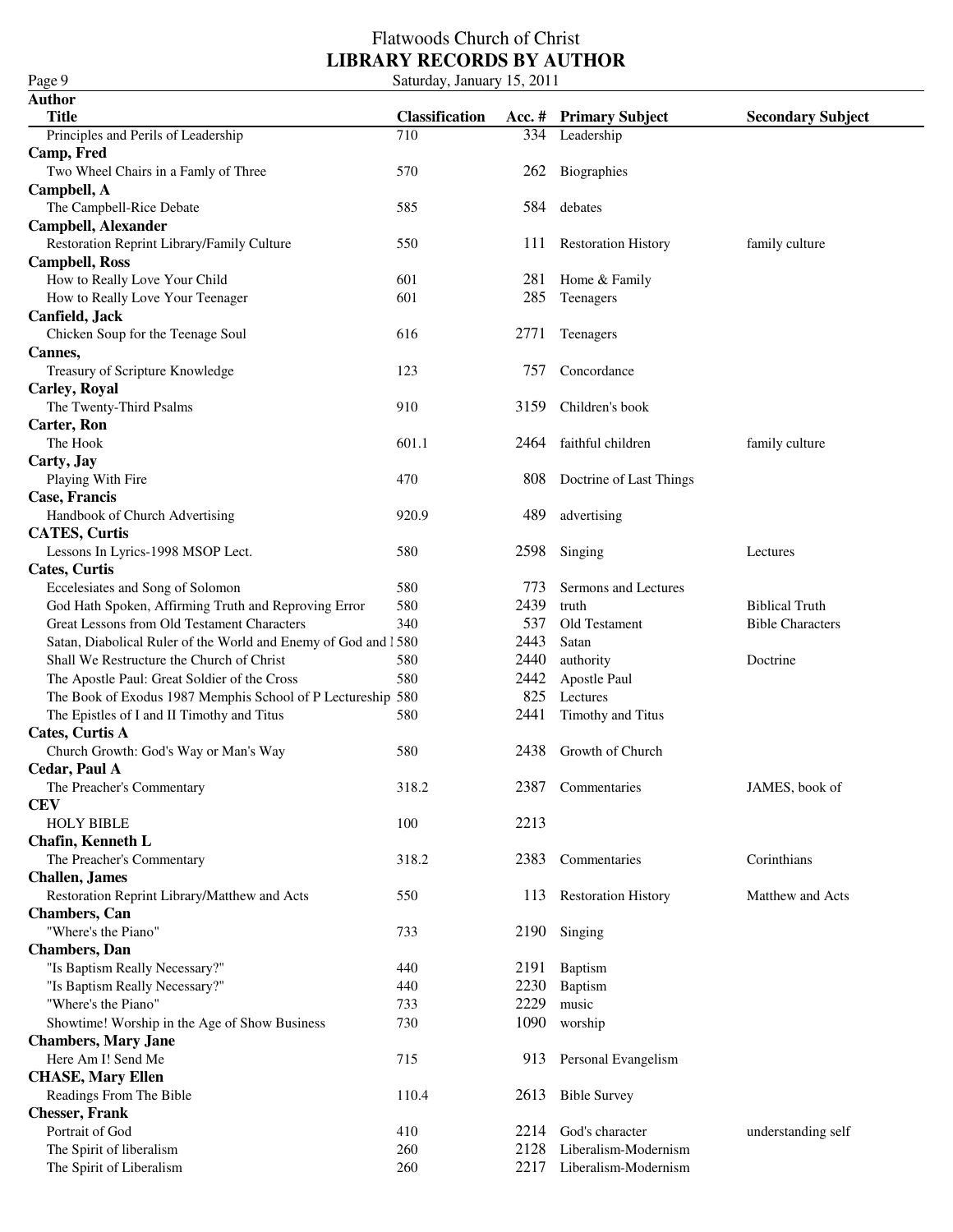# Flatwoods Church of Christ
## LIBRARY RECORDS BY AUTHOR

Saturday, January 15, 2011

| Author / Title | Classification | Acc. # | Primary Subject | Secondary Subject |
|---|---|---|---|---|
| Principles and Perils of Leadership | 710 | 334 | Leadership | |
| **Camp, Fred** | | | | |
| Two Wheel Chairs in a Famly of Three | 570 | 262 | Biographies | |
| **Campbell, A** | | | | |
| The Campbell-Rice Debate | 585 | 584 | debates | |
| **Campbell, Alexander** | | | | |
| Restoration Reprint Library/Family Culture | 550 | 111 | Restoration History | family culture |
| **Campbell, Ross** | | | | |
| How to Really Love Your Child | 601 | 281 | Home & Family | |
| How to Really Love Your Teenager | 601 | 285 | Teenagers | |
| **Canfield, Jack** | | | | |
| Chicken Soup for the Teenage Soul | 616 | 2771 | Teenagers | |
| **Cannes,** | | | | |
| Treasury of Scripture Knowledge | 123 | 757 | Concordance | |
| **Carley, Royal** | | | | |
| The Twenty-Third Psalms | 910 | 3159 | Children's book | |
| **Carter, Ron** | | | | |
| The Hook | 601.1 | 2464 | faithful children | family culture |
| **Carty, Jay** | | | | |
| Playing With Fire | 470 | 808 | Doctrine of Last Things | |
| **Case, Francis** | | | | |
| Handbook of Church Advertising | 920.9 | 489 | advertising | |
| **CATES, Curtis** | | | | |
| Lessons In Lyrics-1998 MSOP Lect. | 580 | 2598 | Singing | Lectures |
| **Cates, Curtis** | | | | |
| Eccelesiates and Song of Solomon | 580 | 773 | Sermons and Lectures | |
| God Hath Spoken, Affirming Truth and Reproving Error | 580 | 2439 | truth | Biblical Truth |
| Great Lessons from Old Testament Characters | 340 | 537 | Old Testament | Bible Characters |
| Satan, Diabolical Ruler of the World and Enemy of God and I | 580 | 2443 | Satan | |
| Shall We Restructure the Church of Christ | 580 | 2440 | authority | Doctrine |
| The Apostle Paul: Great Soldier of the Cross | 580 | 2442 | Apostle Paul | |
| The Book of Exodus 1987 Memphis School of P Lectureship | 580 | 825 | Lectures | |
| The Epistles of I and II Timothy and Titus | 580 | 2441 | Timothy and Titus | |
| **Cates, Curtis A** | | | | |
| Church Growth: God's Way or Man's Way | 580 | 2438 | Growth of Church | |
| **Cedar, Paul A** | | | | |
| The Preacher's Commentary | 318.2 | 2387 | Commentaries | JAMES, book of |
| **CEV** | | | | |
| HOLY BIBLE | 100 | 2213 | | |
| **Chafin, Kenneth L** | | | | |
| The Preacher's Commentary | 318.2 | 2383 | Commentaries | Corinthians |
| **Challen, James** | | | | |
| Restoration Reprint Library/Matthew and Acts | 550 | 113 | Restoration History | Matthew and Acts |
| **Chambers, Can** | | | | |
| "Where's the Piano" | 733 | 2190 | Singing | |
| **Chambers, Dan** | | | | |
| "Is Baptism Really Necessary?" | 440 | 2191 | Baptism | |
| "Is Baptism Really Necessary?" | 440 | 2230 | Baptism | |
| "Where's the Piano" | 733 | 2229 | music | |
| Showtime! Worship in the Age of Show Business | 730 | 1090 | worship | |
| **Chambers, Mary Jane** | | | | |
| Here Am I! Send Me | 715 | 913 | Personal Evangelism | |
| **CHASE, Mary Ellen** | | | | |
| Readings From The Bible | 110.4 | 2613 | Bible Survey | |
| **Chesser, Frank** | | | | |
| Portrait of God | 410 | 2214 | God's character | understanding self |
| The Spirit of liberalism | 260 | 2128 | Liberalism-Modernism | |
| The Spirit of Liberalism | 260 | 2217 | Liberalism-Modernism | |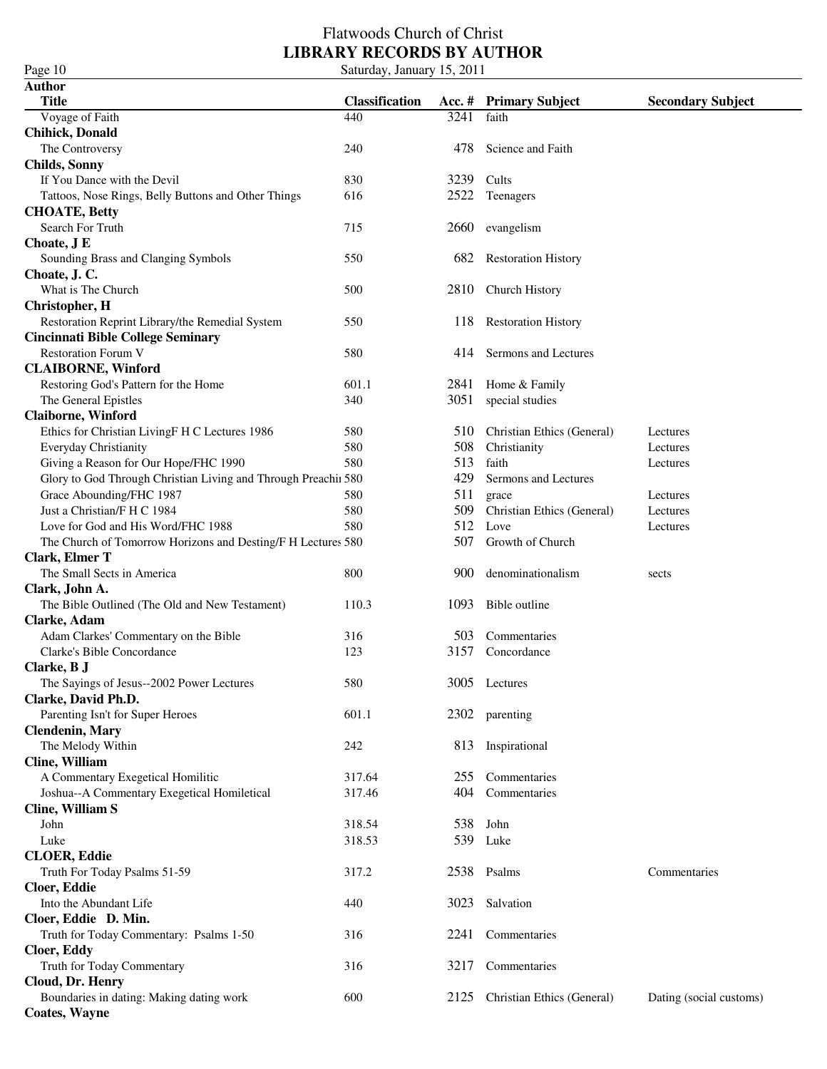# Flatwoods Church of Christ
## LIBRARY RECORDS BY AUTHOR

Saturday, January 15, 2011

| Author / Title | Classification | Acc. # | Primary Subject | Secondary Subject |
|---|---|---|---|---|
| Voyage of Faith | 440 | 3241 | faith | |
| **Chihick, Donald** | | | | |
| The Controversy | 240 | 478 | Science and Faith | |
| **Childs, Sonny** | | | | |
| If You Dance with the Devil | 830 | 3239 | Cults | |
| Tattoos, Nose Rings, Belly Buttons and Other Things | 616 | 2522 | Teenagers | |
| **CHOATE, Betty** | | | | |
| Search For Truth | 715 | 2660 | evangelism | |
| **Choate, J E** | | | | |
| Sounding Brass and Clanging Symbols | 550 | 682 | Restoration History | |
| **Choate, J. C.** | | | | |
| What is The Church | 500 | 2810 | Church History | |
| **Christopher, H** | | | | |
| Restoration Reprint Library/the Remedial System | 550 | 118 | Restoration History | |
| **Cincinnati Bible College Seminary** | | | | |
| Restoration Forum V | 580 | 414 | Sermons and Lectures | |
| **CLAIBORNE, Winford** | | | | |
| Restoring God's Pattern for the Home | 601.1 | 2841 | Home & Family | |
| The General Epistles | 340 | 3051 | special studies | |
| **Claiborne, Winford** | | | | |
| Ethics for Christian LivingF H C Lectures 1986 | 580 | 510 | Christian Ethics (General) | Lectures |
| Everyday Christianity | 580 | 508 | Christianity | Lectures |
| Giving a Reason for Our Hope/FHC 1990 | 580 | 513 | faith | Lectures |
| Glory to God Through Christian Living and Through Preachi | 580 | 429 | Sermons and Lectures | |
| Grace Abounding/FHC 1987 | 580 | 511 | grace | Lectures |
| Just a Christian/F H C 1984 | 580 | 509 | Christian Ethics (General) | Lectures |
| Love for God and His Word/FHC 1988 | 580 | 512 | Love | Lectures |
| The Church of Tomorrow Horizons and Desting/F H Lectures | 580 | 507 | Growth of Church | |
| **Clark, Elmer T** | | | | |
| The Small Sects in America | 800 | 900 | denominationalism | sects |
| **Clark, John A.** | | | | |
| The Bible Outlined (The Old and New Testament) | 110.3 | 1093 | Bible outline | |
| **Clarke, Adam** | | | | |
| Adam Clarkes' Commentary on the Bible | 316 | 503 | Commentaries | |
| Clarke's Bible Concordance | 123 | 3157 | Concordance | |
| **Clarke, B J** | | | | |
| The Sayings of Jesus--2002 Power Lectures | 580 | 3005 | Lectures | |
| **Clarke, David Ph.D.** | | | | |
| Parenting Isn't for Super Heroes | 601.1 | 2302 | parenting | |
| **Clendenin, Mary** | | | | |
| The Melody Within | 242 | 813 | Inspirational | |
| **Cline, William** | | | | |
| A Commentary Exegetical Homilitic | 317.64 | 255 | Commentaries | |
| Joshua--A Commentary Exegetical Homiletical | 317.46 | 404 | Commentaries | |
| **Cline, William S** | | | | |
| John | 318.54 | 538 | John | |
| Luke | 318.53 | 539 | Luke | |
| **CLOER, Eddie** | | | | |
| Truth For Today Psalms 51-59 | 317.2 | 2538 | Psalms | Commentaries |
| **Cloer, Eddie** | | | | |
| Into the Abundant Life | 440 | 3023 | Salvation | |
| **Cloer, Eddie D. Min.** | | | | |
| Truth for Today Commentary: Psalms 1-50 | 316 | 2241 | Commentaries | |
| **Cloer, Eddy** | | | | |
| Truth for Today Commentary | 316 | 3217 | Commentaries | |
| **Cloud, Dr. Henry** | | | | |
| Boundaries in dating: Making dating work | 600 | 2125 | Christian Ethics (General) | Dating (social customs) |
| **Coates, Wayne** | | | | |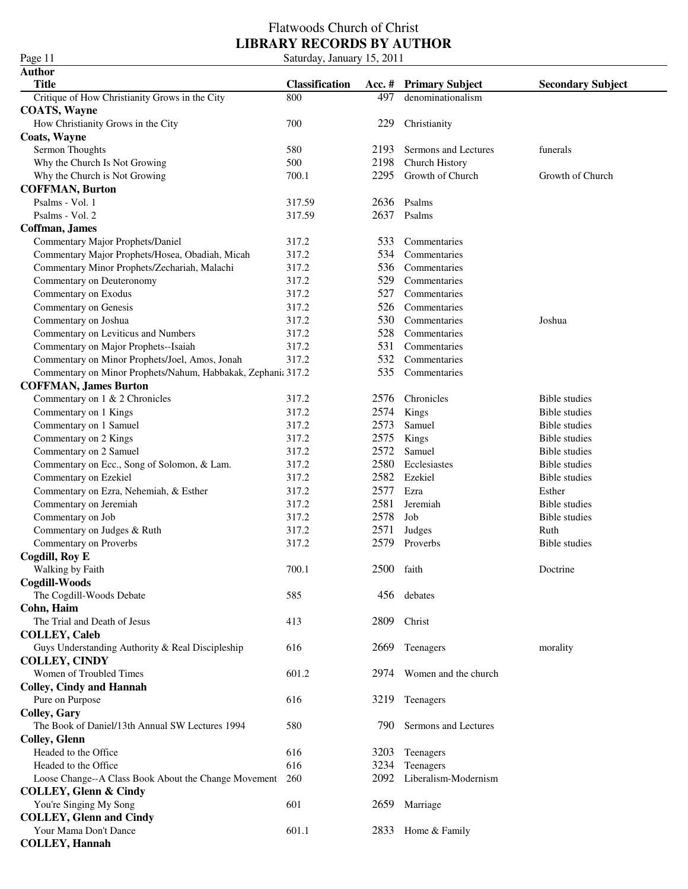# Flatwoods Church of Christ
## LIBRARY RECORDS BY AUTHOR

Saturday, January 15, 2011

| Author / Title | Classification | Acc. # | Primary Subject | Secondary Subject |
|---|---|---|---|---|
| Critique of How Christianity Grows in the City | 800 | 497 | denominationalism | |
| **COATS, Wayne** | | | | |
| How Christianity Grows in the City | 700 | 229 | Christianity | |
| **Coats, Wayne** | | | | |
| Sermon Thoughts | 580 | 2193 | Sermons and Lectures | funerals |
| Why the Church Is Not Growing | 500 | 2198 | Church History | |
| Why the Church is Not Growing | 700.1 | 2295 | Growth of Church | Growth of Church |
| **COFFMAN, Burton** | | | | |
| Psalms - Vol. 1 | 317.59 | 2636 | Psalms | |
| Psalms - Vol. 2 | 317.59 | 2637 | Psalms | |
| **Coffman, James** | | | | |
| Commentary Major Prophets/Daniel | 317.2 | 533 | Commentaries | |
| Commentary Major Prophets/Hosea, Obadiah, Micah | 317.2 | 534 | Commentaries | |
| Commentary Minor Prophets/Zechariah, Malachi | 317.2 | 536 | Commentaries | |
| Commentary on Deuteronomy | 317.2 | 529 | Commentaries | |
| Commentary on Exodus | 317.2 | 527 | Commentaries | |
| Commentary on Genesis | 317.2 | 526 | Commentaries | |
| Commentary on Joshua | 317.2 | 530 | Commentaries | Joshua |
| Commentary on Leviticus and Numbers | 317.2 | 528 | Commentaries | |
| Commentary on Major Prophets--Isaiah | 317.2 | 531 | Commentaries | |
| Commentary on Minor Prophets/Joel, Amos, Jonah | 317.2 | 532 | Commentaries | |
| Commentary on Minor Prophets/Nahum, Habbakak, Zephania | 317.2 | 535 | Commentaries | |
| **COFFMAN, James Burton** | | | | |
| Commentary on 1 & 2 Chronicles | 317.2 | 2576 | Chronicles | Bible studies |
| Commentary on 1 Kings | 317.2 | 2574 | Kings | Bible studies |
| Commentary on 1 Samuel | 317.2 | 2573 | Samuel | Bible studies |
| Commentary on 2 Kings | 317.2 | 2575 | Kings | Bible studies |
| Commentary on 2 Samuel | 317.2 | 2572 | Samuel | Bible studies |
| Commentary on Ecc., Song of Solomon, & Lam. | 317.2 | 2580 | Ecclesiastes | Bible studies |
| Commentary on Ezekiel | 317.2 | 2582 | Ezekiel | Bible studies |
| Commentary on Ezra, Nehemiah, & Esther | 317.2 | 2577 | Ezra | Esther |
| Commentary on Jeremiah | 317.2 | 2581 | Jeremiah | Bible studies |
| Commentary on Job | 317.2 | 2578 | Job | Bible studies |
| Commentary on Judges & Ruth | 317.2 | 2571 | Judges | Ruth |
| Commentary on Proverbs | 317.2 | 2579 | Proverbs | Bible studies |
| **Cogdill, Roy E** | | | | |
| Walking by Faith | 700.1 | 2500 | faith | Doctrine |
| **Cogdill-Woods** | | | | |
| The Cogdill-Woods Debate | 585 | 456 | debates | |
| **Cohn, Haim** | | | | |
| The Trial and Death of Jesus | 413 | 2809 | Christ | |
| **COLLEY, Caleb** | | | | |
| Guys Understanding Authority & Real Discipleship | 616 | 2669 | Teenagers | morality |
| **COLLEY, CINDY** | | | | |
| Women of Troubled Times | 601.2 | 2974 | Women and the church | |
| **Colley, Cindy and Hannah** | | | | |
| Pure on Purpose | 616 | 3219 | Teenagers | |
| **Colley, Gary** | | | | |
| The Book of Daniel/13th Annual SW Lectures 1994 | 580 | 790 | Sermons and Lectures | |
| **Colley, Glenn** | | | | |
| Headed to the Office | 616 | 3203 | Teenagers | |
| Headed to the Office | 616 | 3234 | Teenagers | |
| Loose Change--A Class Book About the Change Movement | 260 | 2092 | Liberalism-Modernism | |
| **COLLEY, Glenn & Cindy** | | | | |
| You're Singing My Song | 601 | 2659 | Marriage | |
| **COLLEY, Glenn and Cindy** | | | | |
| Your Mama Don't Dance | 601.1 | 2833 | Home & Family | |
| **COLLEY, Hannah** | | | | |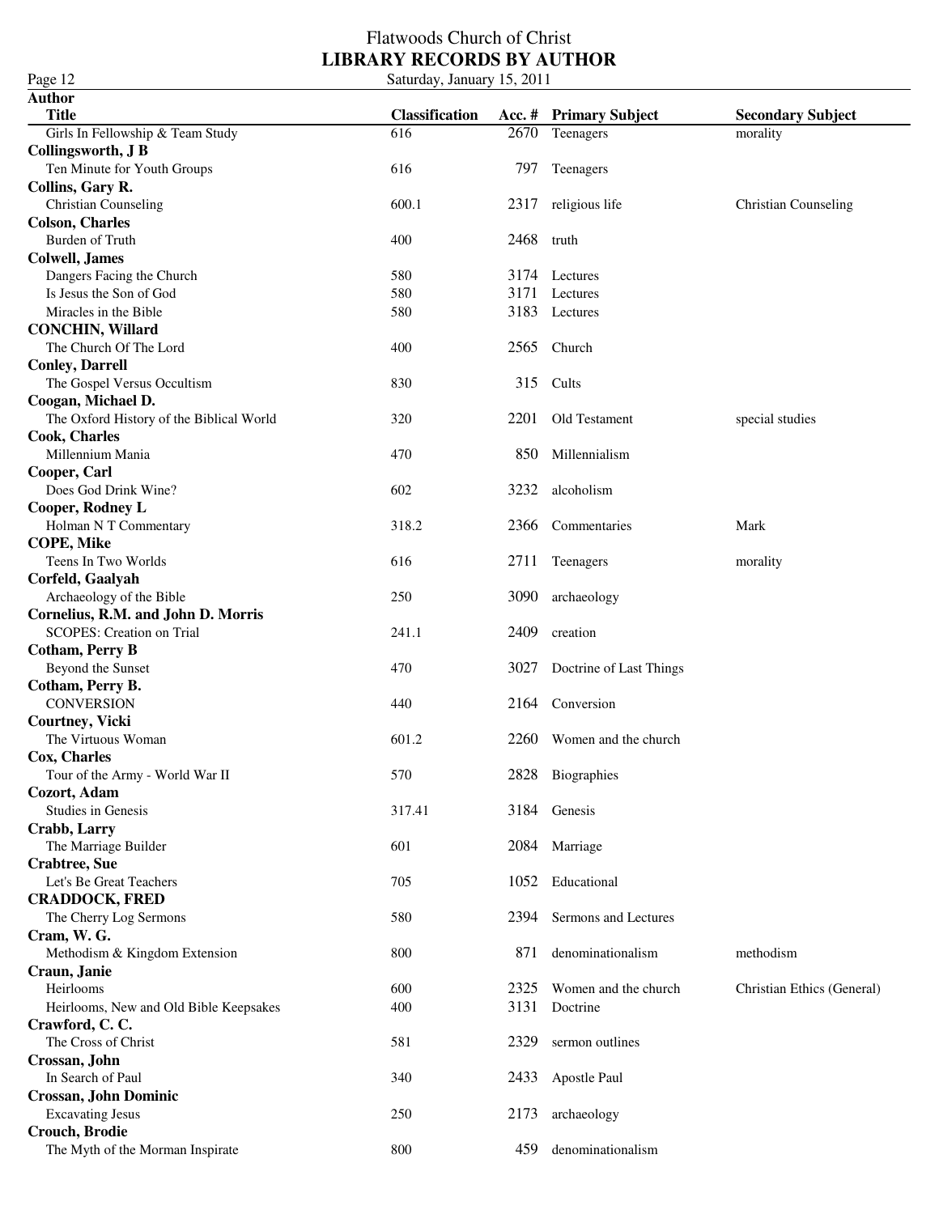# Flatwoods Church of Christ
## LIBRARY RECORDS BY AUTHOR

Saturday, January 15, 2011

| Author / Title | Classification | Acc. # | Primary Subject | Secondary Subject |
|---|---|---|---|---|
| Girls In Fellowship & Team Study | 616 | 2670 | Teenagers | morality |
| **Collingsworth, J B** | | | | |
| Ten Minute for Youth Groups | 616 | 797 | Teenagers | |
| **Collins, Gary R.** | | | | |
| Christian Counseling | 600.1 | 2317 | religious life | Christian Counseling |
| **Colson, Charles** | | | | |
| Burden of Truth | 400 | 2468 | truth | |
| **Colwell, James** | | | | |
| Dangers Facing the Church | 580 | 3174 | Lectures | |
| Is Jesus the Son of God | 580 | 3171 | Lectures | |
| Miracles in the Bible | 580 | 3183 | Lectures | |
| **CONCHIN, Willard** | | | | |
| The Church Of The Lord | 400 | 2565 | Church | |
| **Conley, Darrell** | | | | |
| The Gospel Versus Occultism | 830 | 315 | Cults | |
| **Coogan, Michael D.** | | | | |
| The Oxford History of the Biblical World | 320 | 2201 | Old Testament | special studies |
| **Cook, Charles** | | | | |
| Millennium Mania | 470 | 850 | Millennialism | |
| **Cooper, Carl** | | | | |
| Does God Drink Wine? | 602 | 3232 | alcoholism | |
| **Cooper, Rodney L** | | | | |
| Holman N T Commentary | 318.2 | 2366 | Commentaries | Mark |
| **COPE, Mike** | | | | |
| Teens In Two Worlds | 616 | 2711 | Teenagers | morality |
| **Corfeld, Gaalyah** | | | | |
| Archaeology of the Bible | 250 | 3090 | archaeology | |
| **Cornelius, R.M. and John D. Morris** | | | | |
| SCOPES: Creation on Trial | 241.1 | 2409 | creation | |
| **Cotham, Perry B** | | | | |
| Beyond the Sunset | 470 | 3027 | Doctrine of Last Things | |
| **Cotham, Perry B.** | | | | |
| CONVERSION | 440 | 2164 | Conversion | |
| **Courtney, Vicki** | | | | |
| The Virtuous Woman | 601.2 | 2260 | Women and the church | |
| **Cox, Charles** | | | | |
| Tour of the Army - World War II | 570 | 2828 | Biographies | |
| **Cozort, Adam** | | | | |
| Studies in Genesis | 317.41 | 3184 | Genesis | |
| **Crabb, Larry** | | | | |
| The Marriage Builder | 601 | 2084 | Marriage | |
| **Crabtree, Sue** | | | | |
| Let's Be Great Teachers | 705 | 1052 | Educational | |
| **CRADDOCK, FRED** | | | | |
| The Cherry Log Sermons | 580 | 2394 | Sermons and Lectures | |
| **Cram, W. G.** | | | | |
| Methodism & Kingdom Extension | 800 | 871 | denominationalism | methodism |
| **Craun, Janie** | | | | |
| Heirlooms | 600 | 2325 | Women and the church | Christian Ethics (General) |
| Heirlooms, New and Old Bible Keepsakes | 400 | 3131 | Doctrine | |
| **Crawford, C. C.** | | | | |
| The Cross of Christ | 581 | 2329 | sermon outlines | |
| **Crossan, John** | | | | |
| In Search of Paul | 340 | 2433 | Apostle Paul | |
| **Crossan, John Dominic** | | | | |
| Excavating Jesus | 250 | 2173 | archaeology | |
| **Crouch, Brodie** | | | | |
| The Myth of the Morman Inspirate | 800 | 459 | denominationalism | |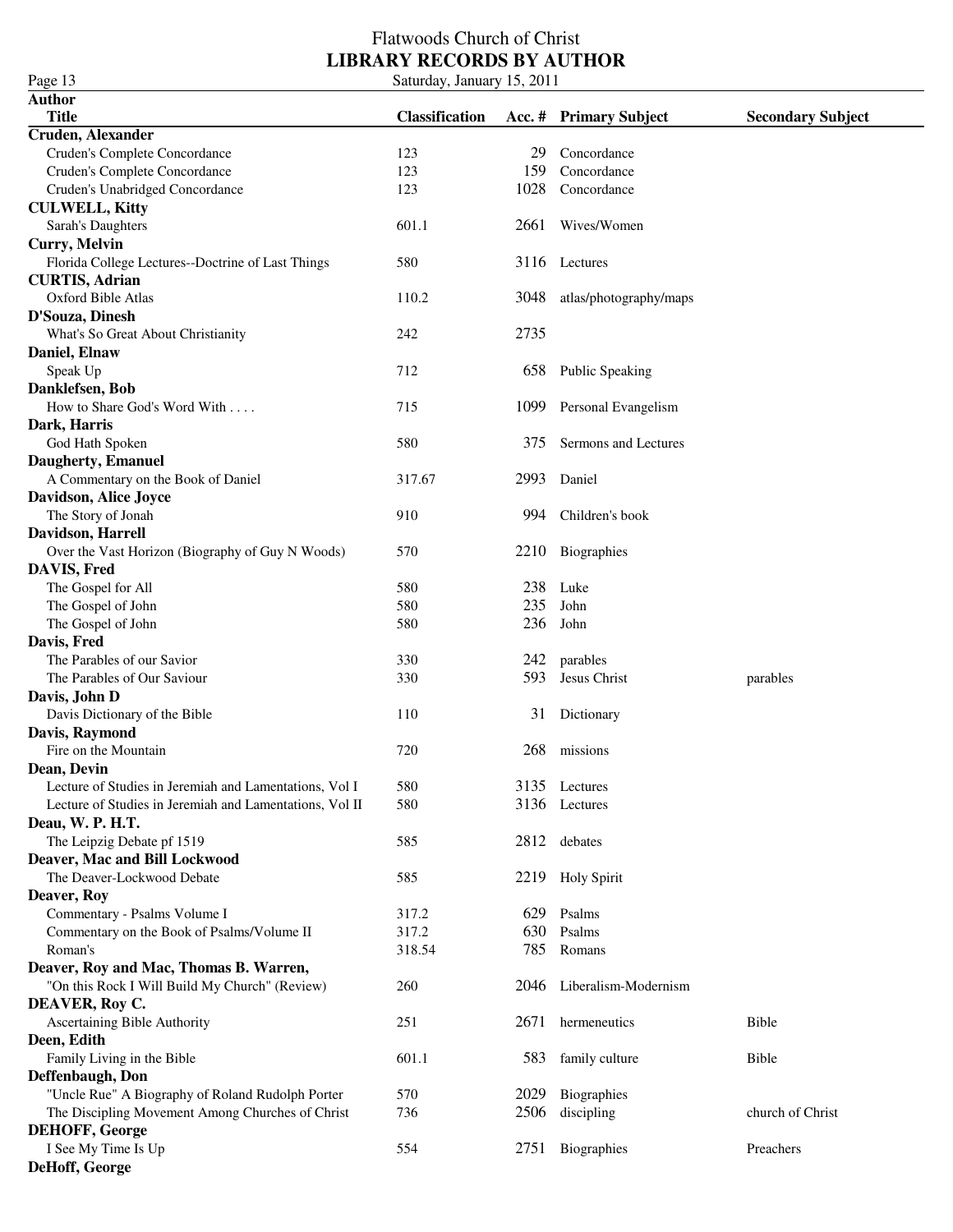# Flatwoods Church of Christ
## LIBRARY RECORDS BY AUTHOR

Saturday, January 15, 2011

| Author / Title | Classification | Acc. # | Primary Subject | Secondary Subject |
|---|---|---|---|---|
| **Cruden, Alexander** | | | | |
| Cruden's Complete Concordance | 123 | 29 | Concordance | |
| Cruden's Complete Concordance | 123 | 159 | Concordance | |
| Cruden's Unabridged Concordance | 123 | 1028 | Concordance | |
| **CULWELL, Kitty** | | | | |
| Sarah's Daughters | 601.1 | 2661 | Wives/Women | |
| **Curry, Melvin** | | | | |
| Florida College Lectures--Doctrine of Last Things | 580 | 3116 | Lectures | |
| **CURTIS, Adrian** | | | | |
| Oxford Bible Atlas | 110.2 | 3048 | atlas/photography/maps | |
| **D'Souza, Dinesh** | | | | |
| What's So Great About Christianity | 242 | 2735 | | |
| **Daniel, Elnaw** | | | | |
| Speak Up | 712 | 658 | Public Speaking | |
| **Danklefsen, Bob** | | | | |
| How to Share God's Word With . . . . | 715 | 1099 | Personal Evangelism | |
| **Dark, Harris** | | | | |
| God Hath Spoken | 580 | 375 | Sermons and Lectures | |
| **Daugherty, Emanuel** | | | | |
| A Commentary on the Book of Daniel | 317.67 | 2993 | Daniel | |
| **Davidson, Alice Joyce** | | | | |
| The Story of Jonah | 910 | 994 | Children's book | |
| **Davidson, Harrell** | | | | |
| Over the Vast Horizon (Biography of Guy N Woods) | 570 | 2210 | Biographies | |
| **DAVIS, Fred** | | | | |
| The Gospel for All | 580 | 238 | Luke | |
| The Gospel of John | 580 | 235 | John | |
| The Gospel of John | 580 | 236 | John | |
| **Davis, Fred** | | | | |
| The Parables of our Savior | 330 | 242 | parables | |
| The Parables of Our Saviour | 330 | 593 | Jesus Christ | parables |
| **Davis, John D** | | | | |
| Davis Dictionary of the Bible | 110 | 31 | Dictionary | |
| **Davis, Raymond** | | | | |
| Fire on the Mountain | 720 | 268 | missions | |
| **Dean, Devin** | | | | |
| Lecture of Studies in Jeremiah and Lamentations, Vol I | 580 | 3135 | Lectures | |
| Lecture of Studies in Jeremiah and Lamentations, Vol II | 580 | 3136 | Lectures | |
| **Deau, W. P. H.T.** | | | | |
| The Leipzig Debate pf 1519 | 585 | 2812 | debates | |
| **Deaver, Mac and Bill Lockwood** | | | | |
| The Deaver-Lockwood Debate | 585 | 2219 | Holy Spirit | |
| **Deaver, Roy** | | | | |
| Commentary - Psalms Volume I | 317.2 | 629 | Psalms | |
| Commentary on the Book of Psalms/Volume II | 317.2 | 630 | Psalms | |
| Roman's | 318.54 | 785 | Romans | |
| **Deaver, Roy and Mac, Thomas B. Warren,** | | | | |
| "On this Rock I Will Build My Church" (Review) | 260 | 2046 | Liberalism-Modernism | |
| **DEAVER, Roy C.** | | | | |
| Ascertaining Bible Authority | 251 | 2671 | hermeneutics | Bible |
| **Deen, Edith** | | | | |
| Family Living in the Bible | 601.1 | 583 | family culture | Bible |
| **Deffenbaugh, Don** | | | | |
| "Uncle Rue" A Biography of Roland Rudolph Porter | 570 | 2029 | Biographies | |
| The Discipling Movement Among Churches of Christ | 736 | 2506 | discipling | church of Christ |
| **DEHOFF, George** | | | | |
| I See My Time Is Up | 554 | 2751 | Biographies | Preachers |
| **DeHoff, George** | | | | |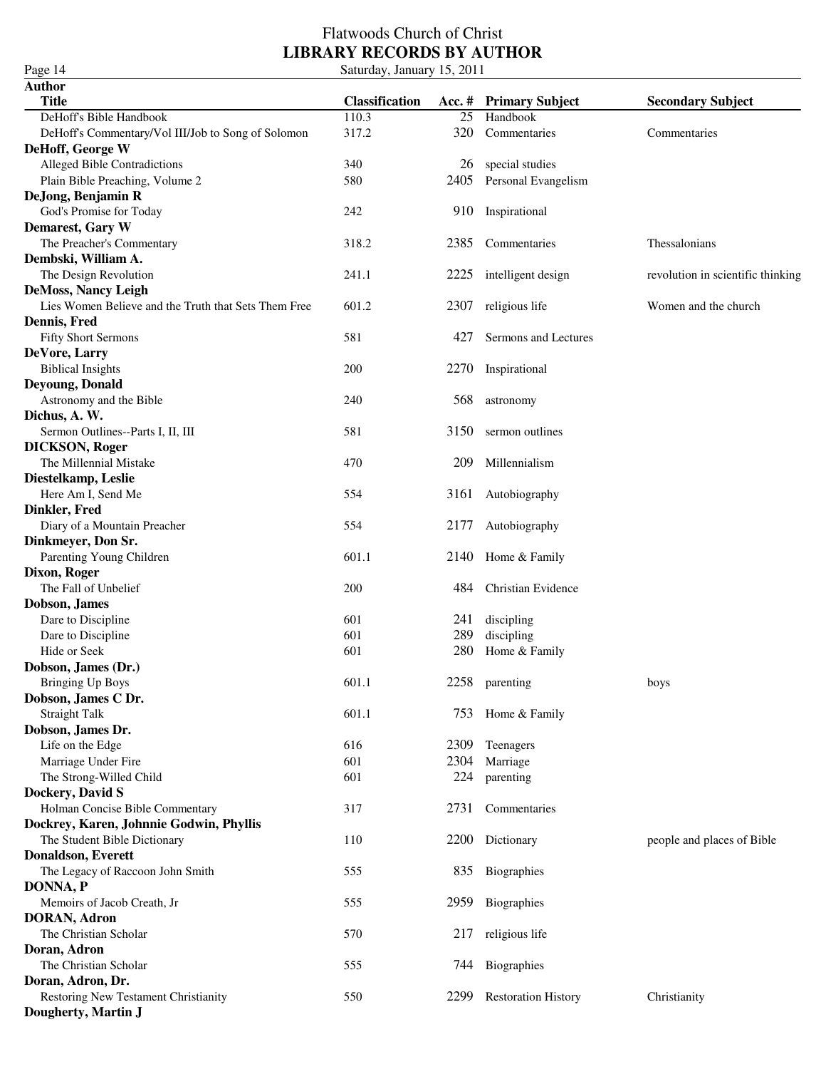# Flatwoods Church of Christ
## LIBRARY RECORDS BY AUTHOR

Saturday, January 15, 2011

| Author / Title | Classification | Acc. # | Primary Subject | Secondary Subject |
|---|---|---|---|---|
| DeHoff's Bible Handbook | 110.3 | 25 | Handbook | |
| DeHoff's Commentary/Vol III/Job to Song of Solomon | 317.2 | 320 | Commentaries | Commentaries |
| **DeHoff, George W** | | | | |
| Alleged Bible Contradictions | 340 | 26 | special studies | |
| Plain Bible Preaching, Volume 2 | 580 | 2405 | Personal Evangelism | |
| **DeJong, Benjamin R** | | | | |
| God's Promise for Today | 242 | 910 | Inspirational | |
| **Demarest, Gary W** | | | | |
| The Preacher's Commentary | 318.2 | 2385 | Commentaries | Thessalonians |
| **Dembski, William A.** | | | | |
| The Design Revolution | 241.1 | 2225 | intelligent design | revolution in scientific thinking |
| **DeMoss, Nancy Leigh** | | | | |
| Lies Women Believe and the Truth that Sets Them Free | 601.2 | 2307 | religious life | Women and the church |
| **Dennis, Fred** | | | | |
| Fifty Short Sermons | 581 | 427 | Sermons and Lectures | |
| **DeVore, Larry** | | | | |
| Biblical Insights | 200 | 2270 | Inspirational | |
| **Deyoung, Donald** | | | | |
| Astronomy and the Bible | 240 | 568 | astronomy | |
| **Dichus, A. W.** | | | | |
| Sermon Outlines--Parts I, II, III | 581 | 3150 | sermon outlines | |
| **DICKSON, Roger** | | | | |
| The Millennial Mistake | 470 | 209 | Millennialism | |
| **Diestelkamp, Leslie** | | | | |
| Here Am I, Send Me | 554 | 3161 | Autobiography | |
| **Dinkler, Fred** | | | | |
| Diary of a Mountain Preacher | 554 | 2177 | Autobiography | |
| **Dinkmeyer, Don Sr.** | | | | |
| Parenting Young Children | 601.1 | 2140 | Home & Family | |
| **Dixon, Roger** | | | | |
| The Fall of Unbelief | 200 | 484 | Christian Evidence | |
| **Dobson, James** | | | | |
| Dare to Discipline | 601 | 241 | discipling | |
| Dare to Discipline | 601 | 289 | discipling | |
| Hide or Seek | 601 | 280 | Home & Family | |
| **Dobson, James (Dr.)** | | | | |
| Bringing Up Boys | 601.1 | 2258 | parenting | boys |
| **Dobson, James C Dr.** | | | | |
| Straight Talk | 601.1 | 753 | Home & Family | |
| **Dobson, James Dr.** | | | | |
| Life on the Edge | 616 | 2309 | Teenagers | |
| Marriage Under Fire | 601 | 2304 | Marriage | |
| The Strong-Willed Child | 601 | 224 | parenting | |
| **Dockery, David S** | | | | |
| Holman Concise Bible Commentary | 317 | 2731 | Commentaries | |
| **Dockrey, Karen, Johnnie Godwin, Phyllis** | | | | |
| The Student Bible Dictionary | 110 | 2200 | Dictionary | people and places of Bible |
| **Donaldson, Everett** | | | | |
| The Legacy of Raccoon John Smith | 555 | 835 | Biographies | |
| **DONNA, P** | | | | |
| Memoirs of Jacob Creath, Jr | 555 | 2959 | Biographies | |
| **DORAN, Adron** | | | | |
| The Christian Scholar | 570 | 217 | religious life | |
| **Doran, Adron** | | | | |
| The Christian Scholar | 555 | 744 | Biographies | |
| **Doran, Adron, Dr.** | | | | |
| Restoring New Testament Christianity | 550 | 2299 | Restoration History | Christianity |
| **Dougherty, Martin J** | | | | |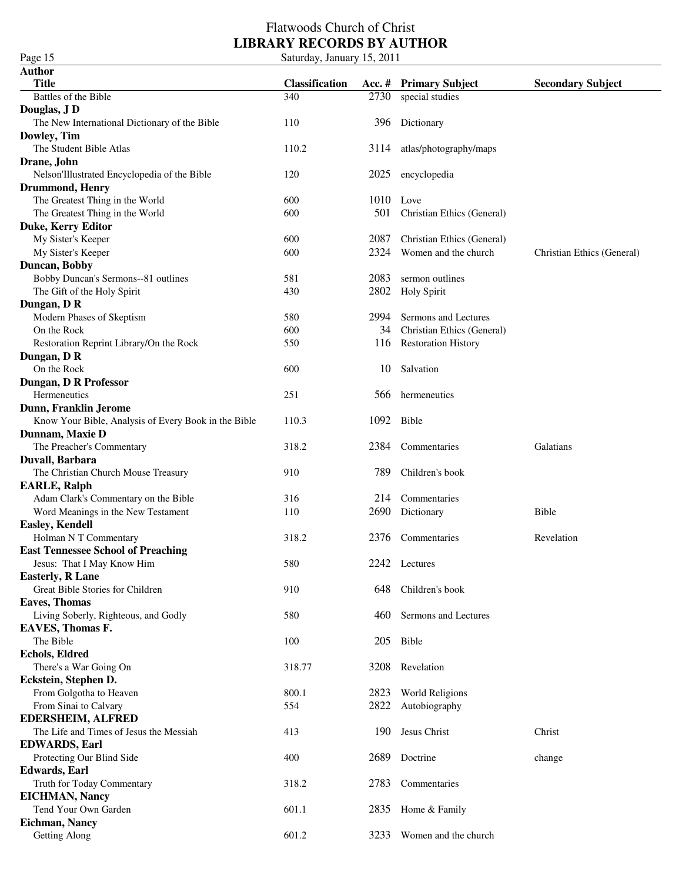# Flatwoods Church of Christ
## LIBRARY RECORDS BY AUTHOR

Saturday, January 15, 2011

| Author / Title | Classification | Acc. # | Primary Subject | Secondary Subject |
|---|---|---|---|---|
| Battles of the Bible | 340 | 2730 | special studies | |
| **Douglas, J D** | | | | |
| The New International Dictionary of the Bible | 110 | 396 | Dictionary | |
| **Dowley, Tim** | | | | |
| The Student Bible Atlas | 110.2 | 3114 | atlas/photography/maps | |
| **Drane, John** | | | | |
| Nelson'Illustrated Encyclopedia of the Bible | 120 | 2025 | encyclopedia | |
| **Drummond, Henry** | | | | |
| The Greatest Thing in the World | 600 | 1010 | Love | |
| The Greatest Thing in the World | 600 | 501 | Christian Ethics (General) | |
| **Duke, Kerry Editor** | | | | |
| My Sister's Keeper | 600 | 2087 | Christian Ethics (General) | |
| My Sister's Keeper | 600 | 2324 | Women and the church | Christian Ethics (General) |
| **Duncan, Bobby** | | | | |
| Bobby Duncan's Sermons--81 outlines | 581 | 2083 | sermon outlines | |
| The Gift of the Holy Spirit | 430 | 2802 | Holy Spirit | |
| **Dungan, D R** | | | | |
| Modern Phases of Skeptism | 580 | 2994 | Sermons and Lectures | |
| On the Rock | 600 | 34 | Christian Ethics (General) | |
| Restoration Reprint Library/On the Rock | 550 | 116 | Restoration History | |
| **Dungan, D R** | | | | |
| On the Rock | 600 | 10 | Salvation | |
| **Dungan, D R Professor** | | | | |
| Hermeneutics | 251 | 566 | hermeneutics | |
| **Dunn, Franklin Jerome** | | | | |
| Know Your Bible, Analysis of Every Book in the Bible | 110.3 | 1092 | Bible | |
| **Dunnam, Maxie D** | | | | |
| The Preacher's Commentary | 318.2 | 2384 | Commentaries | Galatians |
| **Duvall, Barbara** | | | | |
| The Christian Church Mouse Treasury | 910 | 789 | Children's book | |
| **EARLE, Ralph** | | | | |
| Adam Clark's Commentary on the Bible | 316 | 214 | Commentaries | |
| Word Meanings in the New Testament | 110 | 2690 | Dictionary | Bible |
| **Easley, Kendell** | | | | |
| Holman N T Commentary | 318.2 | 2376 | Commentaries | Revelation |
| **East Tennessee School of Preaching** | | | | |
| Jesus: That I May Know Him | 580 | 2242 | Lectures | |
| **Easterly, R Lane** | | | | |
| Great Bible Stories for Children | 910 | 648 | Children's book | |
| **Eaves, Thomas** | | | | |
| Living Soberly, Righteous, and Godly | 580 | 460 | Sermons and Lectures | |
| **EAVES, Thomas F.** | | | | |
| The Bible | 100 | 205 | Bible | |
| **Echols, Eldred** | | | | |
| There's a War Going On | 318.77 | 3208 | Revelation | |
| **Eckstein, Stephen D.** | | | | |
| From Golgotha to Heaven | 800.1 | 2823 | World Religions | |
| From Sinai to Calvary | 554 | 2822 | Autobiography | |
| **EDERSHEIM, ALFRED** | | | | |
| The Life and Times of Jesus the Messiah | 413 | 190 | Jesus Christ | Christ |
| **EDWARDS, Earl** | | | | |
| Protecting Our Blind Side | 400 | 2689 | Doctrine | change |
| **Edwards, Earl** | | | | |
| Truth for Today Commentary | 318.2 | 2783 | Commentaries | |
| **EICHMAN, Nancy** | | | | |
| Tend Your Own Garden | 601.1 | 2835 | Home & Family | |
| **Eichman, Nancy** | | | | |
| Getting Along | 601.2 | 3233 | Women and the church | |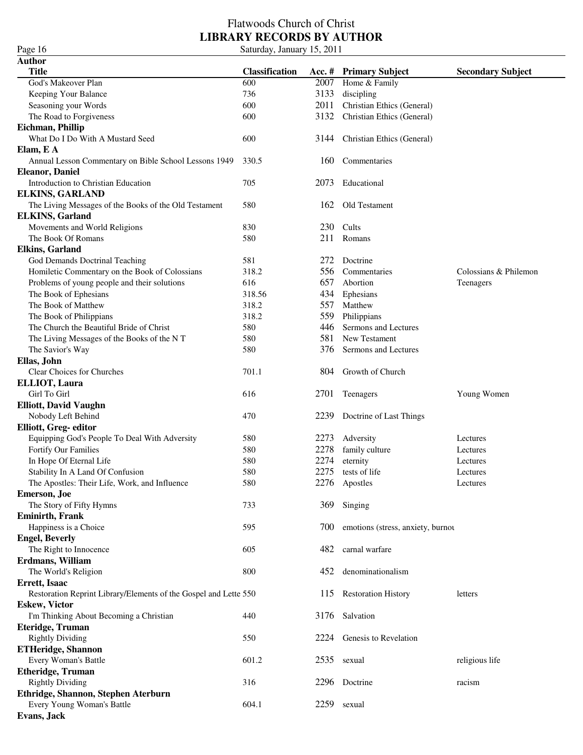# Flatwoods Church of Christ
## LIBRARY RECORDS BY AUTHOR

Saturday, January 15, 2011

| Author / Title | Classification | Acc. # | Primary Subject | Secondary Subject |
|---|---|---|---|---|
| God's Makeover Plan | 600 | 2007 | Home & Family | |
| Keeping Your Balance | 736 | 3133 | discipling | |
| Seasoning your Words | 600 | 2011 | Christian Ethics (General) | |
| The Road to Forgiveness | 600 | 3132 | Christian Ethics (General) | |
| **Eichman, Phillip** | | | | |
| What Do I Do With A Mustard Seed | 600 | 3144 | Christian Ethics (General) | |
| **Elam, E A** | | | | |
| Annual Lesson Commentary on Bible School Lessons 1949 | 330.5 | 160 | Commentaries | |
| **Eleanor, Daniel** | | | | |
| Introduction to Christian Education | 705 | 2073 | Educational | |
| **ELKINS, GARLAND** | | | | |
| The Living Messages of the Books of the Old Testament | 580 | 162 | Old Testament | |
| **ELKINS, Garland** | | | | |
| Movements and World Religions | 830 | 230 | Cults | |
| The Book Of Romans | 580 | 211 | Romans | |
| **Elkins, Garland** | | | | |
| God Demands Doctrinal Teaching | 581 | 272 | Doctrine | |
| Homiletic Commentary on the Book of Colossians | 318.2 | 556 | Commentaries | Colossians & Philemon |
| Problems of young people and their solutions | 616 | 657 | Abortion | Teenagers |
| The Book of Ephesians | 318.56 | 434 | Ephesians | |
| The Book of Matthew | 318.2 | 557 | Matthew | |
| The Book of Philippians | 318.2 | 559 | Philippians | |
| The Church the Beautiful Bride of Christ | 580 | 446 | Sermons and Lectures | |
| The Living Messages of the Books of the N T | 580 | 581 | New Testament | |
| The Savior's Way | 580 | 376 | Sermons and Lectures | |
| **Ellas, John** | | | | |
| Clear Choices for Churches | 701.1 | 804 | Growth of Church | |
| **ELLIOT, Laura** | | | | |
| Girl To Girl | 616 | 2701 | Teenagers | Young Women |
| **Elliott, David Vaughn** | | | | |
| Nobody Left Behind | 470 | 2239 | Doctrine of Last Things | |
| **Elliott, Greg- editor** | | | | |
| Equipping God's People To Deal With Adversity | 580 | 2273 | Adversity | Lectures |
| Fortify Our Families | 580 | 2278 | family culture | Lectures |
| In Hope Of Eternal Life | 580 | 2274 | eternity | Lectures |
| Stability In A Land Of Confusion | 580 | 2275 | tests of life | Lectures |
| The Apostles: Their Life, Work, and Influence | 580 | 2276 | Apostles | Lectures |
| **Emerson, Joe** | | | | |
| The Story of Fifty Hymns | 733 | 369 | Singing | |
| **Eminirth, Frank** | | | | |
| Happiness is a Choice | 595 | 700 | emotions (stress, anxiety, burnou | |
| **Engel, Beverly** | | | | |
| The Right to Innocence | 605 | 482 | carnal warfare | |
| **Erdmans, William** | | | | |
| The World's Religion | 800 | 452 | denominationalism | |
| **Errett, Isaac** | | | | |
| Restoration Reprint Library/Elements of the Gospel and Lette | 550 | 115 | Restoration History | letters |
| **Eskew, Victor** | | | | |
| I'm Thinking About Becoming a Christian | 440 | 3176 | Salvation | |
| **Eteridge, Truman** | | | | |
| Rightly Dividing | 550 | 2224 | Genesis to Revelation | |
| **ETHeridge, Shannon** | | | | |
| Every Woman's Battle | 601.2 | 2535 | sexual | religious life |
| **Etheridge, Truman** | | | | |
| Rightly Dividing | 316 | 2296 | Doctrine | racism |
| **Ethridge, Shannon, Stephen Aterburn** | | | | |
| Every Young Woman's Battle | 604.1 | 2259 | sexual | |
| **Evans, Jack** | | | | |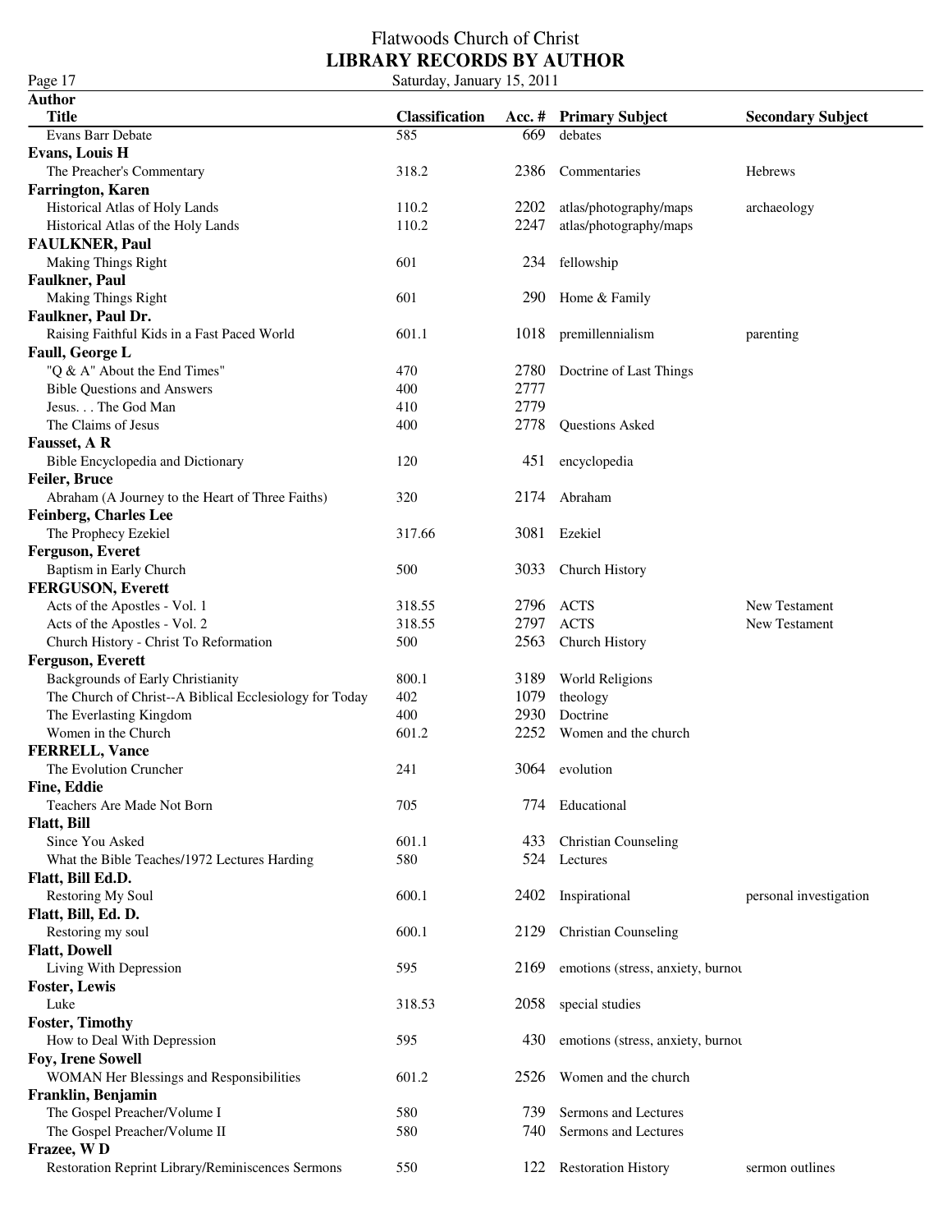# Flatwoods Church of Christ
## LIBRARY RECORDS BY AUTHOR

Saturday, January 15, 2011

| Author / Title | Classification | Acc. # | Primary Subject | Secondary Subject |
|---|---|---|---|---|
| Evans Barr Debate | 585 | 669 | debates | |
| **Evans, Louis H** | | | | |
| The Preacher's Commentary | 318.2 | 2386 | Commentaries | Hebrews |
| **Farrington, Karen** | | | | |
| Historical Atlas of Holy Lands | 110.2 | 2202 | atlas/photography/maps | archaeology |
| Historical Atlas of the Holy Lands | 110.2 | 2247 | atlas/photography/maps | |
| **FAULKNER, Paul** | | | | |
| Making Things Right | 601 | 234 | fellowship | |
| **Faulkner, Paul** | | | | |
| Making Things Right | 601 | 290 | Home & Family | |
| **Faulkner, Paul Dr.** | | | | |
| Raising Faithful Kids in a Fast Paced World | 601.1 | 1018 | premillennialism | parenting |
| **Faull, George L** | | | | |
| "Q & A" About the End Times" | 470 | 2780 | Doctrine of Last Things | |
| Bible Questions and Answers | 400 | 2777 | | |
| Jesus. . . The God Man | 410 | 2779 | | |
| The Claims of Jesus | 400 | 2778 | Questions Asked | |
| **Fausset, A R** | | | | |
| Bible Encyclopedia and Dictionary | 120 | 451 | encyclopedia | |
| **Feiler, Bruce** | | | | |
| Abraham (A Journey to the Heart of Three Faiths) | 320 | 2174 | Abraham | |
| **Feinberg, Charles Lee** | | | | |
| The Prophecy Ezekiel | 317.66 | 3081 | Ezekiel | |
| **Ferguson, Everet** | | | | |
| Baptism in Early Church | 500 | 3033 | Church History | |
| **FERGUSON, Everett** | | | | |
| Acts of the Apostles - Vol. 1 | 318.55 | 2796 | ACTS | New Testament |
| Acts of the Apostles - Vol. 2 | 318.55 | 2797 | ACTS | New Testament |
| Church History - Christ To Reformation | 500 | 2563 | Church History | |
| **Ferguson, Everett** | | | | |
| Backgrounds of Early Christianity | 800.1 | 3189 | World Religions | |
| The Church of Christ--A Biblical Ecclesiology for Today | 402 | 1079 | theology | |
| The Everlasting Kingdom | 400 | 2930 | Doctrine | |
| Women in the Church | 601.2 | 2252 | Women and the church | |
| **FERRELL, Vance** | | | | |
| The Evolution Cruncher | 241 | 3064 | evolution | |
| **Fine, Eddie** | | | | |
| Teachers Are Made Not Born | 705 | 774 | Educational | |
| **Flatt, Bill** | | | | |
| Since You Asked | 601.1 | 433 | Christian Counseling | |
| What the Bible Teaches/1972 Lectures Harding | 580 | 524 | Lectures | |
| **Flatt, Bill Ed.D.** | | | | |
| Restoring My Soul | 600.1 | 2402 | Inspirational | personal investigation |
| **Flatt, Bill, Ed. D.** | | | | |
| Restoring my soul | 600.1 | 2129 | Christian Counseling | |
| **Flatt, Dowell** | | | | |
| Living With Depression | 595 | 2169 | emotions (stress, anxiety, burnou | |
| **Foster, Lewis** | | | | |
| Luke | 318.53 | 2058 | special studies | |
| **Foster, Timothy** | | | | |
| How to Deal With Depression | 595 | 430 | emotions (stress, anxiety, burnou | |
| **Foy, Irene Sowell** | | | | |
| WOMAN Her Blessings and Responsibilities | 601.2 | 2526 | Women and the church | |
| **Franklin, Benjamin** | | | | |
| The Gospel Preacher/Volume I | 580 | 739 | Sermons and Lectures | |
| The Gospel Preacher/Volume II | 580 | 740 | Sermons and Lectures | |
| **Frazee, W D** | | | | |
| Restoration Reprint Library/Reminiscences Sermons | 550 | 122 | Restoration History | sermon outlines |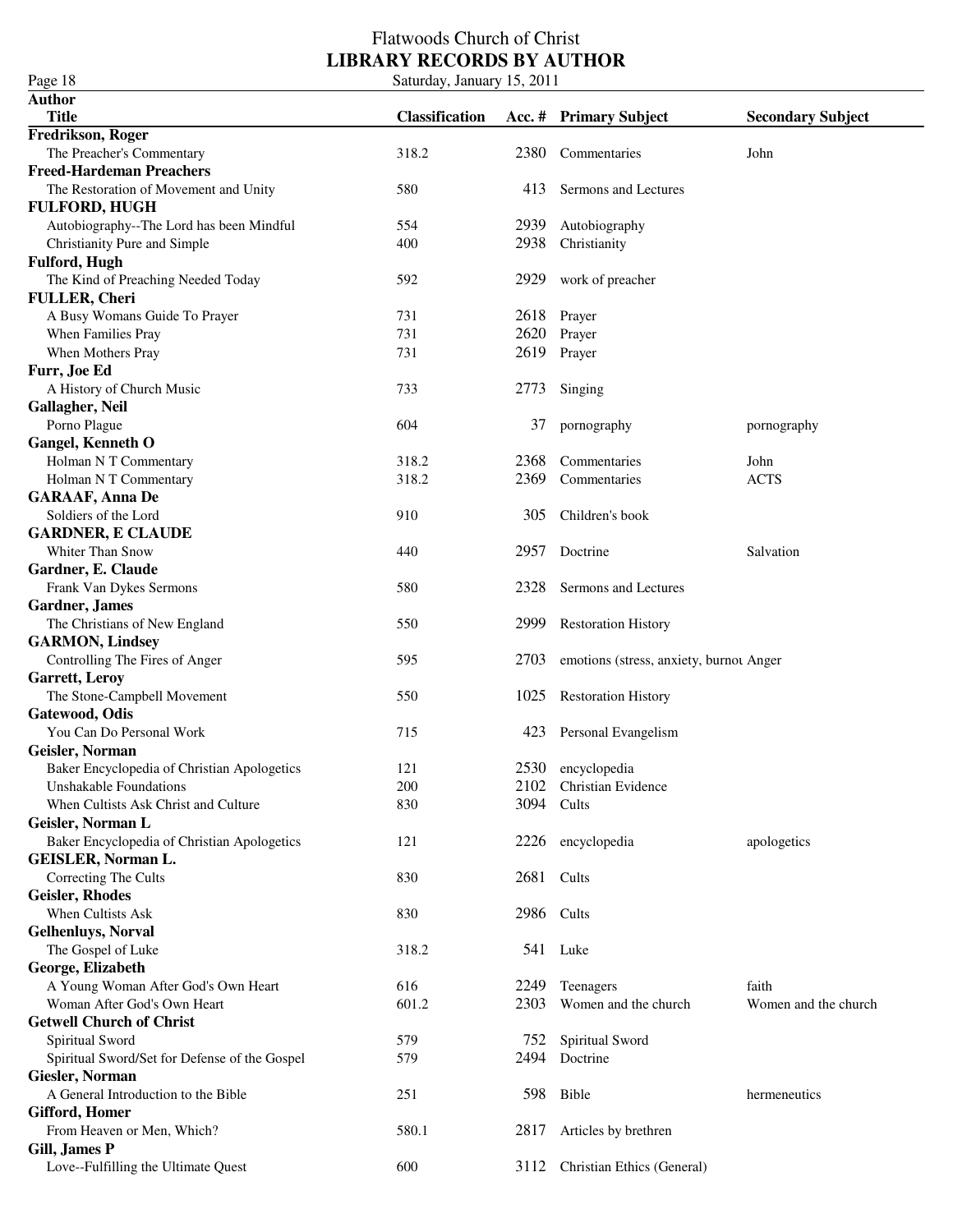# Flatwoods Church of Christ
## LIBRARY RECORDS BY AUTHOR

Saturday, January 15, 2011

| Author / Title | Classification | Acc. # | Primary Subject | Secondary Subject |
|---|---|---|---|---|
| **Fredrikson, Roger** | | | | |
| The Preacher's Commentary | 318.2 | 2380 | Commentaries | John |
| **Freed-Hardeman Preachers** | | | | |
| The Restoration of Movement and Unity | 580 | 413 | Sermons and Lectures | |
| **FULFORD, HUGH** | | | | |
| Autobiography--The Lord has been Mindful | 554 | 2939 | Autobiography | |
| Christianity Pure and Simple | 400 | 2938 | Christianity | |
| **Fulford, Hugh** | | | | |
| The Kind of Preaching Needed Today | 592 | 2929 | work of preacher | |
| **FULLER, Cheri** | | | | |
| A Busy Womans Guide To Prayer | 731 | 2618 | Prayer | |
| When Families Pray | 731 | 2620 | Prayer | |
| When Mothers Pray | 731 | 2619 | Prayer | |
| **Furr, Joe Ed** | | | | |
| A History of Church Music | 733 | 2773 | Singing | |
| **Gallagher, Neil** | | | | |
| Porno Plague | 604 | 37 | pornography | pornography |
| **Gangel, Kenneth O** | | | | |
| Holman N T Commentary | 318.2 | 2368 | Commentaries | John |
| Holman N T Commentary | 318.2 | 2369 | Commentaries | ACTS |
| **GARAAF, Anna De** | | | | |
| Soldiers of the Lord | 910 | 305 | Children's book | |
| **GARDNER, E CLAUDE** | | | | |
| Whiter Than Snow | 440 | 2957 | Doctrine | Salvation |
| **Gardner, E. Claude** | | | | |
| Frank Van Dykes Sermons | 580 | 2328 | Sermons and Lectures | |
| **Gardner, James** | | | | |
| The Christians of New England | 550 | 2999 | Restoration History | |
| **GARMON, Lindsey** | | | | |
| Controlling The Fires of Anger | 595 | 2703 | emotions (stress, anxiety, burnou | Anger |
| **Garrett, Leroy** | | | | |
| The Stone-Campbell Movement | 550 | 1025 | Restoration History | |
| **Gatewood, Odis** | | | | |
| You Can Do Personal Work | 715 | 423 | Personal Evangelism | |
| **Geisler, Norman** | | | | |
| Baker Encyclopedia of Christian Apologetics | 121 | 2530 | encyclopedia | |
| Unshakable Foundations | 200 | 2102 | Christian Evidence | |
| When Cultists Ask Christ and Culture | 830 | 3094 | Cults | |
| **Geisler, Norman L** | | | | |
| Baker Encyclopedia of Christian Apologetics | 121 | 2226 | encyclopedia | apologetics |
| **GEISLER, Norman L.** | | | | |
| Correcting The Cults | 830 | 2681 | Cults | |
| **Geisler, Rhodes** | | | | |
| When Cultists Ask | 830 | 2986 | Cults | |
| **Gelhenluys, Norval** | | | | |
| The Gospel of Luke | 318.2 | 541 | Luke | |
| **George, Elizabeth** | | | | |
| A Young Woman After God's Own Heart | 616 | 2249 | Teenagers | faith |
| Woman After God's Own Heart | 601.2 | 2303 | Women and the church | Women and the church |
| **Getwell Church of Christ** | | | | |
| Spiritual Sword | 579 | 752 | Spiritual Sword | |
| Spiritual Sword/Set for Defense of the Gospel | 579 | 2494 | Doctrine | |
| **Giesler, Norman** | | | | |
| A General Introduction to the Bible | 251 | 598 | Bible | hermeneutics |
| **Gifford, Homer** | | | | |
| From Heaven or Men, Which? | 580.1 | 2817 | Articles by brethren | |
| **Gill, James P** | | | | |
| Love--Fulfilling the Ultimate Quest | 600 | 3112 | Christian Ethics (General) | |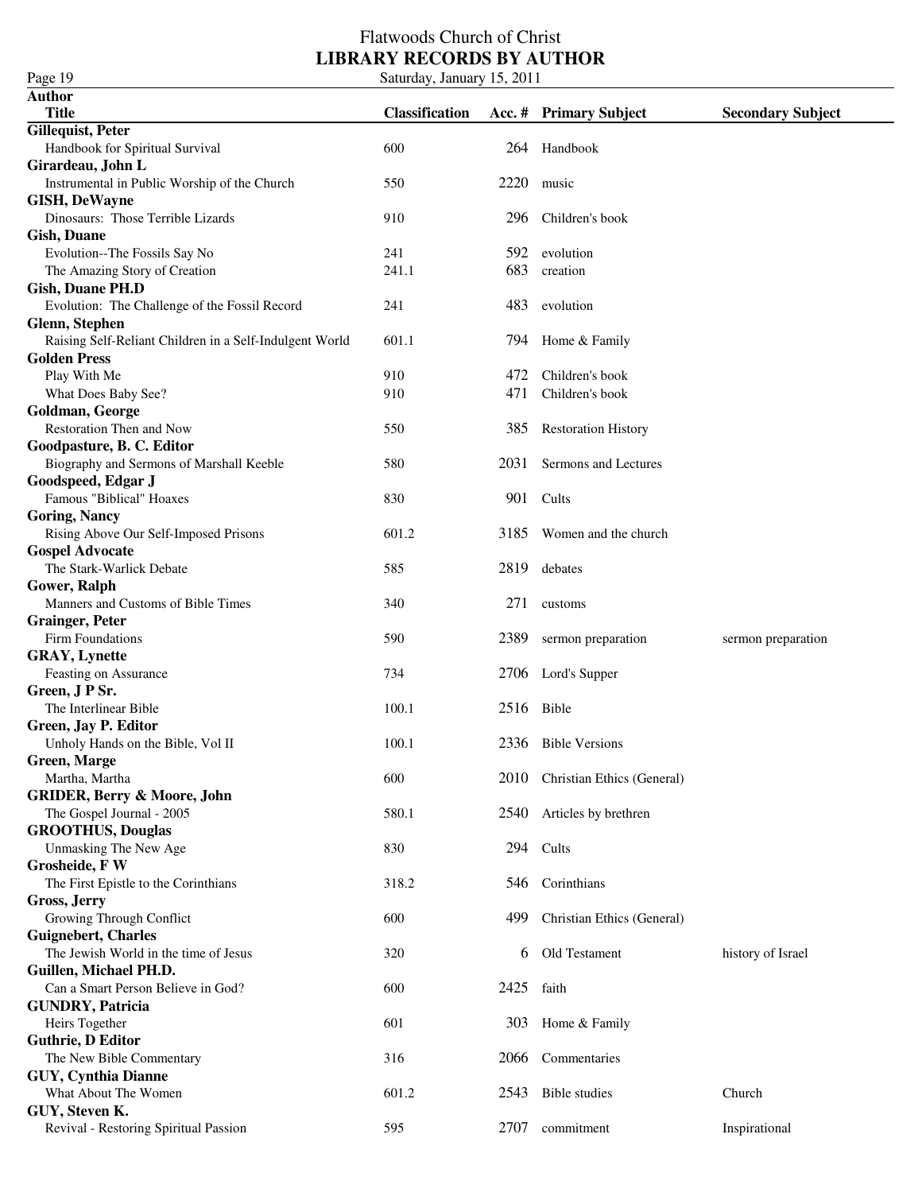Flatwoods Church of Christ
**LIBRARY RECORDS BY AUTHOR**

Saturday, January 15, 2011

| Author<br>Title | Classification | Acc. # | Primary Subject | Secondary Subject |
|---|---|---|---|---|
| **Gillequist, Peter** | | | | |
| Handbook for Spiritual Survival | 600 | 264 | Handbook | |
| **Girardeau, John L** | | | | |
| Instrumental in Public Worship of the Church | 550 | 2220 | music | |
| **GISH, DeWayne** | | | | |
| Dinosaurs: Those Terrible Lizards | 910 | 296 | Children's book | |
| **Gish, Duane** | | | | |
| Evolution--The Fossils Say No | 241 | 592 | evolution | |
| The Amazing Story of Creation | 241.1 | 683 | creation | |
| **Gish, Duane PH.D** | | | | |
| Evolution: The Challenge of the Fossil Record | 241 | 483 | evolution | |
| **Glenn, Stephen** | | | | |
| Raising Self-Reliant Children in a Self-Indulgent World | 601.1 | 794 | Home & Family | |
| **Golden Press** | | | | |
| Play With Me | 910 | 472 | Children's book | |
| What Does Baby See? | 910 | 471 | Children's book | |
| **Goldman, George** | | | | |
| Restoration Then and Now | 550 | 385 | Restoration History | |
| **Goodpasture, B. C. Editor** | | | | |
| Biography and Sermons of Marshall Keeble | 580 | 2031 | Sermons and Lectures | |
| **Goodspeed, Edgar J** | | | | |
| Famous "Biblical" Hoaxes | 830 | 901 | Cults | |
| **Goring, Nancy** | | | | |
| Rising Above Our Self-Imposed Prisons | 601.2 | 3185 | Women and the church | |
| **Gospel Advocate** | | | | |
| The Stark-Warlick Debate | 585 | 2819 | debates | |
| **Gower, Ralph** | | | | |
| Manners and Customs of Bible Times | 340 | 271 | customs | |
| **Grainger, Peter** | | | | |
| Firm Foundations | 590 | 2389 | sermon preparation | sermon preparation |
| **GRAY, Lynette** | | | | |
| Feasting on Assurance | 734 | 2706 | Lord's Supper | |
| **Green, J P Sr.** | | | | |
| The Interlinear Bible | 100.1 | 2516 | Bible | |
| **Green, Jay P. Editor** | | | | |
| Unholy Hands on the Bible, Vol II | 100.1 | 2336 | Bible Versions | |
| **Green, Marge** | | | | |
| Martha, Martha | 600 | 2010 | Christian Ethics (General) | |
| **GRIDER, Berry & Moore, John** | | | | |
| The Gospel Journal - 2005 | 580.1 | 2540 | Articles by brethren | |
| **GROOTHUS, Douglas** | | | | |
| Unmasking The New Age | 830 | 294 | Cults | |
| **Grosheide, F W** | | | | |
| The First Epistle to the Corinthians | 318.2 | 546 | Corinthians | |
| **Gross, Jerry** | | | | |
| Growing Through Conflict | 600 | 499 | Christian Ethics (General) | |
| **Guignebert, Charles** | | | | |
| The Jewish World in the time of Jesus | 320 | 6 | Old Testament | history of Israel |
| **Guillen, Michael PH.D.** | | | | |
| Can a Smart Person Believe in God? | 600 | 2425 | faith | |
| **GUNDRY, Patricia** | | | | |
| Heirs Together | 601 | 303 | Home & Family | |
| **Guthrie, D Editor** | | | | |
| The New Bible Commentary | 316 | 2066 | Commentaries | |
| **GUY, Cynthia Dianne** | | | | |
| What About The Women | 601.2 | 2543 | Bible studies | Church |
| **GUY, Steven K.** | | | | |
| Revival - Restoring Spiritual Passion | 595 | 2707 | commitment | Inspirational |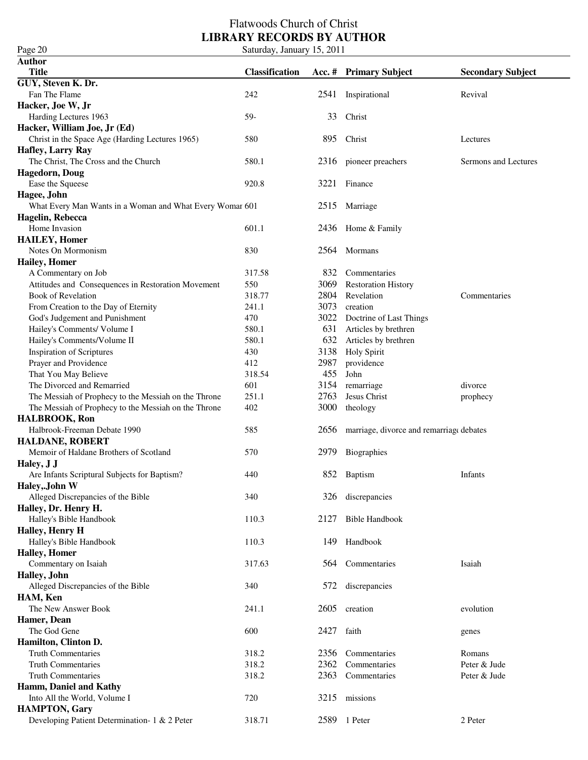# Flatwoods Church of Christ
## LIBRARY RECORDS BY AUTHOR

Saturday, January 15, 2011

| Author / Title | Classification | Acc. # | Primary Subject | Secondary Subject |
|---|---|---|---|---|
| **GUY, Steven K. Dr.** | | | | |
| Fan The Flame | 242 | 2541 | Inspirational | Revival |
| **Hacker, Joe W, Jr** | | | | |
| Harding Lectures 1963 | 59- | 33 | Christ | |
| **Hacker, William Joe, Jr (Ed)** | | | | |
| Christ in the Space Age (Harding Lectures 1965) | 580 | 895 | Christ | Lectures |
| **Hafley, Larry Ray** | | | | |
| The Christ, The Cross and the Church | 580.1 | 2316 | pioneer preachers | Sermons and Lectures |
| **Hagedorn, Doug** | | | | |
| Ease the Squeese | 920.8 | 3221 | Finance | |
| **Hagee, John** | | | | |
| What Every Man Wants in a Woman and What Every Womar | 601 | 2515 | Marriage | |
| **Hagelin, Rebecca** | | | | |
| Home Invasion | 601.1 | 2436 | Home & Family | |
| **HAILEY, Homer** | | | | |
| Notes On Mormonism | 830 | 2564 | Mormans | |
| **Hailey, Homer** | | | | |
| A Commentary on Job | 317.58 | 832 | Commentaries | |
| Attitudes and Consequences in Restoration Movement | 550 | 3069 | Restoration History | |
| Book of Revelation | 318.77 | 2804 | Revelation | Commentaries |
| From Creation to the Day of Eternity | 241.1 | 3073 | creation | |
| God's Judgement and Punishment | 470 | 3022 | Doctrine of Last Things | |
| Hailey's Comments/ Volume I | 580.1 | 631 | Articles by brethren | |
| Hailey's Comments/Volume II | 580.1 | 632 | Articles by brethren | |
| Inspiration of Scriptures | 430 | 3138 | Holy Spirit | |
| Prayer and Providence | 412 | 2987 | providence | |
| That You May Believe | 318.54 | 455 | John | |
| The Divorced and Remarried | 601 | 3154 | remarriage | divorce |
| The Messiah of Prophecy to the Messiah on the Throne | 251.1 | 2763 | Jesus Christ | prophecy |
| The Messiah of Prophecy to the Messiah on the Throne | 402 | 3000 | theology | |
| **HALBROOK, Ron** | | | | |
| Halbrook-Freeman Debate 1990 | 585 | 2656 | marriage, divorce and remarriag | debates |
| **HALDANE, ROBERT** | | | | |
| Memoir of Haldane Brothers of Scotland | 570 | 2979 | Biographies | |
| **Haley, J J** | | | | |
| Are Infants Scriptural Subjects for Baptism? | 440 | 852 | Baptism | Infants |
| **Haley,,John W** | | | | |
| Alleged Discrepancies of the Bible | 340 | 326 | discrepancies | |
| **Halley, Dr. Henry H.** | | | | |
| Halley's Bible Handbook | 110.3 | 2127 | Bible Handbook | |
| **Halley, Henry H** | | | | |
| Halley's Bible Handbook | 110.3 | 149 | Handbook | |
| **Halley, Homer** | | | | |
| Commentary on Isaiah | 317.63 | 564 | Commentaries | Isaiah |
| **Halley, John** | | | | |
| Alleged Discrepancies of the Bible | 340 | 572 | discrepancies | |
| **HAM, Ken** | | | | |
| The New Answer Book | 241.1 | 2605 | creation | evolution |
| **Hamer, Dean** | | | | |
| The God Gene | 600 | 2427 | faith | genes |
| **Hamilton, Clinton D.** | | | | |
| Truth Commentaries | 318.2 | 2356 | Commentaries | Romans |
| Truth Commentaries | 318.2 | 2362 | Commentaries | Peter & Jude |
| Truth Commentaries | 318.2 | 2363 | Commentaries | Peter & Jude |
| **Hamm, Daniel and Kathy** | | | | |
| Into All the World, Volume I | 720 | 3215 | missions | |
| **HAMPTON, Gary** | | | | |
| Developing Patient Determination- 1 & 2 Peter | 318.71 | 2589 | 1 Peter | 2 Peter |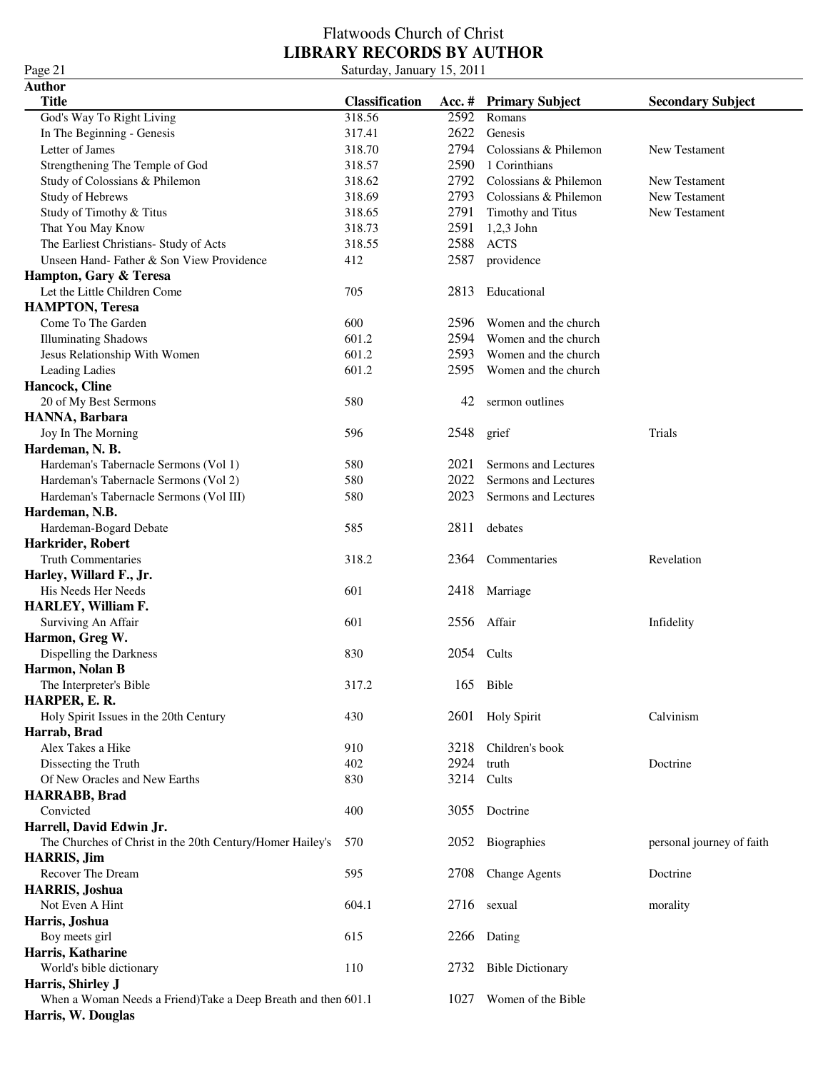# Flatwoods Church of Christ
## LIBRARY RECORDS BY AUTHOR

Saturday, January 15, 2011

| Author / Title | Classification | Acc. # | Primary Subject | Secondary Subject |
|---|---|---|---|---|
| God's Way To Right Living | 318.56 | 2592 | Romans | |
| In The Beginning - Genesis | 317.41 | 2622 | Genesis | |
| Letter of James | 318.70 | 2794 | Colossians & Philemon | New Testament |
| Strengthening The Temple of God | 318.57 | 2590 | 1 Corinthians | |
| Study of Colossians & Philemon | 318.62 | 2792 | Colossians & Philemon | New Testament |
| Study of Hebrews | 318.69 | 2793 | Colossians & Philemon | New Testament |
| Study of Timothy & Titus | 318.65 | 2791 | Timothy and Titus | New Testament |
| That You May Know | 318.73 | 2591 | 1,2,3 John | |
| The Earliest Christians- Study of Acts | 318.55 | 2588 | ACTS | |
| Unseen Hand- Father & Son View Providence | 412 | 2587 | providence | |
| **Hampton, Gary & Teresa** | | | | |
| Let the Little Children Come | 705 | 2813 | Educational | |
| **HAMPTON, Teresa** | | | | |
| Come To The Garden | 600 | 2596 | Women and the church | |
| Illuminating Shadows | 601.2 | 2594 | Women and the church | |
| Jesus Relationship With Women | 601.2 | 2593 | Women and the church | |
| Leading Ladies | 601.2 | 2595 | Women and the church | |
| **Hancock, Cline** | | | | |
| 20 of My Best Sermons | 580 | 42 | sermon outlines | |
| **HANNA, Barbara** | | | | |
| Joy In The Morning | 596 | 2548 | grief | Trials |
| **Hardeman, N. B.** | | | | |
| Hardeman's Tabernacle Sermons (Vol 1) | 580 | 2021 | Sermons and Lectures | |
| Hardeman's Tabernacle Sermons (Vol 2) | 580 | 2022 | Sermons and Lectures | |
| Hardeman's Tabernacle Sermons (Vol III) | 580 | 2023 | Sermons and Lectures | |
| **Hardeman, N.B.** | | | | |
| Hardeman-Bogard Debate | 585 | 2811 | debates | |
| **Harkrider, Robert** | | | | |
| Truth Commentaries | 318.2 | 2364 | Commentaries | Revelation |
| **Harley, Willard F., Jr.** | | | | |
| His Needs Her Needs | 601 | 2418 | Marriage | |
| **HARLEY, William F.** | | | | |
| Surviving An Affair | 601 | 2556 | Affair | Infidelity |
| **Harmon, Greg W.** | | | | |
| Dispelling the Darkness | 830 | 2054 | Cults | |
| **Harmon, Nolan B** | | | | |
| The Interpreter's Bible | 317.2 | 165 | Bible | |
| **HARPER, E. R.** | | | | |
| Holy Spirit Issues in the 20th Century | 430 | 2601 | Holy Spirit | Calvinism |
| **Harrab, Brad** | | | | |
| Alex Takes a Hike | 910 | 3218 | Children's book | |
| Dissecting the Truth | 402 | 2924 | truth | Doctrine |
| Of New Oracles and New Earths | 830 | 3214 | Cults | |
| **HARRABB, Brad** | | | | |
| Convicted | 400 | 3055 | Doctrine | |
| **Harrell, David Edwin Jr.** | | | | |
| The Churches of Christ in the 20th Century/Homer Hailey's | 570 | 2052 | Biographies | personal journey of faith |
| **HARRIS, Jim** | | | | |
| Recover The Dream | 595 | 2708 | Change Agents | Doctrine |
| **HARRIS, Joshua** | | | | |
| Not Even A Hint | 604.1 | 2716 | sexual | morality |
| **Harris, Joshua** | | | | |
| Boy meets girl | 615 | 2266 | Dating | |
| **Harris, Katharine** | | | | |
| World's bible dictionary | 110 | 2732 | Bible Dictionary | |
| **Harris, Shirley J** | | | | |
| When a Woman Needs a Friend)Take a Deep Breath and then | 601.1 | 1027 | Women of the Bible | |
| **Harris, W. Douglas** | | | | |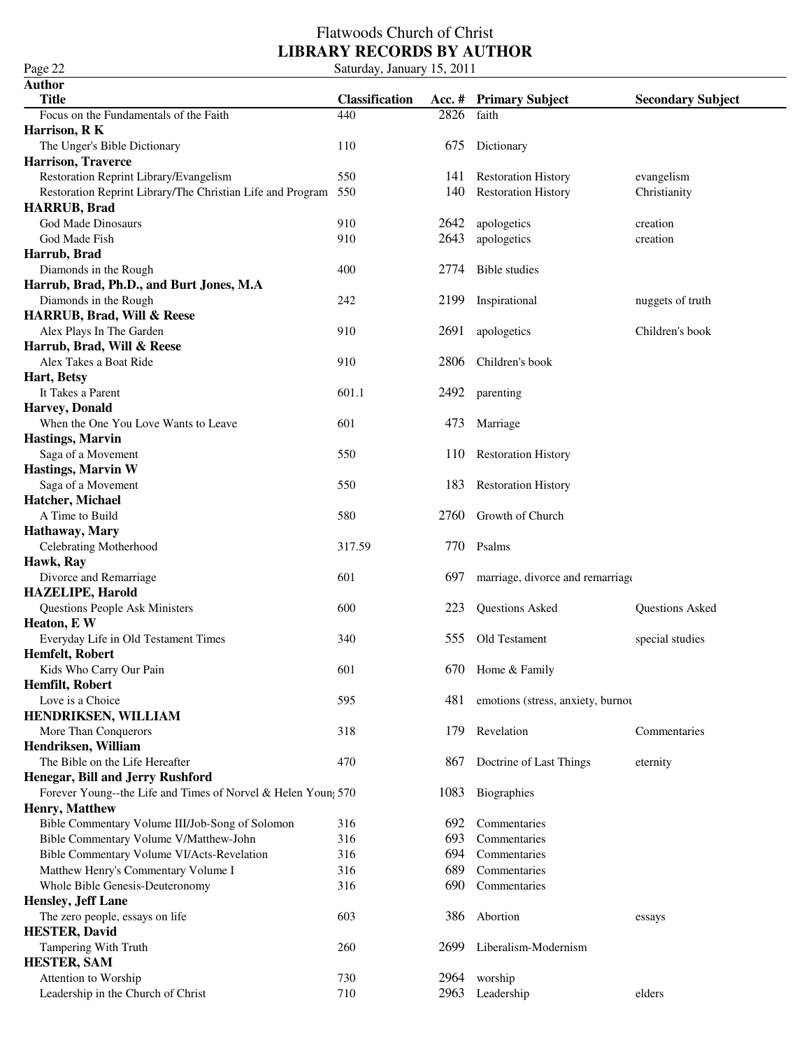# Flatwoods Church of Christ
## LIBRARY RECORDS BY AUTHOR

Saturday, January 15, 2011

| Author / Title | Classification | Acc. # | Primary Subject | Secondary Subject |
|---|---|---|---|---|
| Focus on the Fundamentals of the Faith | 440 | 2826 | faith | |
| **Harrison, R K** | | | | |
| The Unger's Bible Dictionary | 110 | 675 | Dictionary | |
| **Harrison, Traverce** | | | | |
| Restoration Reprint Library/Evangelism | 550 | 141 | Restoration History | evangelism |
| Restoration Reprint Library/The Christian Life and Program | 550 | 140 | Restoration History | Christianity |
| **HARRUB, Brad** | | | | |
| God Made Dinosaurs | 910 | 2642 | apologetics | creation |
| God Made Fish | 910 | 2643 | apologetics | creation |
| **Harrub, Brad** | | | | |
| Diamonds in the Rough | 400 | 2774 | Bible studies | |
| **Harrub, Brad, Ph.D., and Burt Jones, M.A** | | | | |
| Diamonds in the Rough | 242 | 2199 | Inspirational | nuggets of truth |
| **HARRUB, Brad, Will & Reese** | | | | |
| Alex Plays In The Garden | 910 | 2691 | apologetics | Children's book |
| **Harrub, Brad, Will & Reese** | | | | |
| Alex Takes a Boat Ride | 910 | 2806 | Children's book | |
| **Hart, Betsy** | | | | |
| It Takes a Parent | 601.1 | 2492 | parenting | |
| **Harvey, Donald** | | | | |
| When the One You Love Wants to Leave | 601 | 473 | Marriage | |
| **Hastings, Marvin** | | | | |
| Saga of a Movement | 550 | 110 | Restoration History | |
| **Hastings, Marvin W** | | | | |
| Saga of a Movement | 550 | 183 | Restoration History | |
| **Hatcher, Michael** | | | | |
| A Time to Build | 580 | 2760 | Growth of Church | |
| **Hathaway, Mary** | | | | |
| Celebrating Motherhood | 317.59 | 770 | Psalms | |
| **Hawk, Ray** | | | | |
| Divorce and Remarriage | 601 | 697 | marriage, divorce and remarriage | |
| **HAZELIPE, Harold** | | | | |
| Questions People Ask Ministers | 600 | 223 | Questions Asked | Questions Asked |
| **Heaton, E W** | | | | |
| Everyday Life in Old Testament Times | 340 | 555 | Old Testament | special studies |
| **Hemfelt, Robert** | | | | |
| Kids Who Carry Our Pain | 601 | 670 | Home & Family | |
| **Hemfilt, Robert** | | | | |
| Love is a Choice | 595 | 481 | emotions (stress, anxiety, burnou | |
| **HENDRIKSEN, WILLIAM** | | | | |
| More Than Conquerors | 318 | 179 | Revelation | Commentaries |
| **Hendriksen, William** | | | | |
| The Bible on the Life Hereafter | 470 | 867 | Doctrine of Last Things | eternity |
| **Henegar, Bill and Jerry Rushford** | | | | |
| Forever Young--the Life and Times of Norvel & Helen Youn | 570 | 1083 | Biographies | |
| **Henry, Matthew** | | | | |
| Bible Commentary Volume III/Job-Song of Solomon | 316 | 692 | Commentaries | |
| Bible Commentary Volume V/Matthew-John | 316 | 693 | Commentaries | |
| Bible Commentary Volume VI/Acts-Revelation | 316 | 694 | Commentaries | |
| Matthew Henry's Commentary Volume I | 316 | 689 | Commentaries | |
| Whole Bible Genesis-Deuteronomy | 316 | 690 | Commentaries | |
| **Hensley, Jeff Lane** | | | | |
| The zero people, essays on life | 603 | 386 | Abortion | essays |
| **HESTER, David** | | | | |
| Tampering With Truth | 260 | 2699 | Liberalism-Modernism | |
| **HESTER, SAM** | | | | |
| Attention to Worship | 730 | 2964 | worship | |
| Leadership in the Church of Christ | 710 | 2963 | Leadership | elders |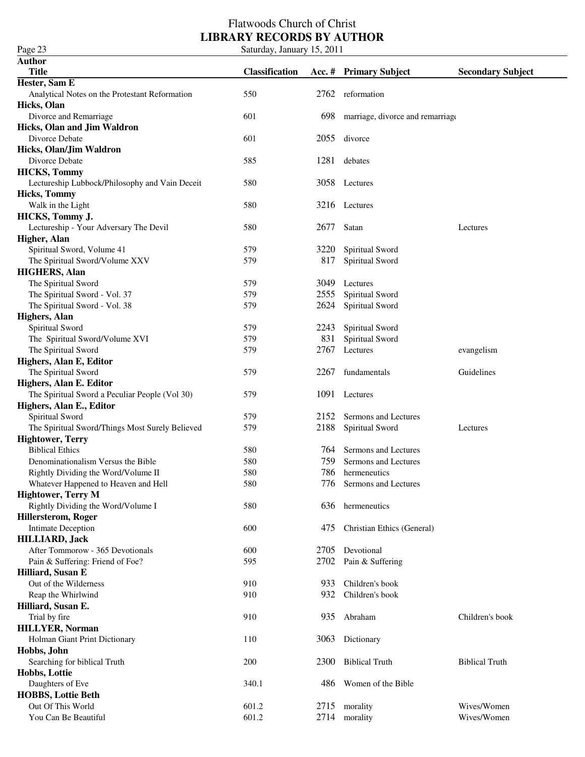# Flatwoods Church of Christ
## LIBRARY RECORDS BY AUTHOR

Saturday, January 15, 2011

| Author / Title | Classification | Acc. # | Primary Subject | Secondary Subject |
|---|---|---|---|---|
| **Hester, Sam E** | | | | |
| Analytical Notes on the Protestant Reformation | 550 | 2762 | reformation | |
| **Hicks, Olan** | | | | |
| Divorce and Remarriage | 601 | 698 | marriage, divorce and remarriage | |
| **Hicks, Olan and Jim Waldron** | | | | |
| Divorce Debate | 601 | 2055 | divorce | |
| **Hicks, Olan/Jim Waldron** | | | | |
| Divorce Debate | 585 | 1281 | debates | |
| **HICKS, Tommy** | | | | |
| Lectureship Lubbock/Philosophy and Vain Deceit | 580 | 3058 | Lectures | |
| **Hicks, Tommy** | | | | |
| Walk in the Light | 580 | 3216 | Lectures | |
| **HICKS, Tommy J.** | | | | |
| Lectureship - Your Adversary The Devil | 580 | 2677 | Satan | Lectures |
| **Higher, Alan** | | | | |
| Spiritual Sword, Volume 41 | 579 | 3220 | Spiritual Sword | |
| The Spiritual Sword/Volume XXV | 579 | 817 | Spiritual Sword | |
| **HIGHERS, Alan** | | | | |
| The Spiritual Sword | 579 | 3049 | Lectures | |
| The Spiritual Sword - Vol. 37 | 579 | 2555 | Spiritual Sword | |
| The Spiritual Sword - Vol. 38 | 579 | 2624 | Spiritual Sword | |
| **Highers, Alan** | | | | |
| Spiritual Sword | 579 | 2243 | Spiritual Sword | |
| The Spiritual Sword/Volume XVI | 579 | 831 | Spiritual Sword | |
| The Spiritual Sword | 579 | 2767 | Lectures | evangelism |
| **Highers, Alan E, Editor** | | | | |
| The Spiritual Sword | 579 | 2267 | fundamentals | Guidelines |
| **Highers, Alan E. Editor** | | | | |
| The Spiritual Sword a Peculiar People (Vol 30) | 579 | 1091 | Lectures | |
| **Highers, Alan E., Editor** | | | | |
| Spiritual Sword | 579 | 2152 | Sermons and Lectures | |
| The Spiritual Sword/Things Most Surely Believed | 579 | 2188 | Spiritual Sword | Lectures |
| **Hightower, Terry** | | | | |
| Biblical Ethics | 580 | 764 | Sermons and Lectures | |
| Denominationalism Versus the Bible | 580 | 759 | Sermons and Lectures | |
| Rightly Dividing the Word/Volume II | 580 | 786 | hermeneutics | |
| Whatever Happened to Heaven and Hell | 580 | 776 | Sermons and Lectures | |
| **Hightower, Terry M** | | | | |
| Rightly Dividing the Word/Volume I | 580 | 636 | hermeneutics | |
| **Hillersterom, Roger** | | | | |
| Intimate Deception | 600 | 475 | Christian Ethics (General) | |
| **HILLIARD, Jack** | | | | |
| After Tommorow - 365 Devotionals | 600 | 2705 | Devotional | |
| Pain & Suffering: Friend of Foe? | 595 | 2702 | Pain & Suffering | |
| **Hilliard, Susan E** | | | | |
| Out of the Wilderness | 910 | 933 | Children's book | |
| Reap the Whirlwind | 910 | 932 | Children's book | |
| **Hilliard, Susan E.** | | | | |
| Trial by fire | 910 | 935 | Abraham | Children's book |
| **HILLYER, Norman** | | | | |
| Holman Giant Print Dictionary | 110 | 3063 | Dictionary | |
| **Hobbs, John** | | | | |
| Searching for biblical Truth | 200 | 2300 | Biblical Truth | Biblical Truth |
| **Hobbs, Lottie** | | | | |
| Daughters of Eve | 340.1 | 486 | Women of the Bible | |
| **HOBBS, Lottie Beth** | | | | |
| Out Of This World | 601.2 | 2715 | morality | Wives/Women |
| You Can Be Beautiful | 601.2 | 2714 | morality | Wives/Women |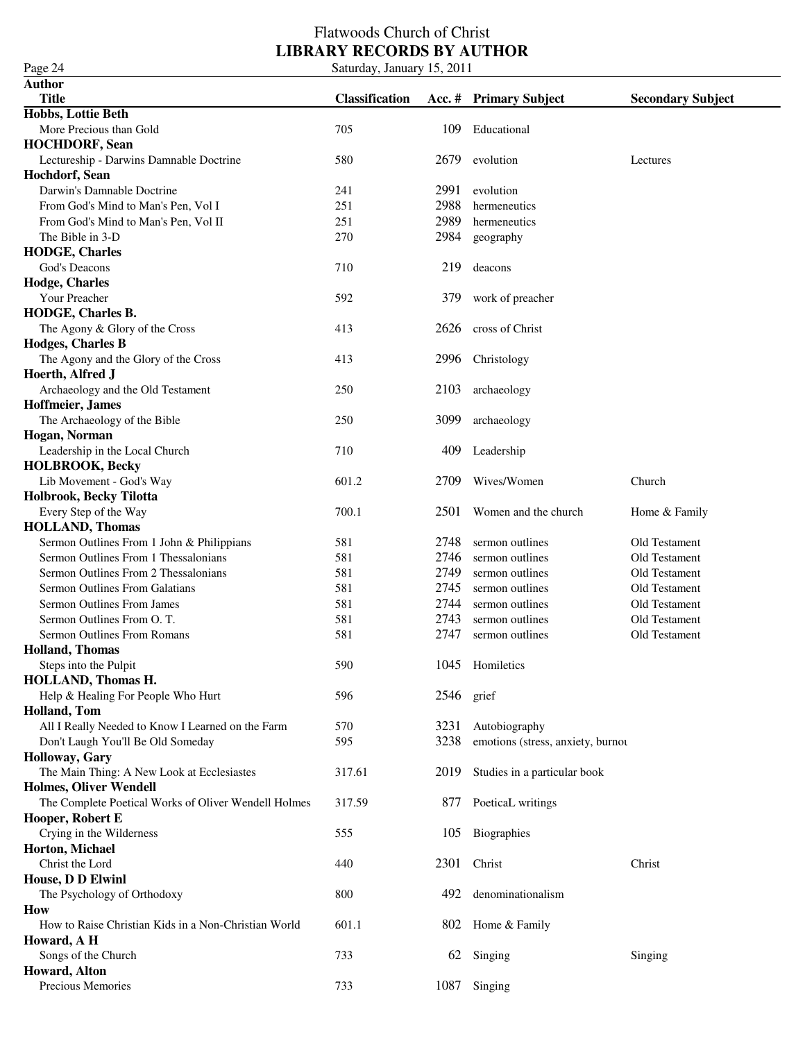# Flatwoods Church of Christ
## LIBRARY RECORDS BY AUTHOR

Saturday, January 15, 2011

| Author / Title | Classification | Acc. # | Primary Subject | Secondary Subject |
|---|---|---|---|---|
| **Hobbs, Lottie Beth** | | | | |
| More Precious than Gold | 705 | 109 | Educational | |
| **HOCHDORF, Sean** | | | | |
| Lectureship - Darwins Damnable Doctrine | 580 | 2679 | evolution | Lectures |
| **Hochdorf, Sean** | | | | |
| Darwin's Damnable Doctrine | 241 | 2991 | evolution | |
| From God's Mind to Man's Pen, Vol I | 251 | 2988 | hermeneutics | |
| From God's Mind to Man's Pen, Vol II | 251 | 2989 | hermeneutics | |
| The Bible in 3-D | 270 | 2984 | geography | |
| **HODGE, Charles** | | | | |
| God's Deacons | 710 | 219 | deacons | |
| **Hodge, Charles** | | | | |
| Your Preacher | 592 | 379 | work of preacher | |
| **HODGE, Charles B.** | | | | |
| The Agony & Glory of the Cross | 413 | 2626 | cross of Christ | |
| **Hodges, Charles B** | | | | |
| The Agony and the Glory of the Cross | 413 | 2996 | Christology | |
| **Hoerth, Alfred J** | | | | |
| Archaeology and the Old Testament | 250 | 2103 | archaeology | |
| **Hoffmeier, James** | | | | |
| The Archaeology of the Bible | 250 | 3099 | archaeology | |
| **Hogan, Norman** | | | | |
| Leadership in the Local Church | 710 | 409 | Leadership | |
| **HOLBROOK, Becky** | | | | |
| Lib Movement - God's Way | 601.2 | 2709 | Wives/Women | Church |
| **Holbrook, Becky Tilotta** | | | | |
| Every Step of the Way | 700.1 | 2501 | Women and the church | Home & Family |
| **HOLLAND, Thomas** | | | | |
| Sermon Outlines From 1 John & Philippians | 581 | 2748 | sermon outlines | Old Testament |
| Sermon Outlines From 1 Thessalonians | 581 | 2746 | sermon outlines | Old Testament |
| Sermon Outlines From 2 Thessalonians | 581 | 2749 | sermon outlines | Old Testament |
| Sermon Outlines From Galatians | 581 | 2745 | sermon outlines | Old Testament |
| Sermon Outlines From James | 581 | 2744 | sermon outlines | Old Testament |
| Sermon Outlines From O. T. | 581 | 2743 | sermon outlines | Old Testament |
| Sermon Outlines From Romans | 581 | 2747 | sermon outlines | Old Testament |
| **Holland, Thomas** | | | | |
| Steps into the Pulpit | 590 | 1045 | Homiletics | |
| **HOLLAND, Thomas H.** | | | | |
| Help & Healing For People Who Hurt | 596 | 2546 | grief | |
| **Holland, Tom** | | | | |
| All I Really Needed to Know I Learned on the Farm | 570 | 3231 | Autobiography | |
| Don't Laugh You'll Be Old Someday | 595 | 3238 | emotions (stress, anxiety, burnou | |
| **Holloway, Gary** | | | | |
| The Main Thing: A New Look at Ecclesiastes | 317.61 | 2019 | Studies in a particular book | |
| **Holmes, Oliver Wendell** | | | | |
| The Complete Poetical Works of Oliver Wendell Holmes | 317.59 | 877 | PoeticaL writings | |
| **Hooper, Robert E** | | | | |
| Crying in the Wilderness | 555 | 105 | Biographies | |
| **Horton, Michael** | | | | |
| Christ the Lord | 440 | 2301 | Christ | Christ |
| **House, D D Elwinl** | | | | |
| The Psychology of Orthodoxy | 800 | 492 | denominationalism | |
| **How** | | | | |
| How to Raise Christian Kids in a Non-Christian World | 601.1 | 802 | Home & Family | |
| **Howard, A H** | | | | |
| Songs of the Church | 733 | 62 | Singing | Singing |
| **Howard, Alton** | | | | |
| Precious Memories | 733 | 1087 | Singing | |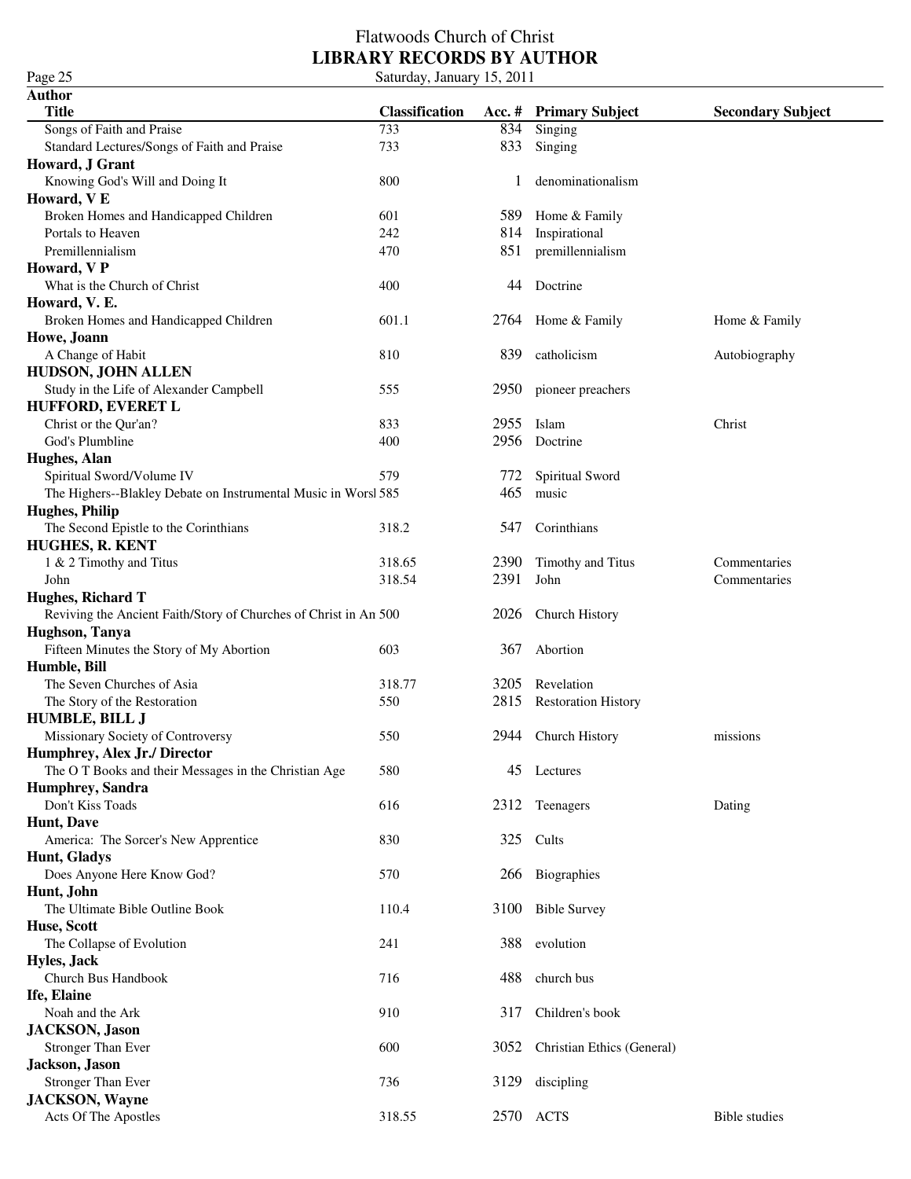# Flatwoods Church of Christ
## LIBRARY RECORDS BY AUTHOR

Saturday, January 15, 2011

| Author / Title | Classification | Acc. # | Primary Subject | Secondary Subject |
|---|---|---|---|---|
| Songs of Faith and Praise | 733 | 834 | Singing | |
| Standard Lectures/Songs of Faith and Praise | 733 | 833 | Singing | |
| **Howard, J Grant** | | | | |
| Knowing God's Will and Doing It | 800 | 1 | denominationalism | |
| **Howard, V E** | | | | |
| Broken Homes and Handicapped Children | 601 | 589 | Home & Family | |
| Portals to Heaven | 242 | 814 | Inspirational | |
| Premillennialism | 470 | 851 | premillennialism | |
| **Howard, V P** | | | | |
| What is the Church of Christ | 400 | 44 | Doctrine | |
| **Howard, V. E.** | | | | |
| Broken Homes and Handicapped Children | 601.1 | 2764 | Home & Family | Home & Family |
| **Howe, Joann** | | | | |
| A Change of Habit | 810 | 839 | catholicism | Autobiography |
| **HUDSON, JOHN ALLEN** | | | | |
| Study in the Life of Alexander Campbell | 555 | 2950 | pioneer preachers | |
| **HUFFORD, EVERET L** | | | | |
| Christ or the Qur'an? | 833 | 2955 | Islam | Christ |
| God's Plumbline | 400 | 2956 | Doctrine | |
| **Hughes, Alan** | | | | |
| Spiritual Sword/Volume IV | 579 | 772 | Spiritual Sword | |
| The Highers--Blakley Debate on Instrumental Music in Worsl | 585 | 465 | music | |
| **Hughes, Philip** | | | | |
| The Second Epistle to the Corinthians | 318.2 | 547 | Corinthians | |
| **HUGHES, R. KENT** | | | | |
| 1 & 2 Timothy and Titus | 318.65 | 2390 | Timothy and Titus | Commentaries |
| John | 318.54 | 2391 | John | Commentaries |
| **Hughes, Richard T** | | | | |
| Reviving the Ancient Faith/Story of Churches of Christ in An | 500 | 2026 | Church History | |
| **Hughson, Tanya** | | | | |
| Fifteen Minutes the Story of My Abortion | 603 | 367 | Abortion | |
| **Humble, Bill** | | | | |
| The Seven Churches of Asia | 318.77 | 3205 | Revelation | |
| The Story of the Restoration | 550 | 2815 | Restoration History | |
| **HUMBLE, BILL J** | | | | |
| Missionary Society of Controversy | 550 | 2944 | Church History | missions |
| **Humphrey, Alex Jr./ Director** | | | | |
| The O T Books and their Messages in the Christian Age | 580 | 45 | Lectures | |
| **Humphrey, Sandra** | | | | |
| Don't Kiss Toads | 616 | 2312 | Teenagers | Dating |
| **Hunt, Dave** | | | | |
| America: The Sorcer's New Apprentice | 830 | 325 | Cults | |
| **Hunt, Gladys** | | | | |
| Does Anyone Here Know God? | 570 | 266 | Biographies | |
| **Hunt, John** | | | | |
| The Ultimate Bible Outline Book | 110.4 | 3100 | Bible Survey | |
| **Huse, Scott** | | | | |
| The Collapse of Evolution | 241 | 388 | evolution | |
| **Hyles, Jack** | | | | |
| Church Bus Handbook | 716 | 488 | church bus | |
| **Ife, Elaine** | | | | |
| Noah and the Ark | 910 | 317 | Children's book | |
| **JACKSON, Jason** | | | | |
| Stronger Than Ever | 600 | 3052 | Christian Ethics (General) | |
| **Jackson, Jason** | | | | |
| Stronger Than Ever | 736 | 3129 | discipling | |
| **JACKSON, Wayne** | | | | |
| Acts Of The Apostles | 318.55 | 2570 | ACTS | Bible studies |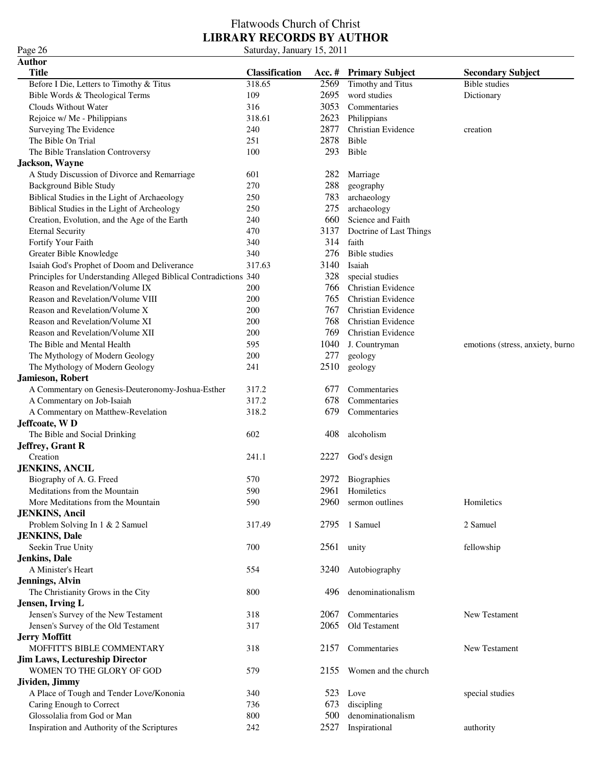# Flatwoods Church of Christ
## LIBRARY RECORDS BY AUTHOR

Saturday, January 15, 2011

| Author / Title | Classification | Acc. # | Primary Subject | Secondary Subject |
|---|---|---|---|---|
| Before I Die, Letters to Timothy & Titus | 318.65 | 2569 | Timothy and Titus | Bible studies |
| Bible Words & Theological Terms | 109 | 2695 | word studies | Dictionary |
| Clouds Without Water | 316 | 3053 | Commentaries | |
| Rejoice w/ Me - Philippians | 318.61 | 2623 | Philippians | |
| Surveying The Evidence | 240 | 2877 | Christian Evidence | creation |
| The Bible On Trial | 251 | 2878 | Bible | |
| The Bible Translation Controversy | 100 | 293 | Bible | |
| **Jackson, Wayne** | | | | |
| A Study Discussion of Divorce and Remarriage | 601 | 282 | Marriage | |
| Background Bible Study | 270 | 288 | geography | |
| Biblical Studies in the Light of Archaeology | 250 | 783 | archaeology | |
| Biblical Studies in the Light of Archeology | 250 | 275 | archaeology | |
| Creation, Evolution, and the Age of the Earth | 240 | 660 | Science and Faith | |
| Eternal Security | 470 | 3137 | Doctrine of Last Things | |
| Fortify Your Faith | 340 | 314 | faith | |
| Greater Bible Knowledge | 340 | 276 | Bible studies | |
| Isaiah God's Prophet of Doom and Deliverance | 317.63 | 3140 | Isaiah | |
| Principles for Understanding Alleged Biblical Contradictions | 340 | 328 | special studies | |
| Reason and Revelation/Volume IX | 200 | 766 | Christian Evidence | |
| Reason and Revelation/Volume VIII | 200 | 765 | Christian Evidence | |
| Reason and Revelation/Volume X | 200 | 767 | Christian Evidence | |
| Reason and Revelation/Volume XI | 200 | 768 | Christian Evidence | |
| Reason and Revelation/Volume XII | 200 | 769 | Christian Evidence | |
| The Bible and Mental Health | 595 | 1040 | J. Countryman | emotions (stress, anxiety, burno |
| The Mythology of Modern Geology | 200 | 277 | geology | |
| The Mythology of Modern Geology | 241 | 2510 | geology | |
| **Jamieson, Robert** | | | | |
| A Commentary on Genesis-Deuteronomy-Joshua-Esther | 317.2 | 677 | Commentaries | |
| A Commentary on Job-Isaiah | 317.2 | 678 | Commentaries | |
| A Commentary on Matthew-Revelation | 318.2 | 679 | Commentaries | |
| **Jeffcoate, W D** | | | | |
| The Bible and Social Drinking | 602 | 408 | alcoholism | |
| **Jeffrey, Grant R** | | | | |
| Creation | 241.1 | 2227 | God's design | |
| **JENKINS, ANCIL** | | | | |
| Biography of A. G. Freed | 570 | 2972 | Biographies | |
| Meditations from the Mountain | 590 | 2961 | Homiletics | |
| More Meditations from the Mountain | 590 | 2960 | sermon outlines | Homiletics |
| **JENKINS, Ancil** | | | | |
| Problem Solving In 1 & 2 Samuel | 317.49 | 2795 | 1 Samuel | 2 Samuel |
| **JENKINS, Dale** | | | | |
| Seekin True Unity | 700 | 2561 | unity | fellowship |
| **Jenkins, Dale** | | | | |
| A Minister's Heart | 554 | 3240 | Autobiography | |
| **Jennings, Alvin** | | | | |
| The Christianity Grows in the City | 800 | 496 | denominationalism | |
| **Jensen, Irving L** | | | | |
| Jensen's Survey of the New Testament | 318 | 2067 | Commentaries | New Testament |
| Jensen's Survey of the Old Testament | 317 | 2065 | Old Testament | |
| **Jerry Moffitt** | | | | |
| MOFFITT'S BIBLE COMMENTARY | 318 | 2157 | Commentaries | New Testament |
| **Jim Laws, Lectureship Director** | | | | |
| WOMEN TO THE GLORY OF GOD | 579 | 2155 | Women and the church | |
| **Jividen, Jimmy** | | | | |
| A Place of Tough and Tender Love/Kononia | 340 | 523 | Love | special studies |
| Caring Enough to Correct | 736 | 673 | discipling | |
| Glossolalia from God or Man | 800 | 500 | denominationalism | |
| Inspiration and Authority of the Scriptures | 242 | 2527 | Inspirational | authority |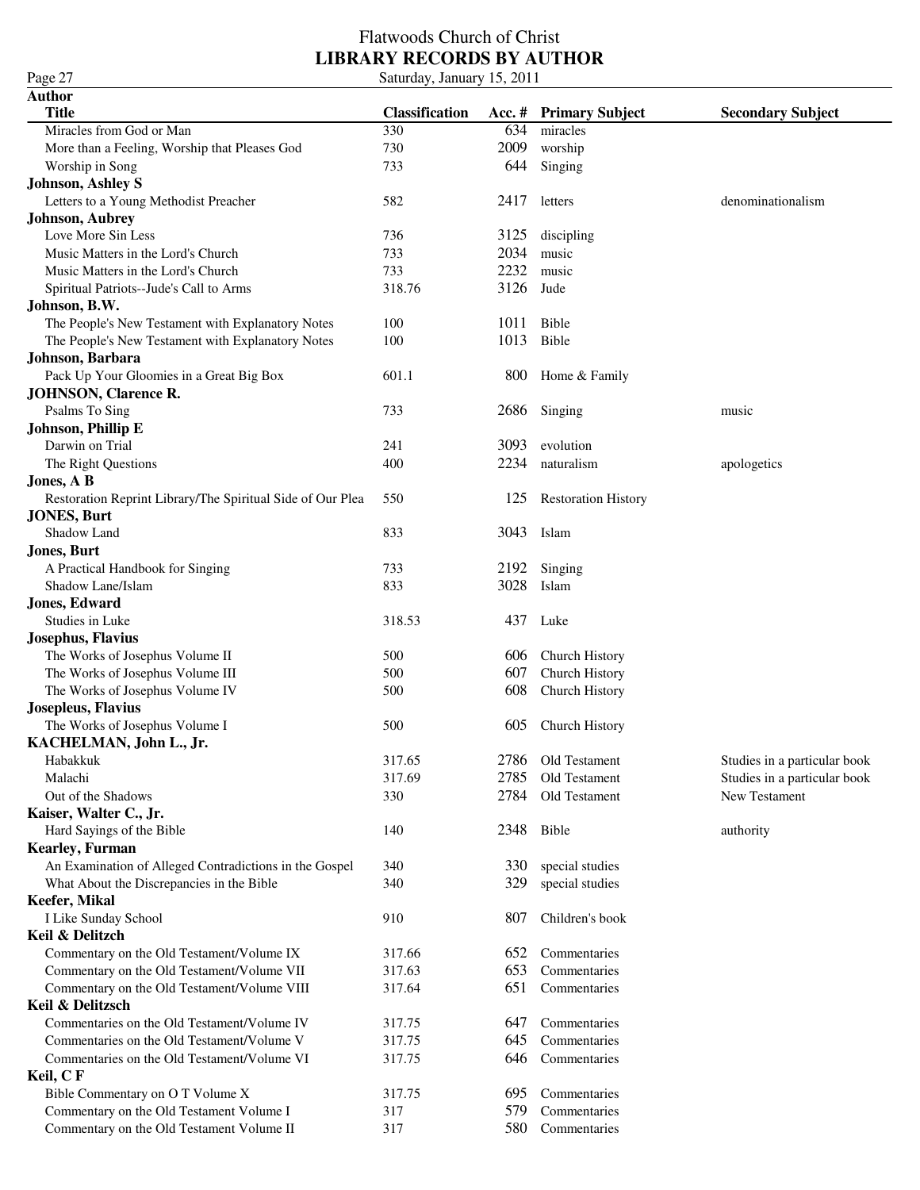# Flatwoods Church of Christ
## LIBRARY RECORDS BY AUTHOR

Saturday, January 15, 2011

| Author / Title | Classification | Acc. # | Primary Subject | Secondary Subject |
|---|---|---|---|---|
| Miracles from God or Man | 330 | 634 | miracles | |
| More than a Feeling, Worship that Pleases God | 730 | 2009 | worship | |
| Worship in Song | 733 | 644 | Singing | |
| **Johnson, Ashley S** | | | | |
| Letters to a Young Methodist Preacher | 582 | 2417 | letters | denominationalism |
| **Johnson, Aubrey** | | | | |
| Love More Sin Less | 736 | 3125 | discipling | |
| Music Matters in the Lord's Church | 733 | 2034 | music | |
| Music Matters in the Lord's Church | 733 | 2232 | music | |
| Spiritual Patriots--Jude's Call to Arms | 318.76 | 3126 | Jude | |
| **Johnson, B.W.** | | | | |
| The People's New Testament with Explanatory Notes | 100 | 1011 | Bible | |
| The People's New Testament with Explanatory Notes | 100 | 1013 | Bible | |
| **Johnson, Barbara** | | | | |
| Pack Up Your Gloomies in a Great Big Box | 601.1 | 800 | Home & Family | |
| **JOHNSON, Clarence R.** | | | | |
| Psalms To Sing | 733 | 2686 | Singing | music |
| **Johnson, Phillip E** | | | | |
| Darwin on Trial | 241 | 3093 | evolution | |
| The Right Questions | 400 | 2234 | naturalism | apologetics |
| **Jones, A B** | | | | |
| Restoration Reprint Library/The Spiritual Side of Our Plea | 550 | 125 | Restoration History | |
| **JONES, Burt** | | | | |
| Shadow Land | 833 | 3043 | Islam | |
| **Jones, Burt** | | | | |
| A Practical Handbook for Singing | 733 | 2192 | Singing | |
| Shadow Lane/Islam | 833 | 3028 | Islam | |
| **Jones, Edward** | | | | |
| Studies in Luke | 318.53 | 437 | Luke | |
| **Josephus, Flavius** | | | | |
| The Works of Josephus Volume II | 500 | 606 | Church History | |
| The Works of Josephus Volume III | 500 | 607 | Church History | |
| The Works of Josephus Volume IV | 500 | 608 | Church History | |
| **Josepleus, Flavius** | | | | |
| The Works of Josephus Volume I | 500 | 605 | Church History | |
| **KACHELMAN, John L., Jr.** | | | | |
| Habakkuk | 317.65 | 2786 | Old Testament | Studies in a particular book |
| Malachi | 317.69 | 2785 | Old Testament | Studies in a particular book |
| Out of the Shadows | 330 | 2784 | Old Testament | New Testament |
| **Kaiser, Walter C., Jr.** | | | | |
| Hard Sayings of the Bible | 140 | 2348 | Bible | authority |
| **Kearley, Furman** | | | | |
| An Examination of Alleged Contradictions in the Gospel | 340 | 330 | special studies | |
| What About the Discrepancies in the Bible | 340 | 329 | special studies | |
| **Keefer, Mikal** | | | | |
| I Like Sunday School | 910 | 807 | Children's book | |
| **Keil & Delitzch** | | | | |
| Commentary on the Old Testament/Volume IX | 317.66 | 652 | Commentaries | |
| Commentary on the Old Testament/Volume VII | 317.63 | 653 | Commentaries | |
| Commentary on the Old Testament/Volume VIII | 317.64 | 651 | Commentaries | |
| **Keil & Delitzsch** | | | | |
| Commentaries on the Old Testament/Volume IV | 317.75 | 647 | Commentaries | |
| Commentaries on the Old Testament/Volume V | 317.75 | 645 | Commentaries | |
| Commentaries on the Old Testament/Volume VI | 317.75 | 646 | Commentaries | |
| **Keil, C F** | | | | |
| Bible Commentary on O T Volume X | 317.75 | 695 | Commentaries | |
| Commentary on the Old Testament Volume I | 317 | 579 | Commentaries | |
| Commentary on the Old Testament Volume II | 317 | 580 | Commentaries | |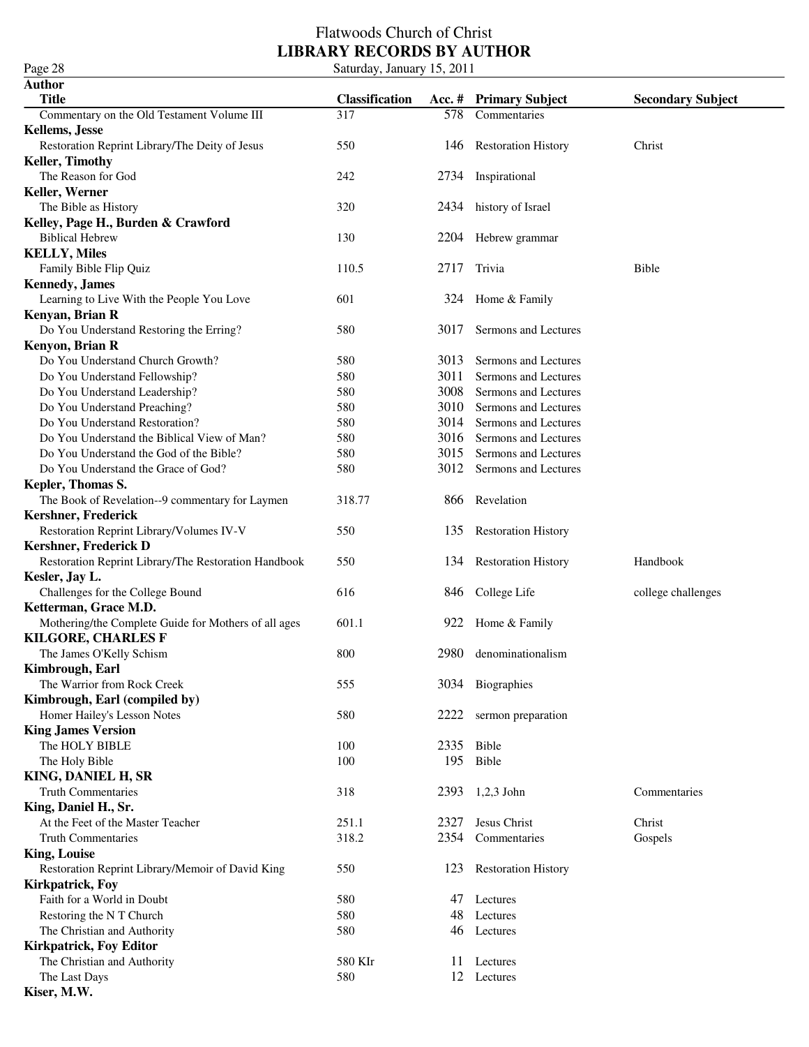Flatwoods Church of Christ
**LIBRARY RECORDS BY AUTHOR**

Saturday, January 15, 2011

| Author / Title | Classification | Acc. # | Primary Subject | Secondary Subject |
|---|---|---|---|---|
| Commentary on the Old Testament Volume III | 317 | 578 | Commentaries | |
| **Kellems, Jesse** | | | | |
| Restoration Reprint Library/The Deity of Jesus | 550 | 146 | Restoration History | Christ |
| **Keller, Timothy** | | | | |
| The Reason for God | 242 | 2734 | Inspirational | |
| **Keller, Werner** | | | | |
| The Bible as History | 320 | 2434 | history of Israel | |
| **Kelley, Page H., Burden & Crawford** | | | | |
| Biblical Hebrew | 130 | 2204 | Hebrew grammar | |
| **KELLY, Miles** | | | | |
| Family Bible Flip Quiz | 110.5 | 2717 | Trivia | Bible |
| **Kennedy, James** | | | | |
| Learning to Live With the People You Love | 601 | 324 | Home & Family | |
| **Kenyan, Brian R** | | | | |
| Do You Understand Restoring the Erring? | 580 | 3017 | Sermons and Lectures | |
| **Kenyon, Brian R** | | | | |
| Do You Understand Church Growth? | 580 | 3013 | Sermons and Lectures | |
| Do You Understand Fellowship? | 580 | 3011 | Sermons and Lectures | |
| Do You Understand Leadership? | 580 | 3008 | Sermons and Lectures | |
| Do You Understand Preaching? | 580 | 3010 | Sermons and Lectures | |
| Do You Understand Restoration? | 580 | 3014 | Sermons and Lectures | |
| Do You Understand the Biblical View of Man? | 580 | 3016 | Sermons and Lectures | |
| Do You Understand the God of the Bible? | 580 | 3015 | Sermons and Lectures | |
| Do You Understand the Grace of God? | 580 | 3012 | Sermons and Lectures | |
| **Kepler, Thomas S.** | | | | |
| The Book of Revelation--9 commentary for Laymen | 318.77 | 866 | Revelation | |
| **Kershner, Frederick** | | | | |
| Restoration Reprint Library/Volumes IV-V | 550 | 135 | Restoration History | |
| **Kershner, Frederick D** | | | | |
| Restoration Reprint Library/The Restoration Handbook | 550 | 134 | Restoration History | Handbook |
| **Kesler, Jay L.** | | | | |
| Challenges for the College Bound | 616 | 846 | College Life | college challenges |
| **Ketterman, Grace M.D.** | | | | |
| Mothering/the Complete Guide for Mothers of all ages | 601.1 | 922 | Home & Family | |
| **KILGORE, CHARLES F** | | | | |
| The James O'Kelly Schism | 800 | 2980 | denominationalism | |
| **Kimbrough, Earl** | | | | |
| The Warrior from Rock Creek | 555 | 3034 | Biographies | |
| **Kimbrough, Earl (compiled by)** | | | | |
| Homer Hailey's Lesson Notes | 580 | 2222 | sermon preparation | |
| **King James Version** | | | | |
| The HOLY BIBLE | 100 | 2335 | Bible | |
| The Holy Bible | 100 | 195 | Bible | |
| **KING, DANIEL H, SR** | | | | |
| Truth Commentaries | 318 | 2393 | 1,2,3 John | Commentaries |
| **King, Daniel H., Sr.** | | | | |
| At the Feet of the Master Teacher | 251.1 | 2327 | Jesus Christ | Christ |
| Truth Commentaries | 318.2 | 2354 | Commentaries | Gospels |
| **King, Louise** | | | | |
| Restoration Reprint Library/Memoir of David King | 550 | 123 | Restoration History | |
| **Kirkpatrick, Foy** | | | | |
| Faith for a World in Doubt | 580 | 47 | Lectures | |
| Restoring the N T Church | 580 | 48 | Lectures | |
| The Christian and Authority | 580 | 46 | Lectures | |
| **Kirkpatrick, Foy Editor** | | | | |
| The Christian and Authority | 580 KIr | 11 | Lectures | |
| The Last Days | 580 | 12 | Lectures | |
| **Kiser, M.W.** | | | | |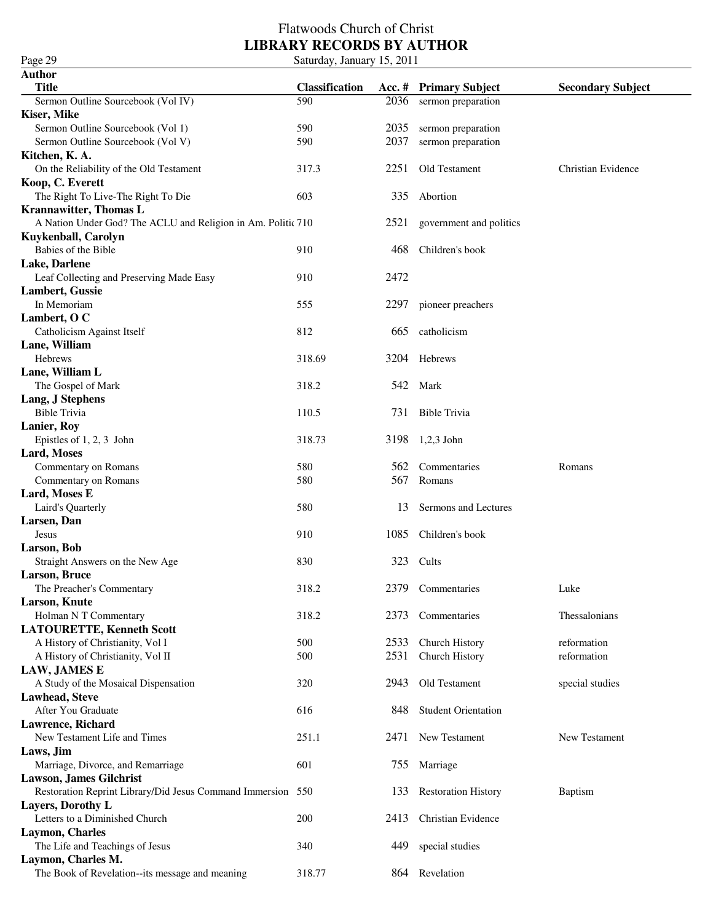# Flatwoods Church of Christ
## LIBRARY RECORDS BY AUTHOR

Saturday, January 15, 2011

| Author / Title | Classification | Acc. # | Primary Subject | Secondary Subject |
|---|---|---|---|---|
| Sermon Outline Sourcebook (Vol IV) | 590 | 2036 | sermon preparation | |
| **Kiser, Mike** | | | | |
| Sermon Outline Sourcebook (Vol 1) | 590 | 2035 | sermon preparation | |
| Sermon Outline Sourcebook (Vol V) | 590 | 2037 | sermon preparation | |
| **Kitchen, K. A.** | | | | |
| On the Reliability of the Old Testament | 317.3 | 2251 | Old Testament | Christian Evidence |
| **Koop, C. Everett** | | | | |
| The Right To Live-The Right To Die | 603 | 335 | Abortion | |
| **Krannawitter, Thomas L** | | | | |
| A Nation Under God? The ACLU and Religion in Am. Politic | 710 | 2521 | government and politics | |
| **Kuykenball, Carolyn** | | | | |
| Babies of the Bible | 910 | 468 | Children's book | |
| **Lake, Darlene** | | | | |
| Leaf Collecting and Preserving Made Easy | 910 | 2472 | | |
| **Lambert, Gussie** | | | | |
| In Memoriam | 555 | 2297 | pioneer preachers | |
| **Lambert, O C** | | | | |
| Catholicism Against Itself | 812 | 665 | catholicism | |
| **Lane, William** | | | | |
| Hebrews | 318.69 | 3204 | Hebrews | |
| **Lane, William L** | | | | |
| The Gospel of Mark | 318.2 | 542 | Mark | |
| **Lang, J Stephens** | | | | |
| Bible Trivia | 110.5 | 731 | Bible Trivia | |
| **Lanier, Roy** | | | | |
| Epistles of 1, 2, 3 John | 318.73 | 3198 | 1,2,3 John | |
| **Lard, Moses** | | | | |
| Commentary on Romans | 580 | 562 | Commentaries | Romans |
| Commentary on Romans | 580 | 567 | Romans | |
| **Lard, Moses E** | | | | |
| Laird's Quarterly | 580 | 13 | Sermons and Lectures | |
| **Larsen, Dan** | | | | |
| Jesus | 910 | 1085 | Children's book | |
| **Larson, Bob** | | | | |
| Straight Answers on the New Age | 830 | 323 | Cults | |
| **Larson, Bruce** | | | | |
| The Preacher's Commentary | 318.2 | 2379 | Commentaries | Luke |
| **Larson, Knute** | | | | |
| Holman N T Commentary | 318.2 | 2373 | Commentaries | Thessalonians |
| **LATOURETTE, Kenneth Scott** | | | | |
| A History of Christianity, Vol I | 500 | 2533 | Church History | reformation |
| A History of Christianity, Vol II | 500 | 2531 | Church History | reformation |
| **LAW, JAMES E** | | | | |
| A Study of the Mosaical Dispensation | 320 | 2943 | Old Testament | special studies |
| **Lawhead, Steve** | | | | |
| After You Graduate | 616 | 848 | Student Orientation | |
| **Lawrence, Richard** | | | | |
| New Testament Life and Times | 251.1 | 2471 | New Testament | New Testament |
| **Laws, Jim** | | | | |
| Marriage, Divorce, and Remarriage | 601 | 755 | Marriage | |
| **Lawson, James Gilchrist** | | | | |
| Restoration Reprint Library/Did Jesus Command Immersion | 550 | 133 | Restoration History | Baptism |
| **Layers, Dorothy L** | | | | |
| Letters to a Diminished Church | 200 | 2413 | Christian Evidence | |
| **Laymon, Charles** | | | | |
| The Life and Teachings of Jesus | 340 | 449 | special studies | |
| **Laymon, Charles M.** | | | | |
| The Book of Revelation--its message and meaning | 318.77 | 864 | Revelation | |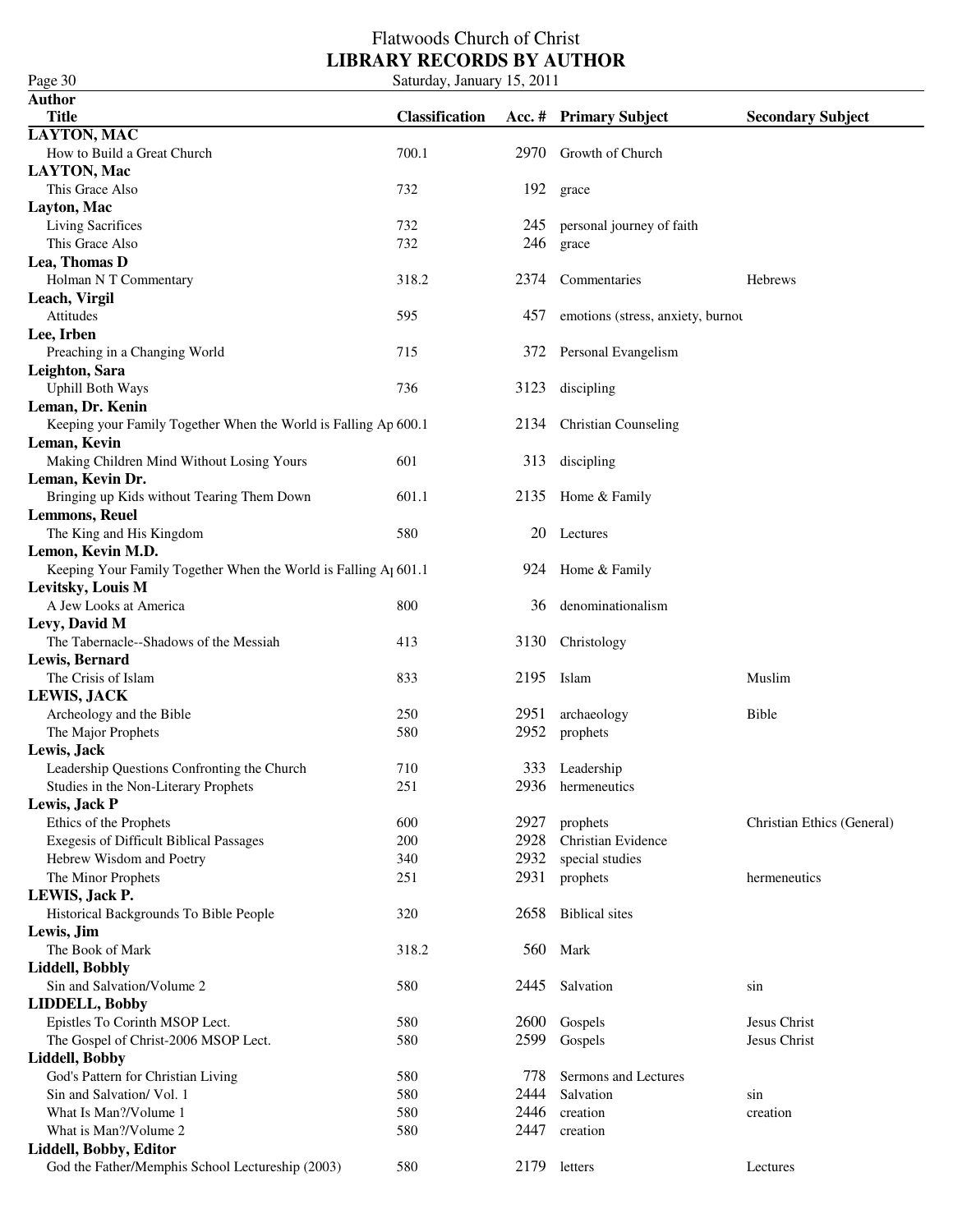# Flatwoods Church of Christ
## LIBRARY RECORDS BY AUTHOR

Saturday, January 15, 2011

| Author / Title | Classification | Acc. # | Primary Subject | Secondary Subject |
|---|---|---|---|---|
| **LAYTON, MAC** | | | | |
| How to Build a Great Church | 700.1 | 2970 | Growth of Church | |
| **LAYTON, Mac** | | | | |
| This Grace Also | 732 | 192 | grace | |
| **Layton, Mac** | | | | |
| Living Sacrifices | 732 | 245 | personal journey of faith | |
| This Grace Also | 732 | 246 | grace | |
| **Lea, Thomas D** | | | | |
| Holman N T Commentary | 318.2 | 2374 | Commentaries | Hebrews |
| **Leach, Virgil** | | | | |
| Attitudes | 595 | 457 | emotions (stress, anxiety, burnou | |
| **Lee, Irben** | | | | |
| Preaching in a Changing World | 715 | 372 | Personal Evangelism | |
| **Leighton, Sara** | | | | |
| Uphill Both Ways | 736 | 3123 | discipling | |
| **Leman, Dr. Kenin** | | | | |
| Keeping your Family Together When the World is Falling Ap | 600.1 | 2134 | Christian Counseling | |
| **Leman, Kevin** | | | | |
| Making Children Mind Without Losing Yours | 601 | 313 | discipling | |
| **Leman, Kevin Dr.** | | | | |
| Bringing up Kids without Tearing Them Down | 601.1 | 2135 | Home & Family | |
| **Lemmons, Reuel** | | | | |
| The King and His Kingdom | 580 | 20 | Lectures | |
| **Lemon, Kevin M.D.** | | | | |
| Keeping Your Family Together When the World is Falling A | 601.1 | 924 | Home & Family | |
| **Levitsky, Louis M** | | | | |
| A Jew Looks at America | 800 | 36 | denominationalism | |
| **Levy, David M** | | | | |
| The Tabernacle--Shadows of the Messiah | 413 | 3130 | Christology | |
| **Lewis, Bernard** | | | | |
| The Crisis of Islam | 833 | 2195 | Islam | Muslim |
| **LEWIS, JACK** | | | | |
| Archeology and the Bible | 250 | 2951 | archaeology | Bible |
| The Major Prophets | 580 | 2952 | prophets | |
| **Lewis, Jack** | | | | |
| Leadership Questions Confronting the Church | 710 | 333 | Leadership | |
| Studies in the Non-Literary Prophets | 251 | 2936 | hermeneutics | |
| **Lewis, Jack P** | | | | |
| Ethics of the Prophets | 600 | 2927 | prophets | Christian Ethics (General) |
| Exegesis of Difficult Biblical Passages | 200 | 2928 | Christian Evidence | |
| Hebrew Wisdom and Poetry | 340 | 2932 | special studies | |
| The Minor Prophets | 251 | 2931 | prophets | hermeneutics |
| **LEWIS, Jack P.** | | | | |
| Historical Backgrounds To Bible People | 320 | 2658 | Biblical sites | |
| **Lewis, Jim** | | | | |
| The Book of Mark | 318.2 | 560 | Mark | |
| **Liddell, Bobbly** | | | | |
| Sin and Salvation/Volume 2 | 580 | 2445 | Salvation | sin |
| **LIDDELL, Bobby** | | | | |
| Epistles To Corinth MSOP Lect. | 580 | 2600 | Gospels | Jesus Christ |
| The Gospel of Christ-2006 MSOP Lect. | 580 | 2599 | Gospels | Jesus Christ |
| **Liddell, Bobby** | | | | |
| God's Pattern for Christian Living | 580 | 778 | Sermons and Lectures | |
| Sin and Salvation/ Vol. 1 | 580 | 2444 | Salvation | sin |
| What Is Man?/Volume 1 | 580 | 2446 | creation | creation |
| What is Man?/Volume 2 | 580 | 2447 | creation | |
| **Liddell, Bobby, Editor** | | | | |
| God the Father/Memphis School Lectureship (2003) | 580 | 2179 | letters | Lectures |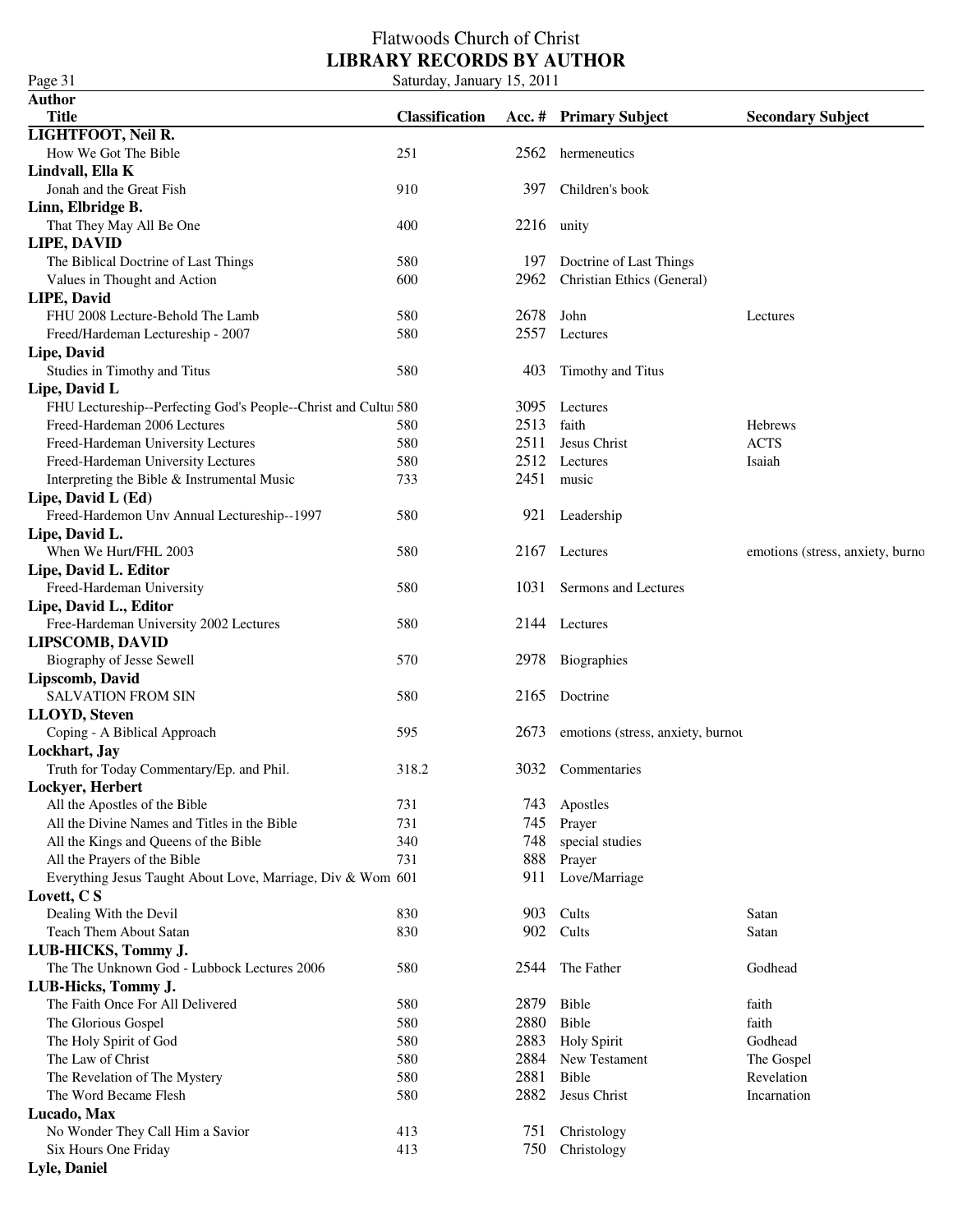# Flatwoods Church of Christ
## LIBRARY RECORDS BY AUTHOR

Saturday, January 15, 2011

| Author / Title | Classification | Acc. # | Primary Subject | Secondary Subject |
|---|---|---|---|---|
| **LIGHTFOOT, Neil R.** | | | | |
| How We Got The Bible | 251 | 2562 | hermeneutics | |
| **Lindvall, Ella K** | | | | |
| Jonah and the Great Fish | 910 | 397 | Children's book | |
| **Linn, Elbridge B.** | | | | |
| That They May All Be One | 400 | 2216 | unity | |
| **LIPE, DAVID** | | | | |
| The Biblical Doctrine of Last Things | 580 | 197 | Doctrine of Last Things | |
| Values in Thought and Action | 600 | 2962 | Christian Ethics (General) | |
| **LIPE, David** | | | | |
| FHU 2008 Lecture-Behold The Lamb | 580 | 2678 | John | Lectures |
| Freed/Hardeman Lectureship - 2007 | 580 | 2557 | Lectures | |
| **Lipe, David** | | | | |
| Studies in Timothy and Titus | 580 | 403 | Timothy and Titus | |
| **Lipe, David L** | | | | |
| FHU Lectureship--Perfecting God's People--Christ and Cultu | 580 | 3095 | Lectures | |
| Freed-Hardeman 2006 Lectures | 580 | 2513 | faith | Hebrews |
| Freed-Hardeman University Lectures | 580 | 2511 | Jesus Christ | ACTS |
| Freed-Hardeman University Lectures | 580 | 2512 | Lectures | Isaiah |
| Interpreting the Bible & Instrumental Music | 733 | 2451 | music | |
| **Lipe, David L (Ed)** | | | | |
| Freed-Hardemon Unv Annual Lectureship--1997 | 580 | 921 | Leadership | |
| **Lipe, David L.** | | | | |
| When We Hurt/FHL 2003 | 580 | 2167 | Lectures | emotions (stress, anxiety, burno |
| **Lipe, David L. Editor** | | | | |
| Freed-Hardeman University | 580 | 1031 | Sermons and Lectures | |
| **Lipe, David L., Editor** | | | | |
| Free-Hardeman University 2002 Lectures | 580 | 2144 | Lectures | |
| **LIPSCOMB, DAVID** | | | | |
| Biography of Jesse Sewell | 570 | 2978 | Biographies | |
| **Lipscomb, David** | | | | |
| SALVATION FROM SIN | 580 | 2165 | Doctrine | |
| **LLOYD, Steven** | | | | |
| Coping - A Biblical Approach | 595 | 2673 | emotions (stress, anxiety, burnou | |
| **Lockhart, Jay** | | | | |
| Truth for Today Commentary/Ep. and Phil. | 318.2 | 3032 | Commentaries | |
| **Lockyer, Herbert** | | | | |
| All the Apostles of the Bible | 731 | 743 | Apostles | |
| All the Divine Names and Titles in the Bible | 731 | 745 | Prayer | |
| All the Kings and Queens of the Bible | 340 | 748 | special studies | |
| All the Prayers of the Bible | 731 | 888 | Prayer | |
| Everything Jesus Taught About Love, Marriage, Div & Wom | 601 | 911 | Love/Marriage | |
| **Lovett, C S** | | | | |
| Dealing With the Devil | 830 | 903 | Cults | Satan |
| Teach Them About Satan | 830 | 902 | Cults | Satan |
| **LUB-HICKS, Tommy J.** | | | | |
| The The Unknown God - Lubbock Lectures 2006 | 580 | 2544 | The Father | Godhead |
| **LUB-Hicks, Tommy J.** | | | | |
| The Faith Once For All Delivered | 580 | 2879 | Bible | faith |
| The Glorious Gospel | 580 | 2880 | Bible | faith |
| The Holy Spirit of God | 580 | 2883 | Holy Spirit | Godhead |
| The Law of Christ | 580 | 2884 | New Testament | The Gospel |
| The Revelation of The Mystery | 580 | 2881 | Bible | Revelation |
| The Word Became Flesh | 580 | 2882 | Jesus Christ | Incarnation |
| **Lucado, Max** | | | | |
| No Wonder They Call Him a Savior | 413 | 751 | Christology | |
| Six Hours One Friday | 413 | 750 | Christology | |
| **Lyle, Daniel** | | | | |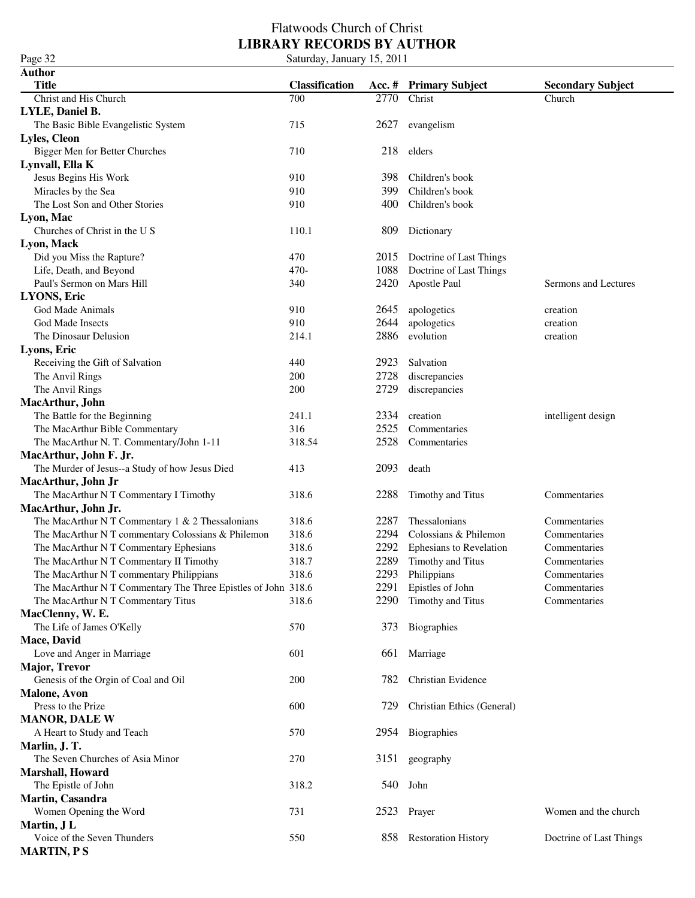# Flatwoods Church of Christ
## LIBRARY RECORDS BY AUTHOR

Saturday, January 15, 2011

| Author / Title | Classification | Acc. # | Primary Subject | Secondary Subject |
|---|---|---|---|---|
| Christ and His Church | 700 | 2770 | Christ | Church |
| **LYLE, Daniel B.** | | | | |
| The Basic Bible Evangelistic System | 715 | 2627 | evangelism | |
| **Lyles, Cleon** | | | | |
| Bigger Men for Better Churches | 710 | 218 | elders | |
| **Lynvall, Ella K** | | | | |
| Jesus Begins His Work | 910 | 398 | Children's book | |
| Miracles by the Sea | 910 | 399 | Children's book | |
| The Lost Son and Other Stories | 910 | 400 | Children's book | |
| **Lyon, Mac** | | | | |
| Churches of Christ in the U S | 110.1 | 809 | Dictionary | |
| **Lyon, Mack** | | | | |
| Did you Miss the Rapture? | 470 | 2015 | Doctrine of Last Things | |
| Life, Death, and Beyond | 470- | 1088 | Doctrine of Last Things | |
| Paul's Sermon on Mars Hill | 340 | 2420 | Apostle Paul | Sermons and Lectures |
| **LYONS, Eric** | | | | |
| God Made Animals | 910 | 2645 | apologetics | creation |
| God Made Insects | 910 | 2644 | apologetics | creation |
| The Dinosaur Delusion | 214.1 | 2886 | evolution | creation |
| **Lyons, Eric** | | | | |
| Receiving the Gift of Salvation | 440 | 2923 | Salvation | |
| The Anvil Rings | 200 | 2728 | discrepancies | |
| The Anvil Rings | 200 | 2729 | discrepancies | |
| **MacArthur, John** | | | | |
| The Battle for the Beginning | 241.1 | 2334 | creation | intelligent design |
| The MacArthur Bible Commentary | 316 | 2525 | Commentaries | |
| The MacArthur N. T. Commentary/John 1-11 | 318.54 | 2528 | Commentaries | |
| **MacArthur, John F. Jr.** | | | | |
| The Murder of Jesus--a Study of how Jesus Died | 413 | 2093 | death | |
| **MacArthur, John Jr** | | | | |
| The MacArthur N T Commentary I Timothy | 318.6 | 2288 | Timothy and Titus | Commentaries |
| **MacArthur, John Jr.** | | | | |
| The MacArthur N T Commentary 1 & 2 Thessalonians | 318.6 | 2287 | Thessalonians | Commentaries |
| The MacArthur N T commentary Colossians & Philemon | 318.6 | 2294 | Colossians & Philemon | Commentaries |
| The MacArthur N T Commentary Ephesians | 318.6 | 2292 | Ephesians to Revelation | Commentaries |
| The MacArthur N T Commentary II Timothy | 318.7 | 2289 | Timothy and Titus | Commentaries |
| The MacArthur N T commentary Philippians | 318.6 | 2293 | Philippians | Commentaries |
| The MacArthur N T Commentary The Three Epistles of John | 318.6 | 2291 | Epistles of John | Commentaries |
| The MacArthur N T Commentary Titus | 318.6 | 2290 | Timothy and Titus | Commentaries |
| **MacClenny, W. E.** | | | | |
| The Life of James O'Kelly | 570 | 373 | Biographies | |
| **Mace, David** | | | | |
| Love and Anger in Marriage | 601 | 661 | Marriage | |
| **Major, Trevor** | | | | |
| Genesis of the Orgin of Coal and Oil | 200 | 782 | Christian Evidence | |
| **Malone, Avon** | | | | |
| Press to the Prize | 600 | 729 | Christian Ethics (General) | |
| **MANOR, DALE W** | | | | |
| A Heart to Study and Teach | 570 | 2954 | Biographies | |
| **Marlin, J. T.** | | | | |
| The Seven Churches of Asia Minor | 270 | 3151 | geography | |
| **Marshall, Howard** | | | | |
| The Epistle of John | 318.2 | 540 | John | |
| **Martin, Casandra** | | | | |
| Women Opening the Word | 731 | 2523 | Prayer | Women and the church |
| **Martin, J L** | | | | |
| Voice of the Seven Thunders | 550 | 858 | Restoration History | Doctrine of Last Things |
| **MARTIN, P S** | | | | |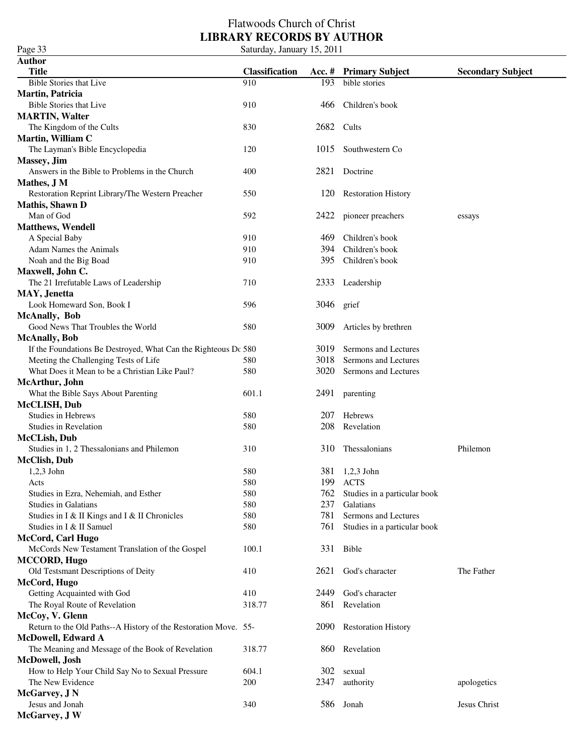# Flatwoods Church of Christ
## LIBRARY RECORDS BY AUTHOR

Saturday, January 15, 2011

| Author / Title | Classification | Acc. # | Primary Subject | Secondary Subject |
|---|---|---|---|---|
| Bible Stories that Live | 910 | 193 | bible stories | |
| **Martin, Patricia** | | | | |
| Bible Stories that Live | 910 | 466 | Children's book | |
| **MARTIN, Walter** | | | | |
| The Kingdom of the Cults | 830 | 2682 | Cults | |
| **Martin, William C** | | | | |
| The Layman's Bible Encyclopedia | 120 | 1015 | Southwestern Co | |
| **Massey, Jim** | | | | |
| Answers in the Bible to Problems in the Church | 400 | 2821 | Doctrine | |
| **Mathes, J M** | | | | |
| Restoration Reprint Library/The Western Preacher | 550 | 120 | Restoration History | |
| **Mathis, Shawn D** | | | | |
| Man of God | 592 | 2422 | pioneer preachers | essays |
| **Matthews, Wendell** | | | | |
| A Special Baby | 910 | 469 | Children's book | |
| Adam Names the Animals | 910 | 394 | Children's book | |
| Noah and the Big Boad | 910 | 395 | Children's book | |
| **Maxwell, John C.** | | | | |
| The 21 Irrefutable Laws of Leadership | 710 | 2333 | Leadership | |
| **MAY, Jenetta** | | | | |
| Look Homeward Son, Book I | 596 | 3046 | grief | |
| **McAnally, Bob** | | | | |
| Good News That Troubles the World | 580 | 3009 | Articles by brethren | |
| **McAnally, Bob** | | | | |
| If the Foundations Be Destroyed, What Can the Righteous Dc | 580 | 3019 | Sermons and Lectures | |
| Meeting the Challenging Tests of Life | 580 | 3018 | Sermons and Lectures | |
| What Does it Mean to be a Christian Like Paul? | 580 | 3020 | Sermons and Lectures | |
| **McArthur, John** | | | | |
| What the Bible Says About Parenting | 601.1 | 2491 | parenting | |
| **McCLISH, Dub** | | | | |
| Studies in Hebrews | 580 | 207 | Hebrews | |
| Studies in Revelation | 580 | 208 | Revelation | |
| **McCLish, Dub** | | | | |
| Studies in 1, 2 Thessalonians and Philemon | 310 | 310 | Thessalonians | Philemon |
| **McClish, Dub** | | | | |
| 1,2,3 John | 580 | 381 | 1,2,3 John | |
| Acts | 580 | 199 | ACTS | |
| Studies in Ezra, Nehemiah, and Esther | 580 | 762 | Studies in a particular book | |
| Studies in Galatians | 580 | 237 | Galatians | |
| Studies in I & II Kings and I & II Chronicles | 580 | 781 | Sermons and Lectures | |
| Studies in I & II Samuel | 580 | 761 | Studies in a particular book | |
| **McCord, Carl Hugo** | | | | |
| McCords New Testament Translation of the Gospel | 100.1 | 331 | Bible | |
| **MCCORD, Hugo** | | | | |
| Old Testsmant Descriptions of Deity | 410 | 2621 | God's character | The Father |
| **McCord, Hugo** | | | | |
| Getting Acquainted with God | 410 | 2449 | God's character | |
| The Royal Route of Revelation | 318.77 | 861 | Revelation | |
| **McCoy, V. Glenn** | | | | |
| Return to the Old Paths--A History of the Restoration Move. | 55- | 2090 | Restoration History | |
| **McDowell, Edward A** | | | | |
| The Meaning and Message of the Book of Revelation | 318.77 | 860 | Revelation | |
| **McDowell, Josh** | | | | |
| How to Help Your Child Say No to Sexual Pressure | 604.1 | 302 | sexual | |
| The New Evidence | 200 | 2347 | authority | apologetics |
| **McGarvey, J N** | | | | |
| Jesus and Jonah | 340 | 586 | Jonah | Jesus Christ |
| **McGarvey, J W** | | | | |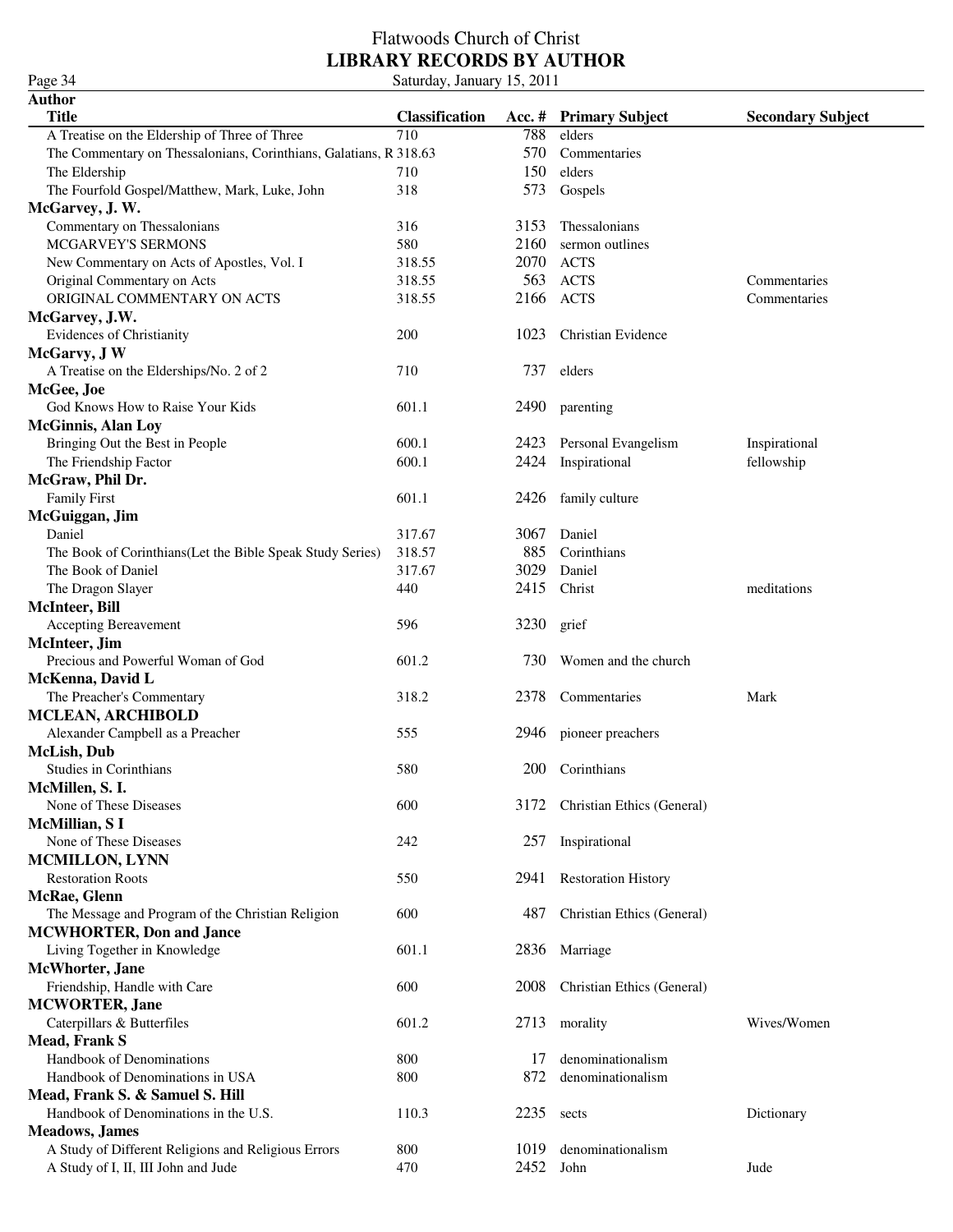# Flatwoods Church of Christ
## LIBRARY RECORDS BY AUTHOR

Saturday, January 15, 2011

| Author / Title | Classification | Acc. # | Primary Subject | Secondary Subject |
|---|---|---|---|---|
| A Treatise on the Eldership of Three of Three | 710 | 788 | elders | |
| The Commentary on Thessalonians, Corinthians, Galatians, R | 318.63 | 570 | Commentaries | |
| The Eldership | 710 | 150 | elders | |
| The Fourfold Gospel/Matthew, Mark, Luke, John | 318 | 573 | Gospels | |
| **McGarvey, J. W.** | | | | |
| Commentary on Thessalonians | 316 | 3153 | Thessalonians | |
| MCGARVEY'S SERMONS | 580 | 2160 | sermon outlines | |
| New Commentary on Acts of Apostles, Vol. I | 318.55 | 2070 | ACTS | |
| Original Commentary on Acts | 318.55 | 563 | ACTS | Commentaries |
| ORIGINAL COMMENTARY ON ACTS | 318.55 | 2166 | ACTS | Commentaries |
| **McGarvey, J.W.** | | | | |
| Evidences of Christianity | 200 | 1023 | Christian Evidence | |
| **McGarvy, J W** | | | | |
| A Treatise on the Elderships/No. 2 of 2 | 710 | 737 | elders | |
| **McGee, Joe** | | | | |
| God Knows How to Raise Your Kids | 601.1 | 2490 | parenting | |
| **McGinnis, Alan Loy** | | | | |
| Bringing Out the Best in People | 600.1 | 2423 | Personal Evangelism | Inspirational |
| The Friendship Factor | 600.1 | 2424 | Inspirational | fellowship |
| **McGraw, Phil Dr.** | | | | |
| Family First | 601.1 | 2426 | family culture | |
| **McGuiggan, Jim** | | | | |
| Daniel | 317.67 | 3067 | Daniel | |
| The Book of Corinthians(Let the Bible Speak Study Series) | 318.57 | 885 | Corinthians | |
| The Book of Daniel | 317.67 | 3029 | Daniel | |
| The Dragon Slayer | 440 | 2415 | Christ | meditations |
| **McInteer, Bill** | | | | |
| Accepting Bereavement | 596 | 3230 | grief | |
| **McInteer, Jim** | | | | |
| Precious and Powerful Woman of God | 601.2 | 730 | Women and the church | |
| **McKenna, David L** | | | | |
| The Preacher's Commentary | 318.2 | 2378 | Commentaries | Mark |
| **MCLEAN, ARCHIBOLD** | | | | |
| Alexander Campbell as a Preacher | 555 | 2946 | pioneer preachers | |
| **McLish, Dub** | | | | |
| Studies in Corinthians | 580 | 200 | Corinthians | |
| **McMillen, S. I.** | | | | |
| None of These Diseases | 600 | 3172 | Christian Ethics (General) | |
| **McMillian, S I** | | | | |
| None of These Diseases | 242 | 257 | Inspirational | |
| **MCMILLON, LYNN** | | | | |
| Restoration Roots | 550 | 2941 | Restoration History | |
| **McRae, Glenn** | | | | |
| The Message and Program of the Christian Religion | 600 | 487 | Christian Ethics (General) | |
| **MCWHORTER, Don and Jance** | | | | |
| Living Together in Knowledge | 601.1 | 2836 | Marriage | |
| **McWhorter, Jane** | | | | |
| Friendship, Handle with Care | 600 | 2008 | Christian Ethics (General) | |
| **MCWORTER, Jane** | | | | |
| Caterpillars & Butterfiles | 601.2 | 2713 | morality | Wives/Women |
| **Mead, Frank S** | | | | |
| Handbook of Denominations | 800 | 17 | denominationalism | |
| Handbook of Denominations in USA | 800 | 872 | denominationalism | |
| **Mead, Frank S. & Samuel S. Hill** | | | | |
| Handbook of Denominations in the U.S. | 110.3 | 2235 | sects | Dictionary |
| **Meadows, James** | | | | |
| A Study of Different Religions and Religious Errors | 800 | 1019 | denominationalism | |
| A Study of I, II, III John and Jude | 470 | 2452 | John | Jude |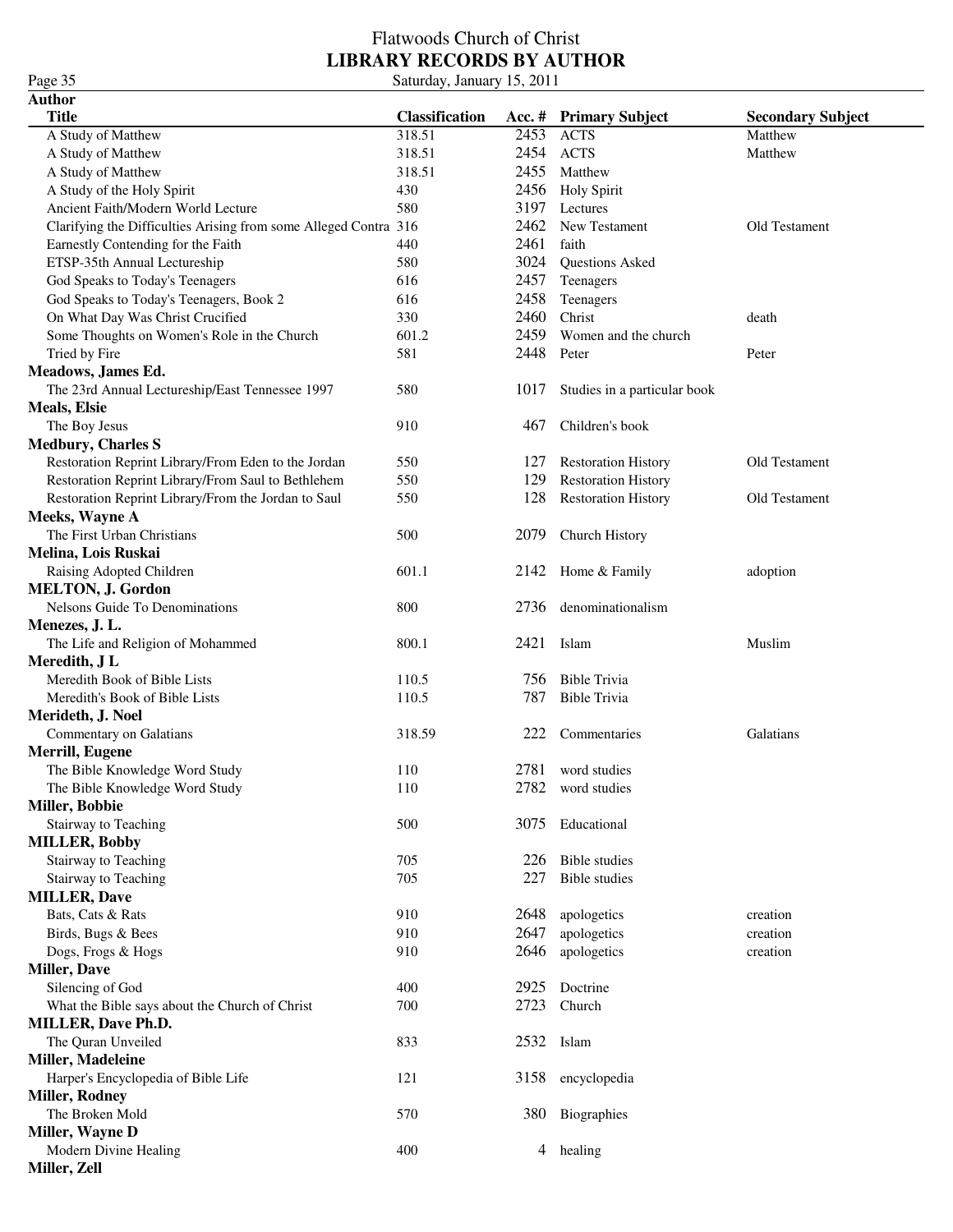# Flatwoods Church of Christ
## LIBRARY RECORDS BY AUTHOR

Saturday, January 15, 2011

| Author / Title | Classification | Acc. # | Primary Subject | Secondary Subject |
|---|---|---|---|---|
| A Study of Matthew | 318.51 | 2453 | ACTS | Matthew |
| A Study of Matthew | 318.51 | 2454 | ACTS | Matthew |
| A Study of Matthew | 318.51 | 2455 | Matthew | |
| A Study of the Holy Spirit | 430 | 2456 | Holy Spirit | |
| Ancient Faith/Modern World Lecture | 580 | 3197 | Lectures | |
| Clarifying the Difficulties Arising from some Alleged Contra | 316 | 2462 | New Testament | Old Testament |
| Earnestly Contending for the Faith | 440 | 2461 | faith | |
| ETSP-35th Annual Lectureship | 580 | 3024 | Questions Asked | |
| God Speaks to Today's Teenagers | 616 | 2457 | Teenagers | |
| God Speaks to Today's Teenagers, Book 2 | 616 | 2458 | Teenagers | |
| On What Day Was Christ Crucified | 330 | 2460 | Christ | death |
| Some Thoughts on Women's Role in the Church | 601.2 | 2459 | Women and the church | |
| Tried by Fire | 581 | 2448 | Peter | Peter |
| **Meadows, James Ed.** | | | | |
| The 23rd Annual Lectureship/East Tennessee 1997 | 580 | 1017 | Studies in a particular book | |
| **Meals, Elsie** | | | | |
| The Boy Jesus | 910 | 467 | Children's book | |
| **Medbury, Charles S** | | | | |
| Restoration Reprint Library/From Eden to the Jordan | 550 | 127 | Restoration History | Old Testament |
| Restoration Reprint Library/From Saul to Bethlehem | 550 | 129 | Restoration History | |
| Restoration Reprint Library/From the Jordan to Saul | 550 | 128 | Restoration History | Old Testament |
| **Meeks, Wayne A** | | | | |
| The First Urban Christians | 500 | 2079 | Church History | |
| **Melina, Lois Ruskai** | | | | |
| Raising Adopted Children | 601.1 | 2142 | Home & Family | adoption |
| **MELTON, J. Gordon** | | | | |
| Nelsons Guide To Denominations | 800 | 2736 | denominationalism | |
| **Menezes, J. L.** | | | | |
| The Life and Religion of Mohammed | 800.1 | 2421 | Islam | Muslim |
| **Meredith, J L** | | | | |
| Meredith Book of Bible Lists | 110.5 | 756 | Bible Trivia | |
| Meredith's Book of Bible Lists | 110.5 | 787 | Bible Trivia | |
| **Merideth, J. Noel** | | | | |
| Commentary on Galatians | 318.59 | 222 | Commentaries | Galatians |
| **Merrill, Eugene** | | | | |
| The Bible Knowledge Word Study | 110 | 2781 | word studies | |
| The Bible Knowledge Word Study | 110 | 2782 | word studies | |
| **Miller, Bobbie** | | | | |
| Stairway to Teaching | 500 | 3075 | Educational | |
| **MILLER, Bobby** | | | | |
| Stairway to Teaching | 705 | 226 | Bible studies | |
| Stairway to Teaching | 705 | 227 | Bible studies | |
| **MILLER, Dave** | | | | |
| Bats, Cats & Rats | 910 | 2648 | apologetics | creation |
| Birds, Bugs & Bees | 910 | 2647 | apologetics | creation |
| Dogs, Frogs & Hogs | 910 | 2646 | apologetics | creation |
| **Miller, Dave** | | | | |
| Silencing of God | 400 | 2925 | Doctrine | |
| What the Bible says about the Church of Christ | 700 | 2723 | Church | |
| **MILLER, Dave Ph.D.** | | | | |
| The Quran Unveiled | 833 | 2532 | Islam | |
| **Miller, Madeleine** | | | | |
| Harper's Encyclopedia of Bible Life | 121 | 3158 | encyclopedia | |
| **Miller, Rodney** | | | | |
| The Broken Mold | 570 | 380 | Biographies | |
| **Miller, Wayne D** | | | | |
| Modern Divine Healing | 400 | 4 | healing | |
| **Miller, Zell** | | | | |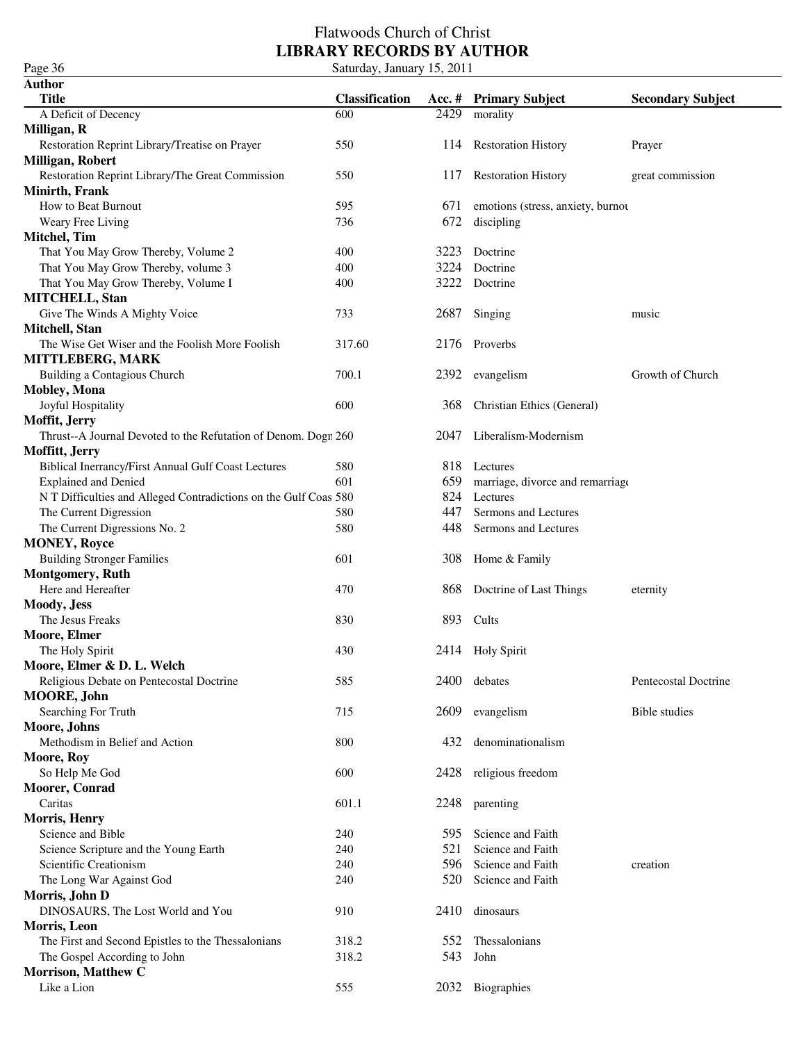# Flatwoods Church of Christ
## LIBRARY RECORDS BY AUTHOR

Saturday, January 15, 2011

| Author / Title | Classification | Acc. # | Primary Subject | Secondary Subject |
|---|---|---|---|---|
| A Deficit of Decency | 600 | 2429 | morality | |
| **Milligan, R** | | | | |
| Restoration Reprint Library/Treatise on Prayer | 550 | 114 | Restoration History | Prayer |
| **Milligan, Robert** | | | | |
| Restoration Reprint Library/The Great Commission | 550 | 117 | Restoration History | great commission |
| **Minirth, Frank** | | | | |
| How to Beat Burnout | 595 | 671 | emotions (stress, anxiety, burnou | |
| Weary Free Living | 736 | 672 | discipling | |
| **Mitchel, Tim** | | | | |
| That You May Grow Thereby, Volume 2 | 400 | 3223 | Doctrine | |
| That You May Grow Thereby, volume 3 | 400 | 3224 | Doctrine | |
| That You May Grow Thereby, Volume I | 400 | 3222 | Doctrine | |
| **MITCHELL, Stan** | | | | |
| Give The Winds A Mighty Voice | 733 | 2687 | Singing | music |
| **Mitchell, Stan** | | | | |
| The Wise Get Wiser and the Foolish More Foolish | 317.60 | 2176 | Proverbs | |
| **MITTLEBERG, MARK** | | | | |
| Building a Contagious Church | 700.1 | 2392 | evangelism | Growth of Church |
| **Mobley, Mona** | | | | |
| Joyful Hospitality | 600 | 368 | Christian Ethics (General) | |
| **Moffit, Jerry** | | | | |
| Thrust--A Journal Devoted to the Refutation of Denom. Dogn | 260 | 2047 | Liberalism-Modernism | |
| **Moffitt, Jerry** | | | | |
| Biblical Inerrancy/First Annual Gulf Coast Lectures | 580 | 818 | Lectures | |
| Explained and Denied | 601 | 659 | marriage, divorce and remarriage | |
| N T Difficulties and Alleged Contradictions on the Gulf Coas | 580 | 824 | Lectures | |
| The Current Digression | 580 | 447 | Sermons and Lectures | |
| The Current Digressions No. 2 | 580 | 448 | Sermons and Lectures | |
| **MONEY, Royce** | | | | |
| Building Stronger Families | 601 | 308 | Home & Family | |
| **Montgomery, Ruth** | | | | |
| Here and Hereafter | 470 | 868 | Doctrine of Last Things | eternity |
| **Moody, Jess** | | | | |
| The Jesus Freaks | 830 | 893 | Cults | |
| **Moore, Elmer** | | | | |
| The Holy Spirit | 430 | 2414 | Holy Spirit | |
| **Moore, Elmer & D. L. Welch** | | | | |
| Religious Debate on Pentecostal Doctrine | 585 | 2400 | debates | Pentecostal Doctrine |
| **MOORE, John** | | | | |
| Searching For Truth | 715 | 2609 | evangelism | Bible studies |
| **Moore, Johns** | | | | |
| Methodism in Belief and Action | 800 | 432 | denominationalism | |
| **Moore, Roy** | | | | |
| So Help Me God | 600 | 2428 | religious freedom | |
| **Moorer, Conrad** | | | | |
| Caritas | 601.1 | 2248 | parenting | |
| **Morris, Henry** | | | | |
| Science and Bible | 240 | 595 | Science and Faith | |
| Science Scripture and the Young Earth | 240 | 521 | Science and Faith | |
| Scientific Creationism | 240 | 596 | Science and Faith | creation |
| The Long War Against God | 240 | 520 | Science and Faith | |
| **Morris, John D** | | | | |
| DINOSAURS, The Lost World and You | 910 | 2410 | dinosaurs | |
| **Morris, Leon** | | | | |
| The First and Second Epistles to the Thessalonians | 318.2 | 552 | Thessalonians | |
| The Gospel According to John | 318.2 | 543 | John | |
| **Morrison, Matthew C** | | | | |
| Like a Lion | 555 | 2032 | Biographies | |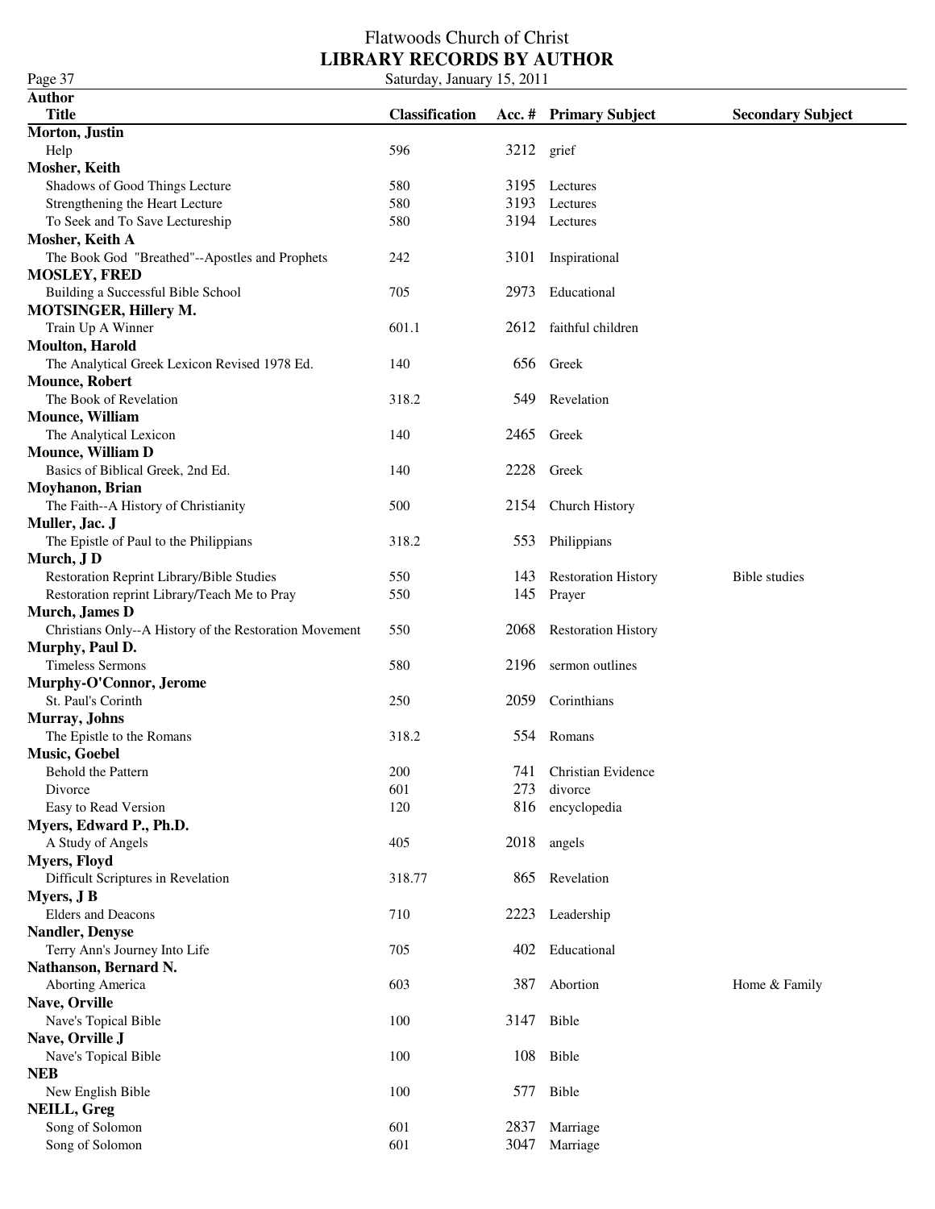# Flatwoods Church of Christ
## LIBRARY RECORDS BY AUTHOR

Saturday, January 15, 2011

| Author / Title | Classification | Acc. # | Primary Subject | Secondary Subject |
|---|---|---|---|---|
| **Morton, Justin** | | | | |
| Help | 596 | 3212 | grief | |
| **Mosher, Keith** | | | | |
| Shadows of Good Things Lecture | 580 | 3195 | Lectures | |
| Strengthening the Heart Lecture | 580 | 3193 | Lectures | |
| To Seek and To Save Lectureship | 580 | 3194 | Lectures | |
| **Mosher, Keith A** | | | | |
| The Book God "Breathed"--Apostles and Prophets | 242 | 3101 | Inspirational | |
| **MOSLEY, FRED** | | | | |
| Building a Successful Bible School | 705 | 2973 | Educational | |
| **MOTSINGER, Hillery M.** | | | | |
| Train Up A Winner | 601.1 | 2612 | faithful children | |
| **Moulton, Harold** | | | | |
| The Analytical Greek Lexicon Revised 1978 Ed. | 140 | 656 | Greek | |
| **Mounce, Robert** | | | | |
| The Book of Revelation | 318.2 | 549 | Revelation | |
| **Mounce, William** | | | | |
| The Analytical Lexicon | 140 | 2465 | Greek | |
| **Mounce, William D** | | | | |
| Basics of Biblical Greek, 2nd Ed. | 140 | 2228 | Greek | |
| **Moyhanon, Brian** | | | | |
| The Faith--A History of Christianity | 500 | 2154 | Church History | |
| **Muller, Jac. J** | | | | |
| The Epistle of Paul to the Philippians | 318.2 | 553 | Philippians | |
| **Murch, J D** | | | | |
| Restoration Reprint Library/Bible Studies | 550 | 143 | Restoration History | Bible studies |
| Restoration reprint Library/Teach Me to Pray | 550 | 145 | Prayer | |
| **Murch, James D** | | | | |
| Christians Only--A History of the Restoration Movement | 550 | 2068 | Restoration History | |
| **Murphy, Paul D.** | | | | |
| Timeless Sermons | 580 | 2196 | sermon outlines | |
| **Murphy-O'Connor, Jerome** | | | | |
| St. Paul's Corinth | 250 | 2059 | Corinthians | |
| **Murray, Johns** | | | | |
| The Epistle to the Romans | 318.2 | 554 | Romans | |
| **Music, Goebel** | | | | |
| Behold the Pattern | 200 | 741 | Christian Evidence | |
| Divorce | 601 | 273 | divorce | |
| Easy to Read Version | 120 | 816 | encyclopedia | |
| **Myers, Edward P., Ph.D.** | | | | |
| A Study of Angels | 405 | 2018 | angels | |
| **Myers, Floyd** | | | | |
| Difficult Scriptures in Revelation | 318.77 | 865 | Revelation | |
| **Myers, J B** | | | | |
| Elders and Deacons | 710 | 2223 | Leadership | |
| **Nandler, Denyse** | | | | |
| Terry Ann's Journey Into Life | 705 | 402 | Educational | |
| **Nathanson, Bernard N.** | | | | |
| Aborting America | 603 | 387 | Abortion | Home & Family |
| **Nave, Orville** | | | | |
| Nave's Topical Bible | 100 | 3147 | Bible | |
| **Nave, Orville J** | | | | |
| Nave's Topical Bible | 100 | 108 | Bible | |
| **NEB** | | | | |
| New English Bible | 100 | 577 | Bible | |
| **NEILL, Greg** | | | | |
| Song of Solomon | 601 | 2837 | Marriage | |
| Song of Solomon | 601 | 3047 | Marriage | |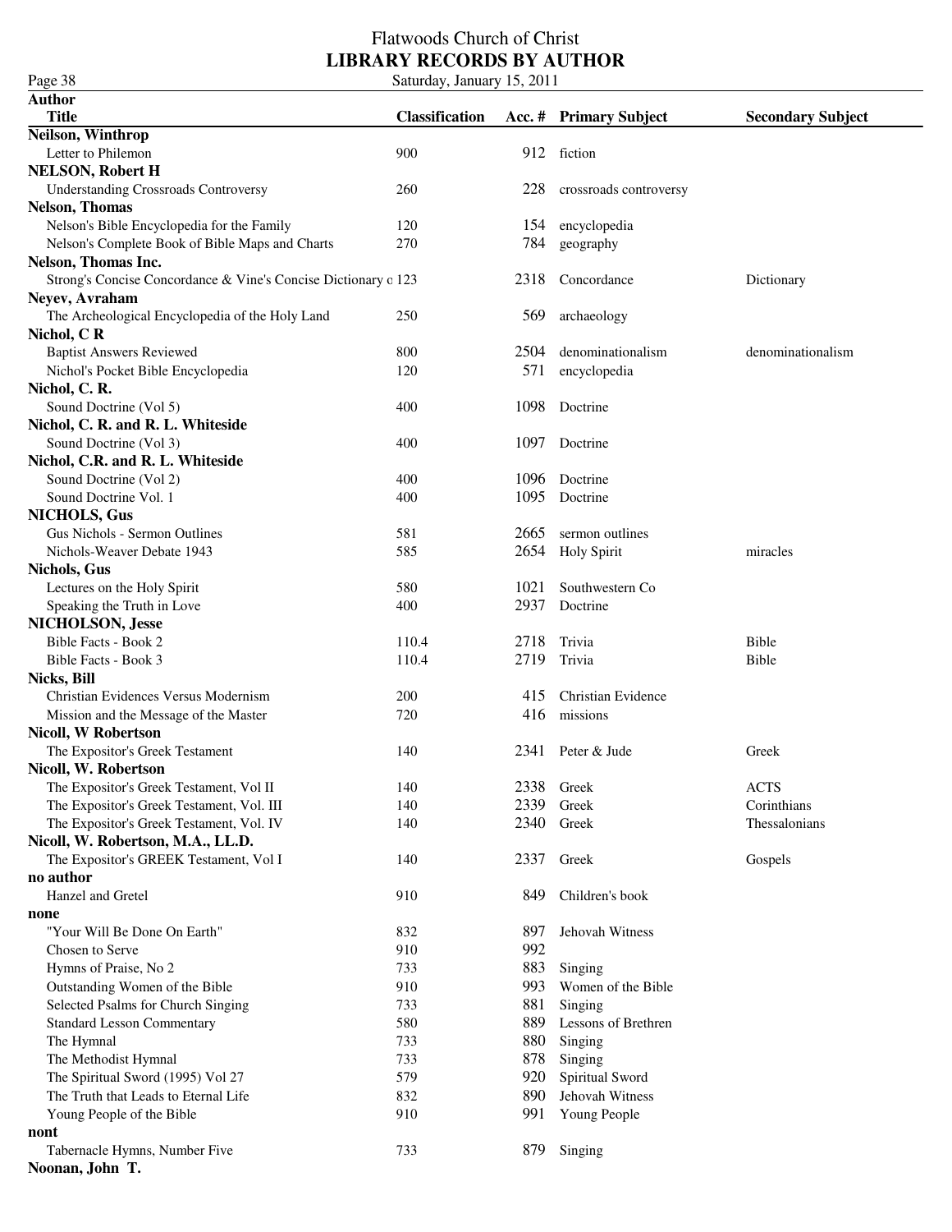# Flatwoods Church of Christ
## LIBRARY RECORDS BY AUTHOR

Saturday, January 15, 2011

| Author / Title | Classification | Acc. # | Primary Subject | Secondary Subject |
|---|---|---|---|---|
| **Neilson, Winthrop** | | | | |
| Letter to Philemon | 900 | 912 | fiction | |
| **NELSON, Robert H** | | | | |
| Understanding Crossroads Controversy | 260 | 228 | crossroads controversy | |
| **Nelson, Thomas** | | | | |
| Nelson's Bible Encyclopedia for the Family | 120 | 154 | encyclopedia | |
| Nelson's Complete Book of Bible Maps and Charts | 270 | 784 | geography | |
| **Nelson, Thomas Inc.** | | | | |
| Strong's Concise Concordance & Vine's Concise Dictionary o | 123 | 2318 | Concordance | Dictionary |
| **Neyev, Avraham** | | | | |
| The Archeological Encyclopedia of the Holy Land | 250 | 569 | archaeology | |
| **Nichol, C R** | | | | |
| Baptist Answers Reviewed | 800 | 2504 | denominationalism | denominationalism |
| Nichol's Pocket Bible Encyclopedia | 120 | 571 | encyclopedia | |
| **Nichol, C. R.** | | | | |
| Sound Doctrine (Vol 5) | 400 | 1098 | Doctrine | |
| **Nichol, C. R. and R. L. Whiteside** | | | | |
| Sound Doctrine (Vol 3) | 400 | 1097 | Doctrine | |
| **Nichol, C.R. and R. L. Whiteside** | | | | |
| Sound Doctrine (Vol 2) | 400 | 1096 | Doctrine | |
| Sound Doctrine Vol. 1 | 400 | 1095 | Doctrine | |
| **NICHOLS, Gus** | | | | |
| Gus Nichols - Sermon Outlines | 581 | 2665 | sermon outlines | |
| Nichols-Weaver Debate 1943 | 585 | 2654 | Holy Spirit | miracles |
| **Nichols, Gus** | | | | |
| Lectures on the Holy Spirit | 580 | 1021 | Southwestern Co | |
| Speaking the Truth in Love | 400 | 2937 | Doctrine | |
| **NICHOLSON, Jesse** | | | | |
| Bible Facts - Book 2 | 110.4 | 2718 | Trivia | Bible |
| Bible Facts - Book 3 | 110.4 | 2719 | Trivia | Bible |
| **Nicks, Bill** | | | | |
| Christian Evidences Versus Modernism | 200 | 415 | Christian Evidence | |
| Mission and the Message of the Master | 720 | 416 | missions | |
| **Nicoll, W Robertson** | | | | |
| The Expositor's Greek Testament | 140 | 2341 | Peter & Jude | Greek |
| **Nicoll, W. Robertson** | | | | |
| The Expositor's Greek Testament, Vol II | 140 | 2338 | Greek | ACTS |
| The Expositor's Greek Testament, Vol. III | 140 | 2339 | Greek | Corinthians |
| The Expositor's Greek Testament, Vol. IV | 140 | 2340 | Greek | Thessalonians |
| **Nicoll, W. Robertson, M.A., LL.D.** | | | | |
| The Expositor's GREEK Testament, Vol I | 140 | 2337 | Greek | Gospels |
| **no author** | | | | |
| Hanzel and Gretel | 910 | 849 | Children's book | |
| **none** | | | | |
| "Your Will Be Done On Earth" | 832 | 897 | Jehovah Witness | |
| Chosen to Serve | 910 | 992 | | |
| Hymns of Praise, No 2 | 733 | 883 | Singing | |
| Outstanding Women of the Bible | 910 | 993 | Women of the Bible | |
| Selected Psalms for Church Singing | 733 | 881 | Singing | |
| Standard Lesson Commentary | 580 | 889 | Lessons of Brethren | |
| The Hymnal | 733 | 880 | Singing | |
| The Methodist Hymnal | 733 | 878 | Singing | |
| The Spiritual Sword (1995) Vol 27 | 579 | 920 | Spiritual Sword | |
| The Truth that Leads to Eternal Life | 832 | 890 | Jehovah Witness | |
| Young People of the Bible | 910 | 991 | Young People | |
| **nont** | | | | |
| Tabernacle Hymns, Number Five | 733 | 879 | Singing | |
| **Noonan, John T.** | | | | |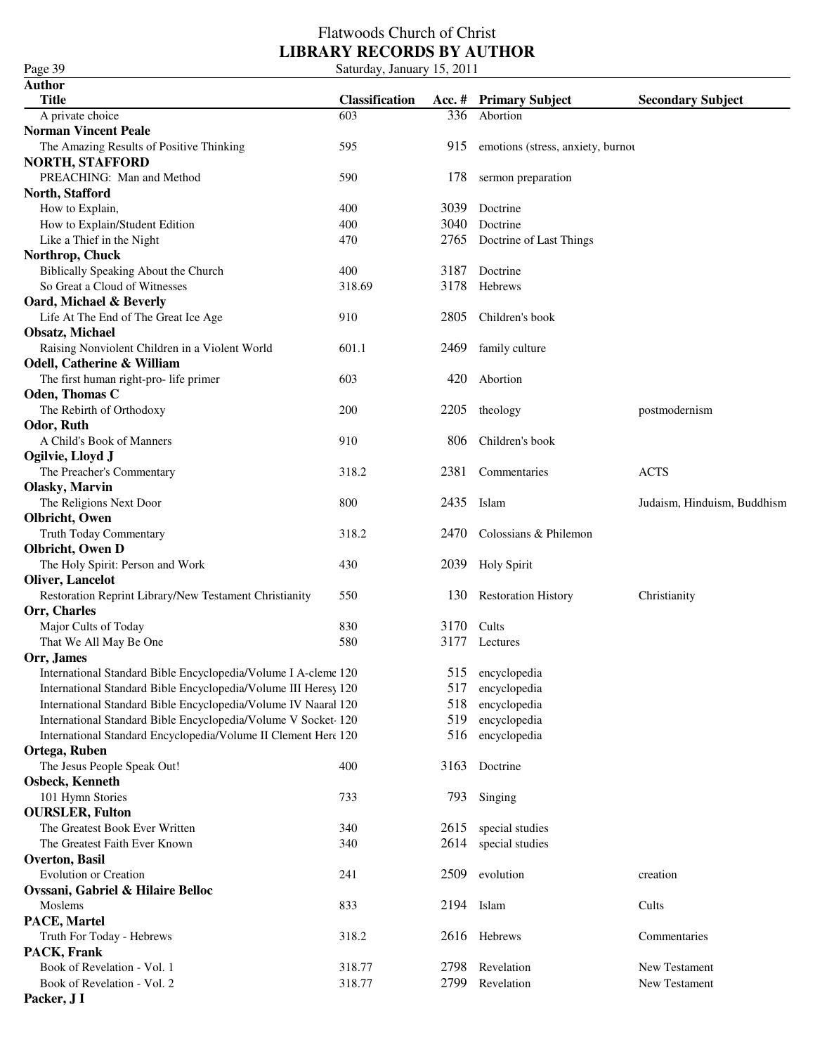# Flatwoods Church of Christ
## LIBRARY RECORDS BY AUTHOR

Saturday, January 15, 2011

| Author / Title | Classification | Acc. # | Primary Subject | Secondary Subject |
|---|---|---|---|---|
| A private choice | 603 | 336 | Abortion | |
| **Norman Vincent Peale** | | | | |
| The Amazing Results of Positive Thinking | 595 | 915 | emotions (stress, anxiety, burnou | |
| **NORTH, STAFFORD** | | | | |
| PREACHING: Man and Method | 590 | 178 | sermon preparation | |
| **North, Stafford** | | | | |
| How to Explain, | 400 | 3039 | Doctrine | |
| How to Explain/Student Edition | 400 | 3040 | Doctrine | |
| Like a Thief in the Night | 470 | 2765 | Doctrine of Last Things | |
| **Northrop, Chuck** | | | | |
| Biblically Speaking About the Church | 400 | 3187 | Doctrine | |
| So Great a Cloud of Witnesses | 318.69 | 3178 | Hebrews | |
| **Oard, Michael & Beverly** | | | | |
| Life At The End of The Great Ice Age | 910 | 2805 | Children's book | |
| **Obsatz, Michael** | | | | |
| Raising Nonviolent Children in a Violent World | 601.1 | 2469 | family culture | |
| **Odell, Catherine & William** | | | | |
| The first human right-pro- life primer | 603 | 420 | Abortion | |
| **Oden, Thomas C** | | | | |
| The Rebirth of Orthodoxy | 200 | 2205 | theology | postmodernism |
| **Odor, Ruth** | | | | |
| A Child's Book of Manners | 910 | 806 | Children's book | |
| **Ogilvie, Lloyd J** | | | | |
| The Preacher's Commentary | 318.2 | 2381 | Commentaries | ACTS |
| **Olasky, Marvin** | | | | |
| The Religions Next Door | 800 | 2435 | Islam | Judaism, Hinduism, Buddhism |
| **Olbricht, Owen** | | | | |
| Truth Today Commentary | 318.2 | 2470 | Colossians & Philemon | |
| **Olbricht, Owen D** | | | | |
| The Holy Spirit: Person and Work | 430 | 2039 | Holy Spirit | |
| **Oliver, Lancelot** | | | | |
| Restoration Reprint Library/New Testament Christianity | 550 | 130 | Restoration History | Christianity |
| **Orr, Charles** | | | | |
| Major Cults of Today | 830 | 3170 | Cults | |
| That We All May Be One | 580 | 3177 | Lectures | |
| **Orr, James** | | | | |
| International Standard Bible Encyclopedia/Volume I A-cleme | 120 | 515 | encyclopedia | |
| International Standard Bible Encyclopedia/Volume III Heresy | 120 | 517 | encyclopedia | |
| International Standard Bible Encyclopedia/Volume IV Naaral | 120 | 518 | encyclopedia | |
| International Standard Bible Encyclopedia/Volume V Socket- | 120 | 519 | encyclopedia | |
| International Standard Encyclopedia/Volume II Clement Here | 120 | 516 | encyclopedia | |
| **Ortega, Ruben** | | | | |
| The Jesus People Speak Out! | 400 | 3163 | Doctrine | |
| **Osbeck, Kenneth** | | | | |
| 101 Hymn Stories | 733 | 793 | Singing | |
| **OURSLER, Fulton** | | | | |
| The Greatest Book Ever Written | 340 | 2615 | special studies | |
| The Greatest Faith Ever Known | 340 | 2614 | special studies | |
| **Overton, Basil** | | | | |
| Evolution or Creation | 241 | 2509 | evolution | creation |
| **Ovssani, Gabriel & Hilaire Belloc** | | | | |
| Moslems | 833 | 2194 | Islam | Cults |
| **PACE, Martel** | | | | |
| Truth For Today - Hebrews | 318.2 | 2616 | Hebrews | Commentaries |
| **PACK, Frank** | | | | |
| Book of Revelation - Vol. 1 | 318.77 | 2798 | Revelation | New Testament |
| Book of Revelation - Vol. 2 | 318.77 | 2799 | Revelation | New Testament |
| **Packer, J I** | | | | |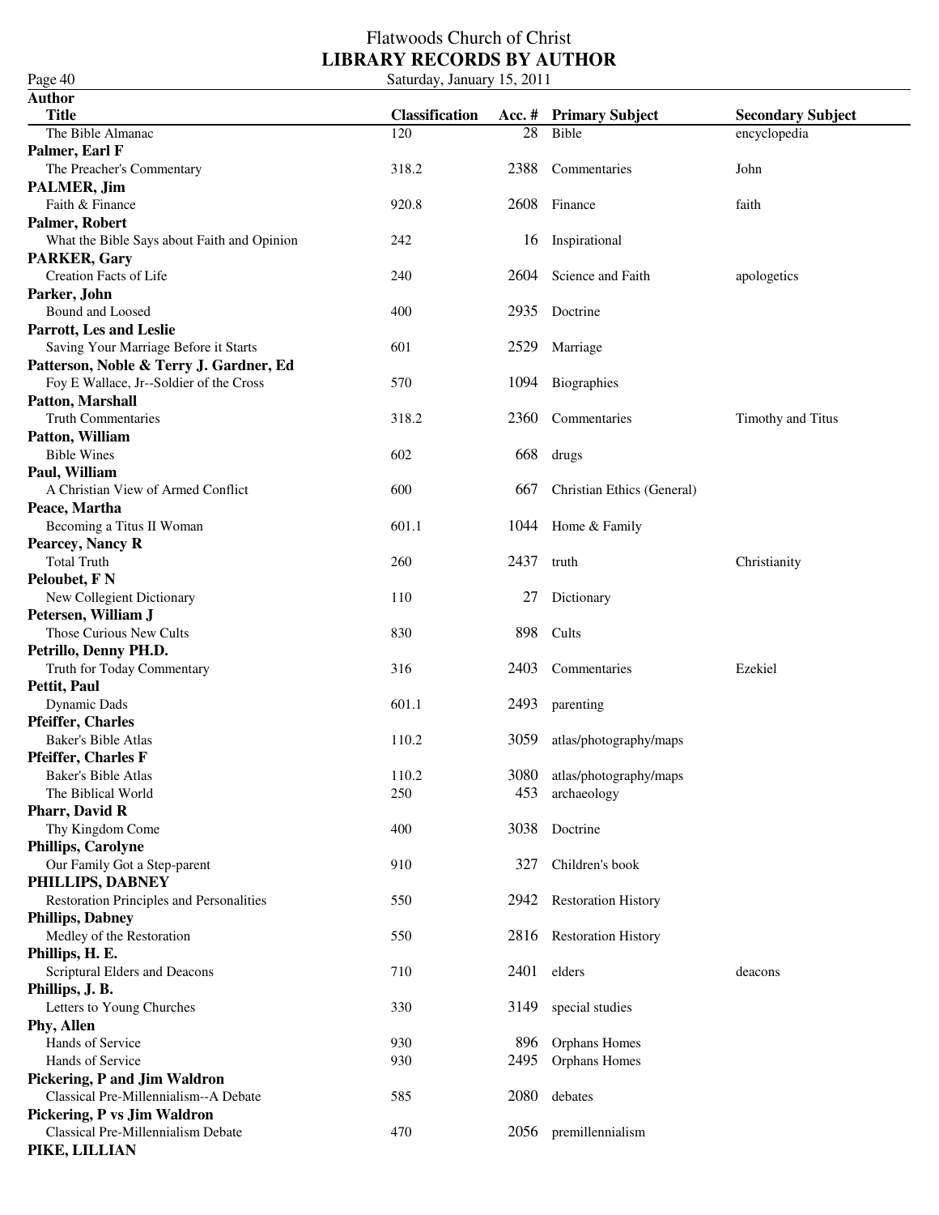Flatwoods Church of Christ
**LIBRARY RECORDS BY AUTHOR**
Saturday, January 15, 2011

| Author / Title | Classification | Acc. # | Primary Subject | Secondary Subject |
|---|---|---|---|---|
| The Bible Almanac | 120 | 28 | Bible | encyclopedia |
| **Palmer, Earl F** | | | | |
| The Preacher's Commentary | 318.2 | 2388 | Commentaries | John |
| **PALMER, Jim** | | | | |
| Faith & Finance | 920.8 | 2608 | Finance | faith |
| **Palmer, Robert** | | | | |
| What the Bible Says about Faith and Opinion | 242 | 16 | Inspirational | |
| **PARKER, Gary** | | | | |
| Creation Facts of Life | 240 | 2604 | Science and Faith | apologetics |
| **Parker, John** | | | | |
| Bound and Loosed | 400 | 2935 | Doctrine | |
| **Parrott, Les and Leslie** | | | | |
| Saving Your Marriage Before it Starts | 601 | 2529 | Marriage | |
| **Patterson, Noble & Terry J. Gardner, Ed** | | | | |
| Foy E Wallace, Jr--Soldier of the Cross | 570 | 1094 | Biographies | |
| **Patton, Marshall** | | | | |
| Truth Commentaries | 318.2 | 2360 | Commentaries | Timothy and Titus |
| **Patton, William** | | | | |
| Bible Wines | 602 | 668 | drugs | |
| **Paul, William** | | | | |
| A Christian View of Armed Conflict | 600 | 667 | Christian Ethics (General) | |
| **Peace, Martha** | | | | |
| Becoming a Titus II Woman | 601.1 | 1044 | Home & Family | |
| **Pearcey, Nancy R** | | | | |
| Total Truth | 260 | 2437 | truth | Christianity |
| **Peloubet, F N** | | | | |
| New Collegient Dictionary | 110 | 27 | Dictionary | |
| **Petersen, William J** | | | | |
| Those Curious New Cults | 830 | 898 | Cults | |
| **Petrillo, Denny PH.D.** | | | | |
| Truth for Today Commentary | 316 | 2403 | Commentaries | Ezekiel |
| **Pettit, Paul** | | | | |
| Dynamic Dads | 601.1 | 2493 | parenting | |
| **Pfeiffer, Charles** | | | | |
| Baker's Bible Atlas | 110.2 | 3059 | atlas/photography/maps | |
| **Pfeiffer, Charles F** | | | | |
| Baker's Bible Atlas | 110.2 | 3080 | atlas/photography/maps | |
| The Biblical World | 250 | 453 | archaeology | |
| **Pharr, David R** | | | | |
| Thy Kingdom Come | 400 | 3038 | Doctrine | |
| **Phillips, Carolyne** | | | | |
| Our Family Got a Step-parent | 910 | 327 | Children's book | |
| **PHILLIPS, DABNEY** | | | | |
| Restoration Principles and Personalities | 550 | 2942 | Restoration History | |
| **Phillips, Dabney** | | | | |
| Medley of the Restoration | 550 | 2816 | Restoration History | |
| **Phillips, H. E.** | | | | |
| Scriptural Elders and Deacons | 710 | 2401 | elders | deacons |
| **Phillips, J. B.** | | | | |
| Letters to Young Churches | 330 | 3149 | special studies | |
| **Phy, Allen** | | | | |
| Hands of Service | 930 | 896 | Orphans Homes | |
| Hands of Service | 930 | 2495 | Orphans Homes | |
| **Pickering, P and Jim Waldron** | | | | |
| Classical Pre-Millennialism--A Debate | 585 | 2080 | debates | |
| **Pickering, P vs Jim Waldron** | | | | |
| Classical Pre-Millennialism Debate | 470 | 2056 | premillennialism | |
| **PIKE, LILLIAN** | | | | |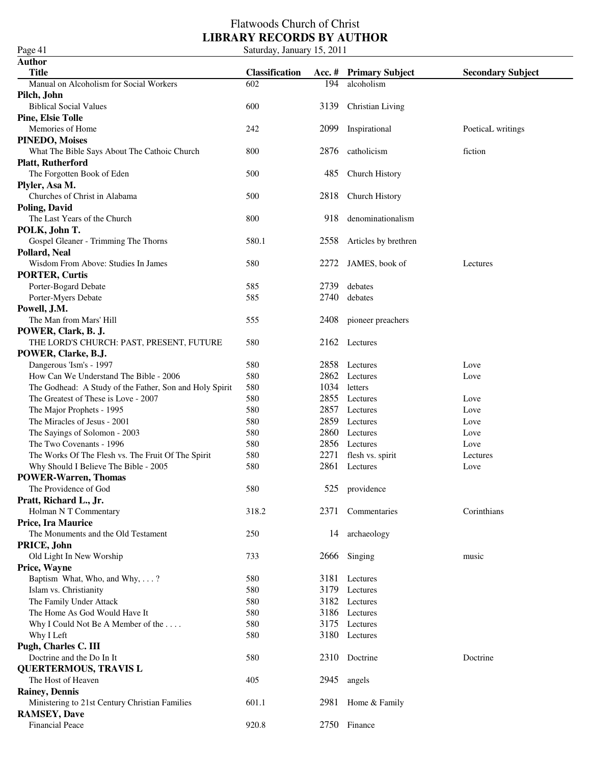# Flatwoods Church of Christ
## LIBRARY RECORDS BY AUTHOR

Saturday, January 15, 2011

| Author / Title | Classification | Acc. # | Primary Subject | Secondary Subject |
|---|---|---|---|---|
| Manual on Alcoholism for Social Workers | 602 | 194 | alcoholism | |
| **Pilch, John** | | | | |
| Biblical Social Values | 600 | 3139 | Christian Living | |
| **Pine, Elsie Tolle** | | | | |
| Memories of Home | 242 | 2099 | Inspirational | PoeticaL writings |
| **PINEDO, Moises** | | | | |
| What The Bible Says About The Cathoic Church | 800 | 2876 | catholicism | fiction |
| **Platt, Rutherford** | | | | |
| The Forgotten Book of Eden | 500 | 485 | Church History | |
| **Plyler, Asa M.** | | | | |
| Churches of Christ in Alabama | 500 | 2818 | Church History | |
| **Poling, David** | | | | |
| The Last Years of the Church | 800 | 918 | denominationalism | |
| **POLK, John T.** | | | | |
| Gospel Gleaner - Trimming The Thorns | 580.1 | 2558 | Articles by brethren | |
| **Pollard, Neal** | | | | |
| Wisdom From Above: Studies In James | 580 | 2272 | JAMES, book of | Lectures |
| **PORTER, Curtis** | | | | |
| Porter-Bogard Debate | 585 | 2739 | debates | |
| Porter-Myers Debate | 585 | 2740 | debates | |
| **Powell, J.M.** | | | | |
| The Man from Mars' Hill | 555 | 2408 | pioneer preachers | |
| **POWER, Clark, B. J.** | | | | |
| THE LORD'S CHURCH: PAST, PRESENT, FUTURE | 580 | 2162 | Lectures | |
| **POWER, Clarke, B.J.** | | | | |
| Dangerous 'Ism's - 1997 | 580 | 2858 | Lectures | Love |
| How Can We Understand The Bible - 2006 | 580 | 2862 | Lectures | Love |
| The Godhead: A Study of the Father, Son and Holy Spirit | 580 | 1034 | letters | |
| The Greatest of These is Love - 2007 | 580 | 2855 | Lectures | Love |
| The Major Prophets - 1995 | 580 | 2857 | Lectures | Love |
| The Miracles of Jesus - 2001 | 580 | 2859 | Lectures | Love |
| The Sayings of Solomon - 2003 | 580 | 2860 | Lectures | Love |
| The Two Covenants - 1996 | 580 | 2856 | Lectures | Love |
| The Works Of The Flesh vs. The Fruit Of The Spirit | 580 | 2271 | flesh vs. spirit | Lectures |
| Why Should I Believe The Bible - 2005 | 580 | 2861 | Lectures | Love |
| **POWER-Warren, Thomas** | | | | |
| The Providence of God | 580 | 525 | providence | |
| **Pratt, Richard L., Jr.** | | | | |
| Holman N T Commentary | 318.2 | 2371 | Commentaries | Corinthians |
| **Price, Ira Maurice** | | | | |
| The Monuments and the Old Testament | 250 | 14 | archaeology | |
| **PRICE, John** | | | | |
| Old Light In New Worship | 733 | 2666 | Singing | music |
| **Price, Wayne** | | | | |
| Baptism What, Who, and Why, . . . ? | 580 | 3181 | Lectures | |
| Islam vs. Christianity | 580 | 3179 | Lectures | |
| The Family Under Attack | 580 | 3182 | Lectures | |
| The Home As God Would Have It | 580 | 3186 | Lectures | |
| Why I Could Not Be A Member of the . . . . | 580 | 3175 | Lectures | |
| Why I Left | 580 | 3180 | Lectures | |
| **Pugh, Charles C. III** | | | | |
| Doctrine and the Do In It | 580 | 2310 | Doctrine | Doctrine |
| **QUERTERMOUS, TRAVIS L** | | | | |
| The Host of Heaven | 405 | 2945 | angels | |
| **Rainey, Dennis** | | | | |
| Ministering to 21st Century Christian Families | 601.1 | 2981 | Home & Family | |
| **RAMSEY, Dave** | | | | |
| Financial Peace | 920.8 | 2750 | Finance | |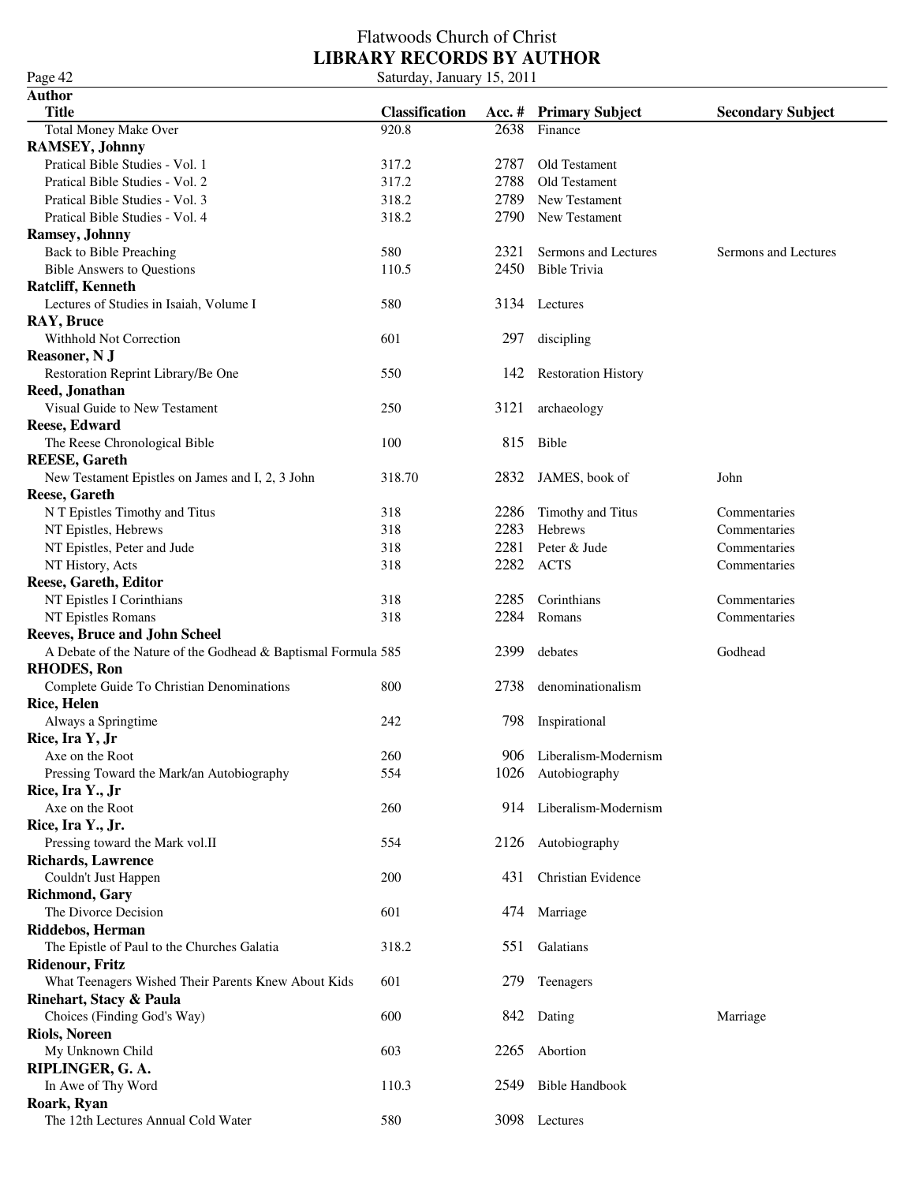# Flatwoods Church of Christ
## LIBRARY RECORDS BY AUTHOR

Saturday, January 15, 2011

| Author / Title | Classification | Acc. # | Primary Subject | Secondary Subject |
|---|---|---|---|---|
| Total Money Make Over | 920.8 | 2638 | Finance | |
| **RAMSEY, Johnny** | | | | |
| Pratical Bible Studies - Vol. 1 | 317.2 | 2787 | Old Testament | |
| Pratical Bible Studies - Vol. 2 | 317.2 | 2788 | Old Testament | |
| Pratical Bible Studies - Vol. 3 | 318.2 | 2789 | New Testament | |
| Pratical Bible Studies - Vol. 4 | 318.2 | 2790 | New Testament | |
| **Ramsey, Johnny** | | | | |
| Back to Bible Preaching | 580 | 2321 | Sermons and Lectures | Sermons and Lectures |
| Bible Answers to Questions | 110.5 | 2450 | Bible Trivia | |
| **Ratcliff, Kenneth** | | | | |
| Lectures of Studies in Isaiah, Volume I | 580 | 3134 | Lectures | |
| **RAY, Bruce** | | | | |
| Withhold Not Correction | 601 | 297 | discipling | |
| **Reasoner, N J** | | | | |
| Restoration Reprint Library/Be One | 550 | 142 | Restoration History | |
| **Reed, Jonathan** | | | | |
| Visual Guide to New Testament | 250 | 3121 | archaeology | |
| **Reese, Edward** | | | | |
| The Reese Chronological Bible | 100 | 815 | Bible | |
| **REESE, Gareth** | | | | |
| New Testament Epistles on James and I, 2, 3 John | 318.70 | 2832 | JAMES, book of | John |
| **Reese, Gareth** | | | | |
| N T Epistles Timothy and Titus | 318 | 2286 | Timothy and Titus | Commentaries |
| NT Epistles, Hebrews | 318 | 2283 | Hebrews | Commentaries |
| NT Epistles, Peter and Jude | 318 | 2281 | Peter & Jude | Commentaries |
| NT History, Acts | 318 | 2282 | ACTS | Commentaries |
| **Reese, Gareth, Editor** | | | | |
| NT Epistles I Corinthians | 318 | 2285 | Corinthians | Commentaries |
| NT Epistles Romans | 318 | 2284 | Romans | Commentaries |
| **Reeves, Bruce and John Scheel** | | | | |
| A Debate of the Nature of the Godhead & Baptismal Formula | 585 | 2399 | debates | Godhead |
| **RHODES, Ron** | | | | |
| Complete Guide To Christian Denominations | 800 | 2738 | denominationalism | |
| **Rice, Helen** | | | | |
| Always a Springtime | 242 | 798 | Inspirational | |
| **Rice, Ira Y, Jr** | | | | |
| Axe on the Root | 260 | 906 | Liberalism-Modernism | |
| Pressing Toward the Mark/an Autobiography | 554 | 1026 | Autobiography | |
| **Rice, Ira Y., Jr** | | | | |
| Axe on the Root | 260 | 914 | Liberalism-Modernism | |
| **Rice, Ira Y., Jr.** | | | | |
| Pressing toward the Mark vol.II | 554 | 2126 | Autobiography | |
| **Richards, Lawrence** | | | | |
| Couldn't Just Happen | 200 | 431 | Christian Evidence | |
| **Richmond, Gary** | | | | |
| The Divorce Decision | 601 | 474 | Marriage | |
| **Riddebos, Herman** | | | | |
| The Epistle of Paul to the Churches Galatia | 318.2 | 551 | Galatians | |
| **Ridenour, Fritz** | | | | |
| What Teenagers Wished Their Parents Knew About Kids | 601 | 279 | Teenagers | |
| **Rinehart, Stacy & Paula** | | | | |
| Choices (Finding God's Way) | 600 | 842 | Dating | Marriage |
| **Riols, Noreen** | | | | |
| My Unknown Child | 603 | 2265 | Abortion | |
| **RIPLINGER, G. A.** | | | | |
| In Awe of Thy Word | 110.3 | 2549 | Bible Handbook | |
| **Roark, Ryan** | | | | |
| The 12th Lectures Annual Cold Water | 580 | 3098 | Lectures | |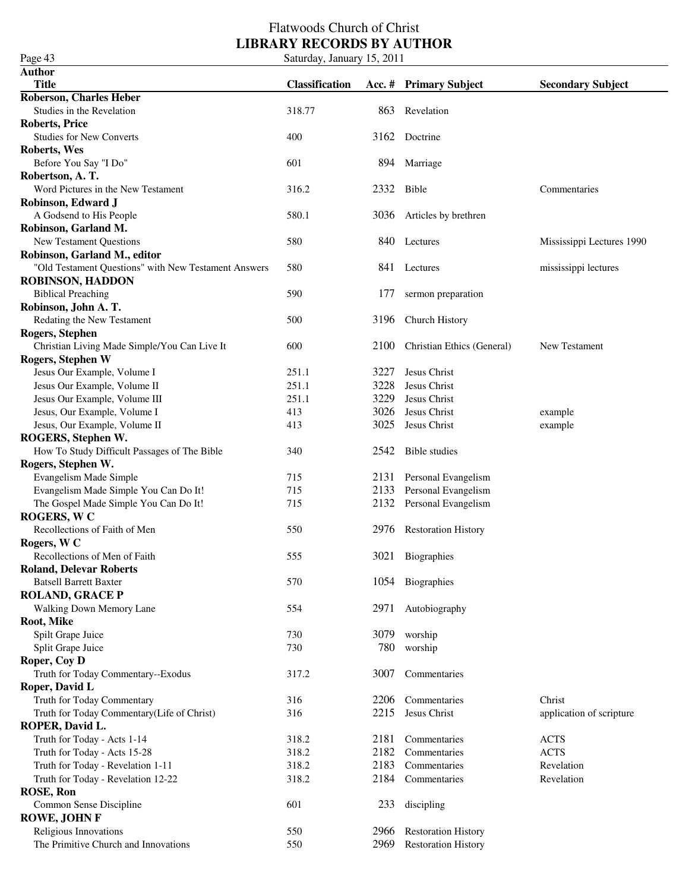# Flatwoods Church of Christ
## LIBRARY RECORDS BY AUTHOR

Saturday, January 15, 2011

| Author / Title | Classification | Acc. # | Primary Subject | Secondary Subject |
|---|---|---|---|---|
| **Roberson, Charles Heber** | | | | |
| Studies in the Revelation | 318.77 | 863 | Revelation | |
| **Roberts, Price** | | | | |
| Studies for New Converts | 400 | 3162 | Doctrine | |
| **Roberts, Wes** | | | | |
| Before You Say "I Do" | 601 | 894 | Marriage | |
| **Robertson, A. T.** | | | | |
| Word Pictures in the New Testament | 316.2 | 2332 | Bible | Commentaries |
| **Robinson, Edward J** | | | | |
| A Godsend to His People | 580.1 | 3036 | Articles by brethren | |
| **Robinson, Garland M.** | | | | |
| New Testament Questions | 580 | 840 | Lectures | Mississippi Lectures 1990 |
| **Robinson, Garland M., editor** | | | | |
| "Old Testament Questions" with New Testament Answers | 580 | 841 | Lectures | mississippi lectures |
| **ROBINSON, HADDON** | | | | |
| Biblical Preaching | 590 | 177 | sermon preparation | |
| **Robinson, John A. T.** | | | | |
| Redating the New Testament | 500 | 3196 | Church History | |
| **Rogers, Stephen** | | | | |
| Christian Living Made Simple/You Can Live It | 600 | 2100 | Christian Ethics (General) | New Testament |
| **Rogers, Stephen W** | | | | |
| Jesus Our Example, Volume I | 251.1 | 3227 | Jesus Christ | |
| Jesus Our Example, Volume II | 251.1 | 3228 | Jesus Christ | |
| Jesus Our Example, Volume III | 251.1 | 3229 | Jesus Christ | |
| Jesus, Our Example, Volume I | 413 | 3026 | Jesus Christ | example |
| Jesus, Our Example, Volume II | 413 | 3025 | Jesus Christ | example |
| **ROGERS, Stephen W.** | | | | |
| How To Study Difficult Passages of The Bible | 340 | 2542 | Bible studies | |
| **Rogers, Stephen W.** | | | | |
| Evangelism Made Simple | 715 | 2131 | Personal Evangelism | |
| Evangelism Made Simple You Can Do It! | 715 | 2133 | Personal Evangelism | |
| The Gospel Made Simple You Can Do It! | 715 | 2132 | Personal Evangelism | |
| **ROGERS, W C** | | | | |
| Recollections of Faith of Men | 550 | 2976 | Restoration History | |
| **Rogers, W C** | | | | |
| Recollections of Men of Faith | 555 | 3021 | Biographies | |
| **Roland, Delevar Roberts** | | | | |
| Batsell Barrett Baxter | 570 | 1054 | Biographies | |
| **ROLAND, GRACE P** | | | | |
| Walking Down Memory Lane | 554 | 2971 | Autobiography | |
| **Root, Mike** | | | | |
| Spilt Grape Juice | 730 | 3079 | worship | |
| Split Grape Juice | 730 | 780 | worship | |
| **Roper, Coy D** | | | | |
| Truth for Today Commentary--Exodus | 317.2 | 3007 | Commentaries | |
| **Roper, David L** | | | | |
| Truth for Today Commentary | 316 | 2206 | Commentaries | Christ |
| Truth for Today Commentary(Life of Christ) | 316 | 2215 | Jesus Christ | application of scripture |
| **ROPER, David L.** | | | | |
| Truth for Today - Acts 1-14 | 318.2 | 2181 | Commentaries | ACTS |
| Truth for Today - Acts 15-28 | 318.2 | 2182 | Commentaries | ACTS |
| Truth for Today - Revelation 1-11 | 318.2 | 2183 | Commentaries | Revelation |
| Truth for Today - Revelation 12-22 | 318.2 | 2184 | Commentaries | Revelation |
| **ROSE, Ron** | | | | |
| Common Sense Discipline | 601 | 233 | discipling | |
| **ROWE, JOHN F** | | | | |
| Religious Innovations | 550 | 2966 | Restoration History | |
| The Primitive Church and Innovations | 550 | 2969 | Restoration History | |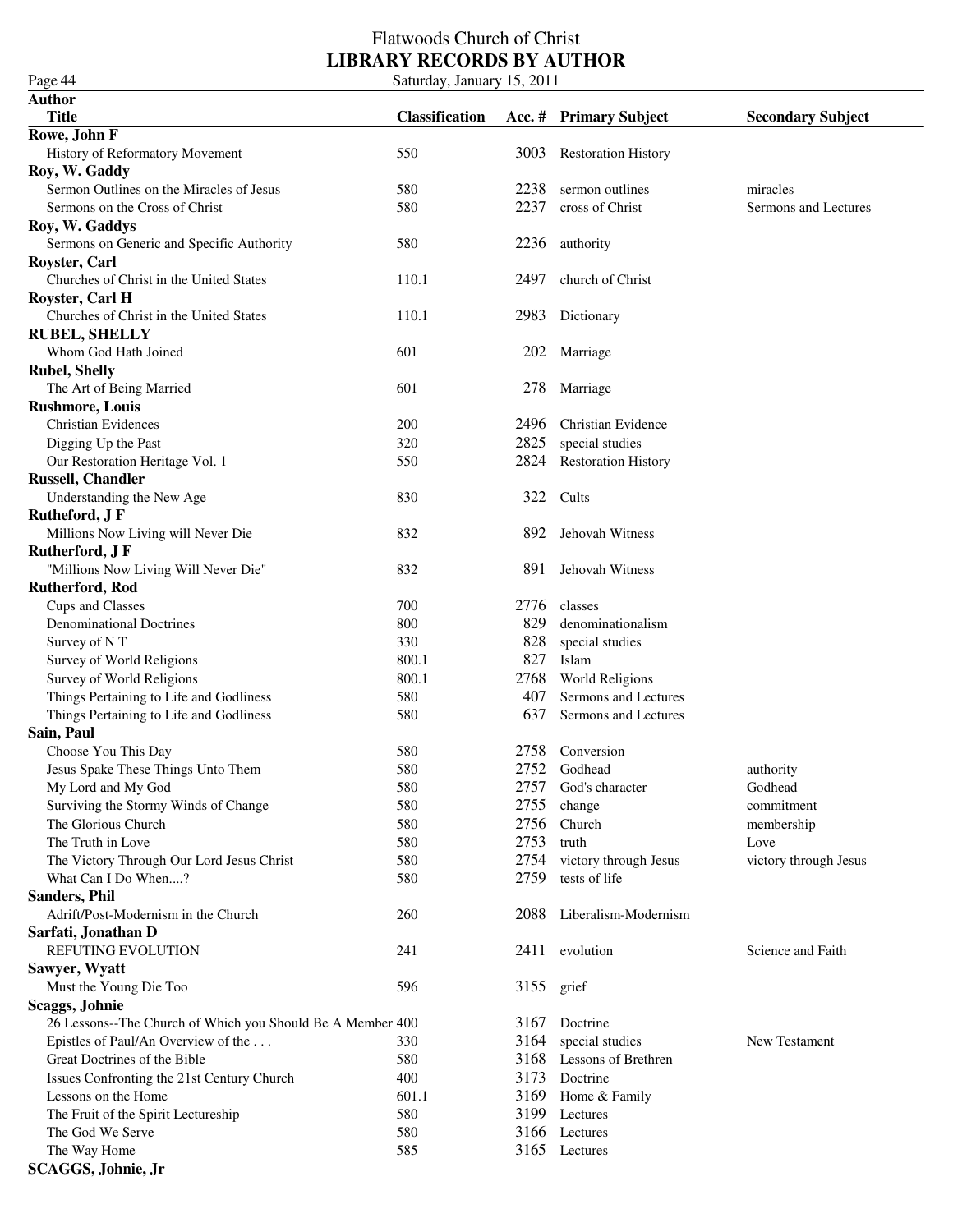# Flatwoods Church of Christ
## LIBRARY RECORDS BY AUTHOR

Saturday, January 15, 2011

| Author / Title | Classification | Acc. # | Primary Subject | Secondary Subject |
|---|---|---|---|---|
| **Rowe, John F** | | | | |
| History of Reformatory Movement | 550 | 3003 | Restoration History | |
| **Roy, W. Gaddy** | | | | |
| Sermon Outlines on the Miracles of Jesus | 580 | 2238 | sermon outlines | miracles |
| Sermons on the Cross of Christ | 580 | 2237 | cross of Christ | Sermons and Lectures |
| **Roy, W. Gaddys** | | | | |
| Sermons on Generic and Specific Authority | 580 | 2236 | authority | |
| **Royster, Carl** | | | | |
| Churches of Christ in the United States | 110.1 | 2497 | church of Christ | |
| **Royster, Carl H** | | | | |
| Churches of Christ in the United States | 110.1 | 2983 | Dictionary | |
| **RUBEL, SHELLY** | | | | |
| Whom God Hath Joined | 601 | 202 | Marriage | |
| **Rubel, Shelly** | | | | |
| The Art of Being Married | 601 | 278 | Marriage | |
| **Rushmore, Louis** | | | | |
| Christian Evidences | 200 | 2496 | Christian Evidence | |
| Digging Up the Past | 320 | 2825 | special studies | |
| Our Restoration Heritage Vol. 1 | 550 | 2824 | Restoration History | |
| **Russell, Chandler** | | | | |
| Understanding the New Age | 830 | 322 | Cults | |
| **Rutheford, J F** | | | | |
| Millions Now Living will Never Die | 832 | 892 | Jehovah Witness | |
| **Rutherford, J F** | | | | |
| "Millions Now Living Will Never Die" | 832 | 891 | Jehovah Witness | |
| **Rutherford, Rod** | | | | |
| Cups and Classes | 700 | 2776 | classes | |
| Denominational Doctrines | 800 | 829 | denominationalism | |
| Survey of N T | 330 | 828 | special studies | |
| Survey of World Religions | 800.1 | 827 | Islam | |
| Survey of World Religions | 800.1 | 2768 | World Religions | |
| Things Pertaining to Life and Godliness | 580 | 407 | Sermons and Lectures | |
| Things Pertaining to Life and Godliness | 580 | 637 | Sermons and Lectures | |
| **Sain, Paul** | | | | |
| Choose You This Day | 580 | 2758 | Conversion | |
| Jesus Spake These Things Unto Them | 580 | 2752 | Godhead | authority |
| My Lord and My God | 580 | 2757 | God's character | Godhead |
| Surviving the Stormy Winds of Change | 580 | 2755 | change | commitment |
| The Glorious Church | 580 | 2756 | Church | membership |
| The Truth in Love | 580 | 2753 | truth | Love |
| The Victory Through Our Lord Jesus Christ | 580 | 2754 | victory through Jesus | victory through Jesus |
| What Can I Do When....? | 580 | 2759 | tests of life | |
| **Sanders, Phil** | | | | |
| Adrift/Post-Modernism in the Church | 260 | 2088 | Liberalism-Modernism | |
| **Sarfati, Jonathan D** | | | | |
| REFUTING EVOLUTION | 241 | 2411 | evolution | Science and Faith |
| **Sawyer, Wyatt** | | | | |
| Must the Young Die Too | 596 | 3155 | grief | |
| **Scaggs, Johnie** | | | | |
| 26 Lessons--The Church of Which you Should Be A Member | 400 | 3167 | Doctrine | |
| Epistles of Paul/An Overview of the . . . | 330 | 3164 | special studies | New Testament |
| Great Doctrines of the Bible | 580 | 3168 | Lessons of Brethren | |
| Issues Confronting the 21st Century Church | 400 | 3173 | Doctrine | |
| Lessons on the Home | 601.1 | 3169 | Home & Family | |
| The Fruit of the Spirit Lectureship | 580 | 3199 | Lectures | |
| The God We Serve | 580 | 3166 | Lectures | |
| The Way Home | 585 | 3165 | Lectures | |
| **SCAGGS, Johnie, Jr** | | | | |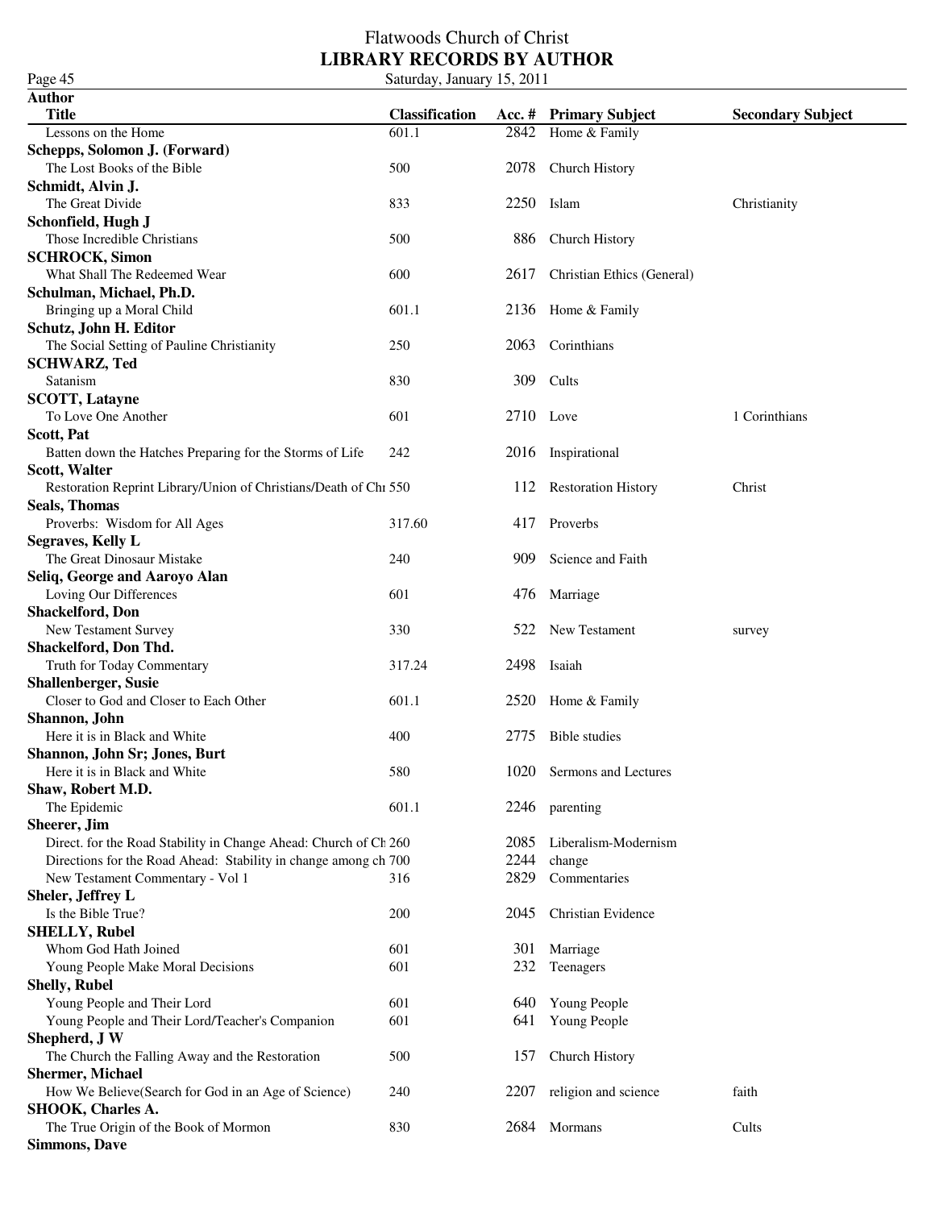# Flatwoods Church of Christ
## LIBRARY RECORDS BY AUTHOR

Saturday, January 15, 2011

| Author / Title | Classification | Acc. # | Primary Subject | Secondary Subject |
|---|---|---|---|---|
| Lessons on the Home | 601.1 | 2842 | Home & Family | |
| **Schepps, Solomon J. (Forward)** | | | | |
| The Lost Books of the Bible | 500 | 2078 | Church History | |
| **Schmidt, Alvin J.** | | | | |
| The Great Divide | 833 | 2250 | Islam | Christianity |
| **Schonfield, Hugh J** | | | | |
| Those Incredible Christians | 500 | 886 | Church History | |
| **SCHROCK, Simon** | | | | |
| What Shall The Redeemed Wear | 600 | 2617 | Christian Ethics (General) | |
| **Schulman, Michael, Ph.D.** | | | | |
| Bringing up a Moral Child | 601.1 | 2136 | Home & Family | |
| **Schutz, John H. Editor** | | | | |
| The Social Setting of Pauline Christianity | 250 | 2063 | Corinthians | |
| **SCHWARZ, Ted** | | | | |
| Satanism | 830 | 309 | Cults | |
| **SCOTT, Latayne** | | | | |
| To Love One Another | 601 | 2710 | Love | 1 Corinthians |
| **Scott, Pat** | | | | |
| Batten down the Hatches Preparing for the Storms of Life | 242 | 2016 | Inspirational | |
| **Scott, Walter** | | | | |
| Restoration Reprint Library/Union of Christians/Death of Chı | 550 | 112 | Restoration History | Christ |
| **Seals, Thomas** | | | | |
| Proverbs: Wisdom for All Ages | 317.60 | 417 | Proverbs | |
| **Segraves, Kelly L** | | | | |
| The Great Dinosaur Mistake | 240 | 909 | Science and Faith | |
| **Seliq, George and Aaroyo Alan** | | | | |
| Loving Our Differences | 601 | 476 | Marriage | |
| **Shackelford, Don** | | | | |
| New Testament Survey | 330 | 522 | New Testament | survey |
| **Shackelford, Don Thd.** | | | | |
| Truth for Today Commentary | 317.24 | 2498 | Isaiah | |
| **Shallenberger, Susie** | | | | |
| Closer to God and Closer to Each Other | 601.1 | 2520 | Home & Family | |
| **Shannon, John** | | | | |
| Here it is in Black and White | 400 | 2775 | Bible studies | |
| **Shannon, John Sr; Jones, Burt** | | | | |
| Here it is in Black and White | 580 | 1020 | Sermons and Lectures | |
| **Shaw, Robert M.D.** | | | | |
| The Epidemic | 601.1 | 2246 | parenting | |
| **Sheerer, Jim** | | | | |
| Direct. for the Road Stability in Change Ahead: Church of Cl | 260 | 2085 | Liberalism-Modernism | |
| Directions for the Road Ahead: Stability in change among ch | 700 | 2244 | change | |
| New Testament Commentary - Vol 1 | 316 | 2829 | Commentaries | |
| **Sheler, Jeffrey L** | | | | |
| Is the Bible True? | 200 | 2045 | Christian Evidence | |
| **SHELLY, Rubel** | | | | |
| Whom God Hath Joined | 601 | 301 | Marriage | |
| Young People Make Moral Decisions | 601 | 232 | Teenagers | |
| **Shelly, Rubel** | | | | |
| Young People and Their Lord | 601 | 640 | Young People | |
| Young People and Their Lord/Teacher's Companion | 601 | 641 | Young People | |
| **Shepherd, J W** | | | | |
| The Church the Falling Away and the Restoration | 500 | 157 | Church History | |
| **Shermer, Michael** | | | | |
| How We Believe(Search for God in an Age of Science) | 240 | 2207 | religion and science | faith |
| **SHOOK, Charles A.** | | | | |
| The True Origin of the Book of Mormon | 830 | 2684 | Mormans | Cults |
| **Simmons, Dave** | | | | |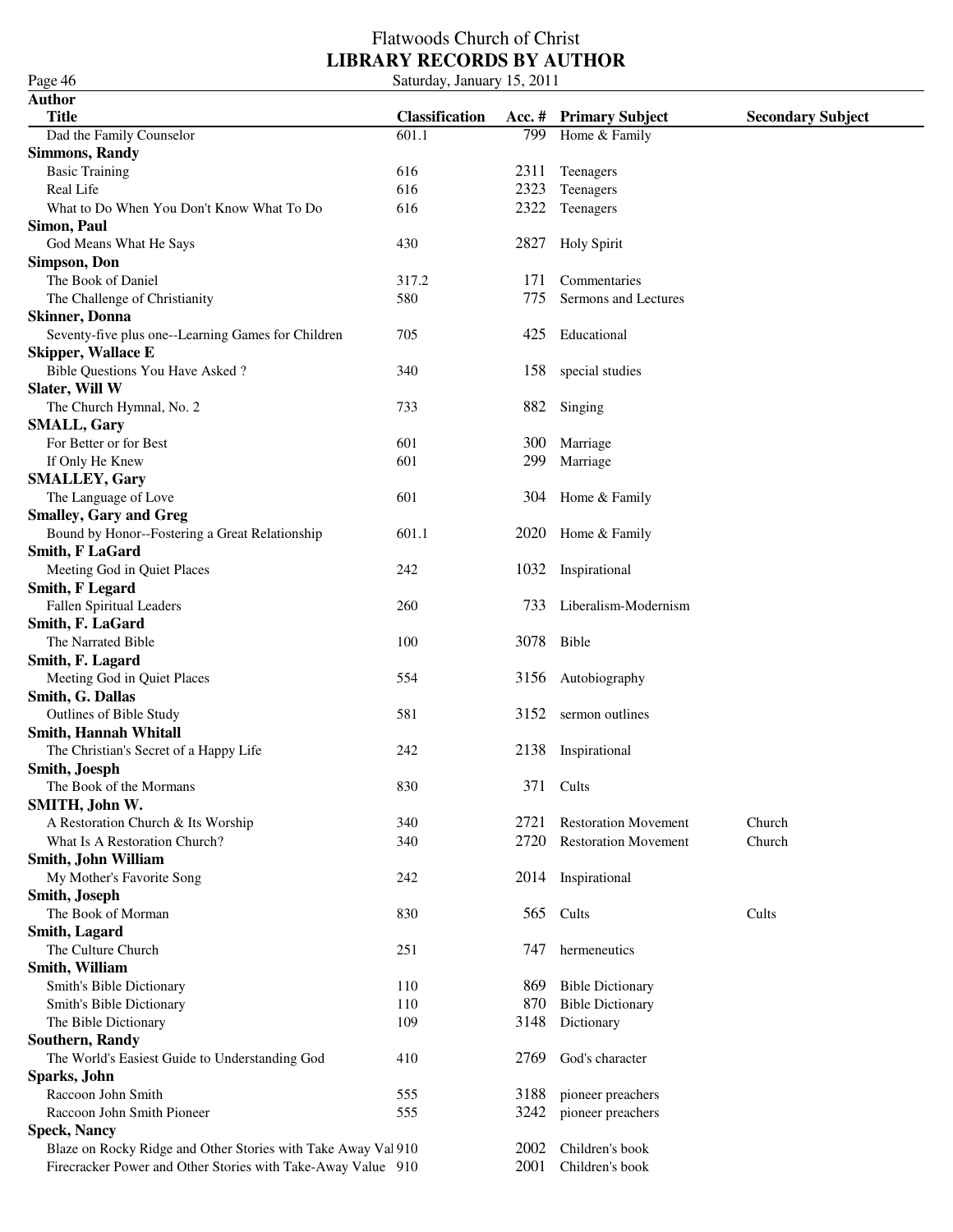# Flatwoods Church of Christ
## LIBRARY RECORDS BY AUTHOR

Saturday, January 15, 2011

| Author / Title | Classification | Acc. # | Primary Subject | Secondary Subject |
|---|---|---|---|---|
| Dad the Family Counselor | 601.1 | 799 | Home & Family | |
| **Simmons, Randy** | | | | |
| Basic Training | 616 | 2311 | Teenagers | |
| Real Life | 616 | 2323 | Teenagers | |
| What to Do When You Don't Know What To Do | 616 | 2322 | Teenagers | |
| **Simon, Paul** | | | | |
| God Means What He Says | 430 | 2827 | Holy Spirit | |
| **Simpson, Don** | | | | |
| The Book of Daniel | 317.2 | 171 | Commentaries | |
| The Challenge of Christianity | 580 | 775 | Sermons and Lectures | |
| **Skinner, Donna** | | | | |
| Seventy-five plus one--Learning Games for Children | 705 | 425 | Educational | |
| **Skipper, Wallace E** | | | | |
| Bible Questions You Have Asked ? | 340 | 158 | special studies | |
| **Slater, Will W** | | | | |
| The Church Hymnal, No. 2 | 733 | 882 | Singing | |
| **SMALL, Gary** | | | | |
| For Better or for Best | 601 | 300 | Marriage | |
| If Only He Knew | 601 | 299 | Marriage | |
| **SMALLEY, Gary** | | | | |
| The Language of Love | 601 | 304 | Home & Family | |
| **Smalley, Gary and Greg** | | | | |
| Bound by Honor--Fostering a Great Relationship | 601.1 | 2020 | Home & Family | |
| **Smith, F LaGard** | | | | |
| Meeting God in Quiet Places | 242 | 1032 | Inspirational | |
| **Smith, F Legard** | | | | |
| Fallen Spiritual Leaders | 260 | 733 | Liberalism-Modernism | |
| **Smith, F. LaGard** | | | | |
| The Narrated Bible | 100 | 3078 | Bible | |
| **Smith, F. Lagard** | | | | |
| Meeting God in Quiet Places | 554 | 3156 | Autobiography | |
| **Smith, G. Dallas** | | | | |
| Outlines of Bible Study | 581 | 3152 | sermon outlines | |
| **Smith, Hannah Whitall** | | | | |
| The Christian's Secret of a Happy Life | 242 | 2138 | Inspirational | |
| **Smith, Joesph** | | | | |
| The Book of the Mormans | 830 | 371 | Cults | |
| **SMITH, John W.** | | | | |
| A Restoration Church & Its Worship | 340 | 2721 | Restoration Movement | Church |
| What Is A Restoration Church? | 340 | 2720 | Restoration Movement | Church |
| **Smith, John William** | | | | |
| My Mother's Favorite Song | 242 | 2014 | Inspirational | |
| **Smith, Joseph** | | | | |
| The Book of Morman | 830 | 565 | Cults | Cults |
| **Smith, Lagard** | | | | |
| The Culture Church | 251 | 747 | hermeneutics | |
| **Smith, William** | | | | |
| Smith's Bible Dictionary | 110 | 869 | Bible Dictionary | |
| Smith's Bible Dictionary | 110 | 870 | Bible Dictionary | |
| The Bible Dictionary | 109 | 3148 | Dictionary | |
| **Southern, Randy** | | | | |
| The World's Easiest Guide to Understanding God | 410 | 2769 | God's character | |
| **Sparks, John** | | | | |
| Raccoon John Smith | 555 | 3188 | pioneer preachers | |
| Raccoon John Smith Pioneer | 555 | 3242 | pioneer preachers | |
| **Speck, Nancy** | | | | |
| Blaze on Rocky Ridge and Other Stories with Take Away Val | 910 | 2002 | Children's book | |
| Firecracker Power and Other Stories with Take-Away Value | 910 | 2001 | Children's book | |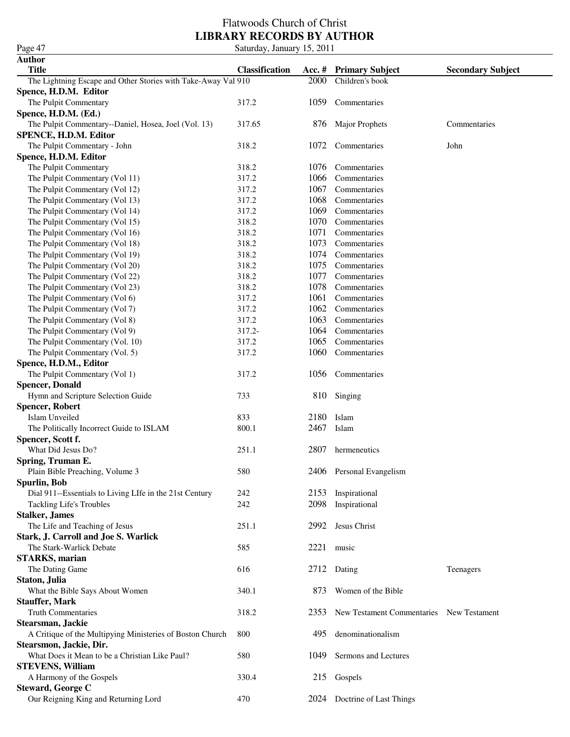# Flatwoods Church of Christ
## LIBRARY RECORDS BY AUTHOR

Saturday, January 15, 2011

| Author / Title | Classification | Acc. # | Primary Subject | Secondary Subject |
|---|---|---|---|---|
| The Lightning Escape and Other Stories with Take-Away Val | 910 | 2000 | Children's book | |
| **Spence, H.D.M. Editor** | | | | |
| The Pulpit Commentary | 317.2 | 1059 | Commentaries | |
| **Spence, H.D.M. (Ed.)** | | | | |
| The Pulpit Commentary--Daniel, Hosea, Joel (Vol. 13) | 317.65 | 876 | Major Prophets | Commentaries |
| **SPENCE, H.D.M. Editor** | | | | |
| The Pulpit Commentary - John | 318.2 | 1072 | Commentaries | John |
| **Spence, H.D.M. Editor** | | | | |
| The Pulpit Commentary | 318.2 | 1076 | Commentaries | |
| The Pulpit Commentary (Vol 11) | 317.2 | 1066 | Commentaries | |
| The Pulpit Commentary (Vol 12) | 317.2 | 1067 | Commentaries | |
| The Pulpit Commentary (Vol 13) | 317.2 | 1068 | Commentaries | |
| The Pulpit Commentary (Vol 14) | 317.2 | 1069 | Commentaries | |
| The Pulpit Commentary (Vol 15) | 318.2 | 1070 | Commentaries | |
| The Pulpit Commentary (Vol 16) | 318.2 | 1071 | Commentaries | |
| The Pulpit Commentary (Vol 18) | 318.2 | 1073 | Commentaries | |
| The Pulpit Commentary (Vol 19) | 318.2 | 1074 | Commentaries | |
| The Pulpit Commentary (Vol 20) | 318.2 | 1075 | Commentaries | |
| The Pulpit Commentary (Vol 22) | 318.2 | 1077 | Commentaries | |
| The Pulpit Commentary (Vol 23) | 318.2 | 1078 | Commentaries | |
| The Pulpit Commentary (Vol 6) | 317.2 | 1061 | Commentaries | |
| The Pulpit Commentary (Vol 7) | 317.2 | 1062 | Commentaries | |
| The Pulpit Commentary (Vol 8) | 317.2 | 1063 | Commentaries | |
| The Pulpit Commentary (Vol 9) | 317.2- | 1064 | Commentaries | |
| The Pulpit Commentary (Vol. 10) | 317.2 | 1065 | Commentaries | |
| The Pulpit Commentary (Vol. 5) | 317.2 | 1060 | Commentaries | |
| **Spence, H.D.M., Editor** | | | | |
| The Pulpit Commentary (Vol 1) | 317.2 | 1056 | Commentaries | |
| **Spencer, Donald** | | | | |
| Hymn and Scripture Selection Guide | 733 | 810 | Singing | |
| **Spencer, Robert** | | | | |
| Islam Unveiled | 833 | 2180 | Islam | |
| The Politically Incorrect Guide to ISLAM | 800.1 | 2467 | Islam | |
| **Spencer, Scott f.** | | | | |
| What Did Jesus Do? | 251.1 | 2807 | hermeneutics | |
| **Spring, Truman E.** | | | | |
| Plain Bible Preaching, Volume 3 | 580 | 2406 | Personal Evangelism | |
| **Spurlin, Bob** | | | | |
| Dial 911--Essentials to Living LIfe in the 21st Century | 242 | 2153 | Inspirational | |
| Tackling Life's Troubles | 242 | 2098 | Inspirational | |
| **Stalker, James** | | | | |
| The Life and Teaching of Jesus | 251.1 | 2992 | Jesus Christ | |
| **Stark, J. Carroll and Joe S. Warlick** | | | | |
| The Stark-Warlick Debate | 585 | 2221 | music | |
| **STARKS, marian** | | | | |
| The Dating Game | 616 | 2712 | Dating | Teenagers |
| **Staton, Julia** | | | | |
| What the Bible Says About Women | 340.1 | 873 | Women of the Bible | |
| **Stauffer, Mark** | | | | |
| Truth Commentaries | 318.2 | 2353 | New Testament Commentaries | New Testament |
| **Stearsman, Jackie** | | | | |
| A Critique of the Multipying Ministeries of Boston Church | 800 | 495 | denominationalism | |
| **Stearsmon, Jackie, Dir.** | | | | |
| What Does it Mean to be a Christian Like Paul? | 580 | 1049 | Sermons and Lectures | |
| **STEVENS, William** | | | | |
| A Harmony of the Gospels | 330.4 | 215 | Gospels | |
| **Steward, George C** | | | | |
| Our Reigning King and Returning Lord | 470 | 2024 | Doctrine of Last Things | |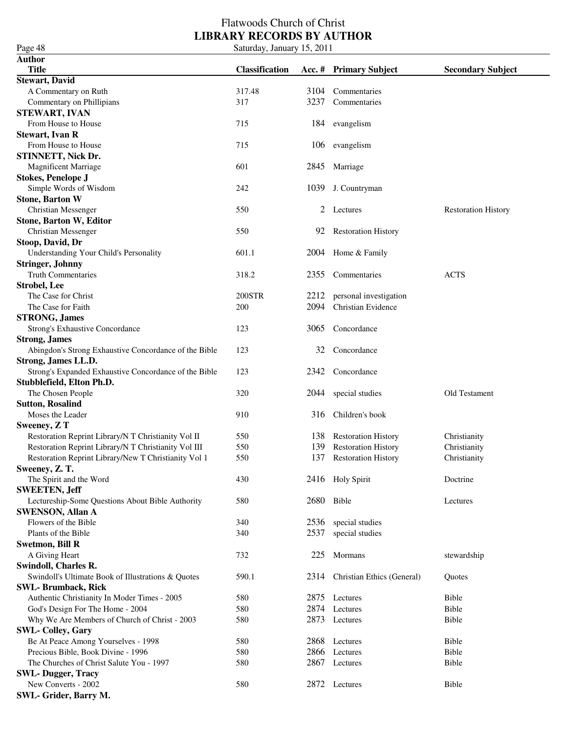# Flatwoods Church of Christ
## LIBRARY RECORDS BY AUTHOR

Saturday, January 15, 2011

| Author / Title | Classification | Acc. # | Primary Subject | Secondary Subject |
|---|---|---|---|---|
| **Stewart, David** | | | | |
| A Commentary on Ruth | 317.48 | 3104 | Commentaries | |
| Commentary on Phillipians | 317 | 3237 | Commentaries | |
| **STEWART, IVAN** | | | | |
| From House to House | 715 | 184 | evangelism | |
| **Stewart, Ivan R** | | | | |
| From House to House | 715 | 106 | evangelism | |
| **STINNETT, Nick Dr.** | | | | |
| Magnificent Marriage | 601 | 2845 | Marriage | |
| **Stokes, Penelope J** | | | | |
| Simple Words of Wisdom | 242 | 1039 | J. Countryman | |
| **Stone, Barton W** | | | | |
| Christian Messenger | 550 | 2 | Lectures | Restoration History |
| **Stone, Barton W, Editor** | | | | |
| Christian Messenger | 550 | 92 | Restoration History | |
| **Stoop, David, Dr** | | | | |
| Understanding Your Child's Personality | 601.1 | 2004 | Home & Family | |
| **Stringer, Johnny** | | | | |
| Truth Commentaries | 318.2 | 2355 | Commentaries | ACTS |
| **Strobel, Lee** | | | | |
| The Case for Christ | 200STR | 2212 | personal investigation | |
| The Case for Faith | 200 | 2094 | Christian Evidence | |
| **STRONG, James** | | | | |
| Strong's Exhaustive Concordance | 123 | 3065 | Concordance | |
| **Strong, James** | | | | |
| Abingdon's Strong Exhaustive Concordance of the Bible | 123 | 32 | Concordance | |
| **Strong, James LL.D.** | | | | |
| Strong's Expanded Exhaustive Concordance of the Bible | 123 | 2342 | Concordance | |
| **Stubblefield, Elton Ph.D.** | | | | |
| The Chosen People | 320 | 2044 | special studies | Old Testament |
| **Sutton, Rosalind** | | | | |
| Moses the Leader | 910 | 316 | Children's book | |
| **Sweeney, Z T** | | | | |
| Restoration Reprint Library/N T Christianity Vol II | 550 | 138 | Restoration History | Christianity |
| Restoration Reprint Library/N T Christianity Vol III | 550 | 139 | Restoration History | Christianity |
| Restoration Reprint Library/New T Christianity Vol 1 | 550 | 137 | Restoration History | Christianity |
| **Sweeney, Z. T.** | | | | |
| The Spirit and the Word | 430 | 2416 | Holy Spirit | Doctrine |
| **SWEETEN, Jeff** | | | | |
| Lectureship-Some Questions About Bible Authority | 580 | 2680 | Bible | Lectures |
| **SWENSON, Allan A** | | | | |
| Flowers of the Bible | 340 | 2536 | special studies | |
| Plants of the Bible | 340 | 2537 | special studies | |
| **Swetmon, Bill R** | | | | |
| A Giving Heart | 732 | 225 | Mormans | stewardship |
| **Swindoll, Charles R.** | | | | |
| Swindoll's Ultimate Book of Illustrations & Quotes | 590.1 | 2314 | Christian Ethics (General) | Quotes |
| **SWL- Brumback, Rick** | | | | |
| Authentic Christianity In Moder Times - 2005 | 580 | 2875 | Lectures | Bible |
| God's Design For The Home - 2004 | 580 | 2874 | Lectures | Bible |
| Why We Are Members of Church of Christ - 2003 | 580 | 2873 | Lectures | Bible |
| **SWL- Colley, Gary** | | | | |
| Be At Peace Among Yourselves - 1998 | 580 | 2868 | Lectures | Bible |
| Precious Bible, Book Divine - 1996 | 580 | 2866 | Lectures | Bible |
| The Churches of Christ Salute You - 1997 | 580 | 2867 | Lectures | Bible |
| **SWL- Dugger, Tracy** | | | | |
| New Converts - 2002 | 580 | 2872 | Lectures | Bible |
| **SWL- Grider, Barry M.** | | | | |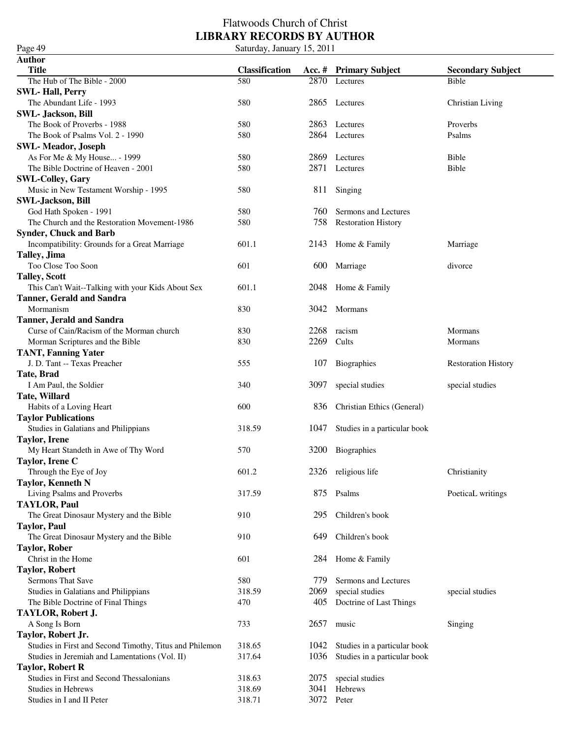| Author<br>Title | Classification | Acc. # | Primary Subject | Secondary Subject |
|---|---|---|---|---|
| The Hub of The Bible - 2000 | 580 | 2870 | Lectures | Bible |
| **SWL- Hall, Perry** | | | | |
| The Abundant Life - 1993 | 580 | 2865 | Lectures | Christian Living |
| **SWL- Jackson, Bill** | | | | |
| The Book of Proverbs - 1988 | 580 | 2863 | Lectures | Proverbs |
| The Book of Psalms Vol. 2 - 1990 | 580 | 2864 | Lectures | Psalms |
| **SWL- Meador, Joseph** | | | | |
| As For Me & My House... - 1999 | 580 | 2869 | Lectures | Bible |
| The Bible Doctrine of Heaven - 2001 | 580 | 2871 | Lectures | Bible |
| **SWL-Colley, Gary** | | | | |
| Music in New Testament Worship - 1995 | 580 | 811 | Singing | |
| **SWL-Jackson, Bill** | | | | |
| God Hath Spoken - 1991 | 580 | 760 | Sermons and Lectures | |
| The Church and the Restoration Movement-1986 | 580 | 758 | Restoration History | |
| **Synder, Chuck and Barb** | | | | |
| Incompatibility: Grounds for a Great Marriage | 601.1 | 2143 | Home & Family | Marriage |
| **Talley, Jima** | | | | |
| Too Close Too Soon | 601 | 600 | Marriage | divorce |
| **Talley, Scott** | | | | |
| This Can't Wait--Talking with your Kids About Sex | 601.1 | 2048 | Home & Family | |
| **Tanner, Gerald and Sandra** | | | | |
| Mormanism | 830 | 3042 | Mormans | |
| **Tanner, Jerald and Sandra** | | | | |
| Curse of Cain/Racism of the Morman church | 830 | 2268 | racism | Mormans |
| Morman Scriptures and the Bible | 830 | 2269 | Cults | Mormans |
| **TANT, Fanning Yater** | | | | |
| J. D. Tant -- Texas Preacher | 555 | 107 | Biographies | Restoration History |
| **Tate, Brad** | | | | |
| I Am Paul, the Soldier | 340 | 3097 | special studies | special studies |
| **Tate, Willard** | | | | |
| Habits of a Loving Heart | 600 | 836 | Christian Ethics (General) | |
| **Taylor Publications** | | | | |
| Studies in Galatians and Philippians | 318.59 | 1047 | Studies in a particular book | |
| **Taylor, Irene** | | | | |
| My Heart Standeth in Awe of Thy Word | 570 | 3200 | Biographies | |
| **Taylor, Irene C** | | | | |
| Through the Eye of Joy | 601.2 | 2326 | religious life | Christianity |
| **Taylor, Kenneth N** | | | | |
| Living Psalms and Proverbs | 317.59 | 875 | Psalms | PoeticaL writings |
| **TAYLOR, Paul** | | | | |
| The Great Dinosaur Mystery and the Bible | 910 | 295 | Children's book | |
| **Taylor, Paul** | | | | |
| The Great Dinosaur Mystery and the Bible | 910 | 649 | Children's book | |
| **Taylor, Rober** | | | | |
| Christ in the Home | 601 | 284 | Home & Family | |
| **Taylor, Robert** | | | | |
| Sermons That Save | 580 | 779 | Sermons and Lectures | |
| Studies in Galatians and Philippians | 318.59 | 2069 | special studies | special studies |
| The Bible Doctrine of Final Things | 470 | 405 | Doctrine of Last Things | |
| **TAYLOR, Robert J.** | | | | |
| A Song Is Born | 733 | 2657 | music | Singing |
| **Taylor, Robert Jr.** | | | | |
| Studies in First and Second Timothy, Titus and Philemon | 318.65 | 1042 | Studies in a particular book | |
| Studies in Jeremiah and Lamentations (Vol. II) | 317.64 | 1036 | Studies in a particular book | |
| **Taylor, Robert R** | | | | |
| Studies in First and Second Thessalonians | 318.63 | 2075 | special studies | |
| Studies in Hebrews | 318.69 | 3041 | Hebrews | |
| Studies in I and II Peter | 318.71 | 3072 | Peter | |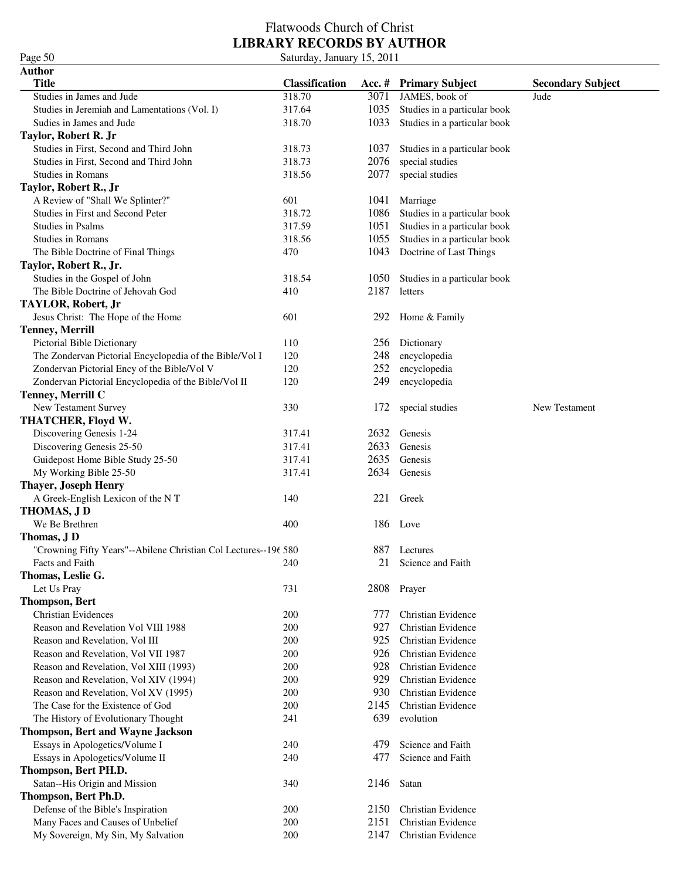# Flatwoods Church of Christ
## LIBRARY RECORDS BY AUTHOR

Saturday, January 15, 2011

| Author / Title | Classification | Acc. # | Primary Subject | Secondary Subject |
|---|---|---|---|---|
| Studies in James and Jude | 318.70 | 3071 | JAMES, book of | Jude |
| Studies in Jeremiah and Lamentations (Vol. I) | 317.64 | 1035 | Studies in a particular book | |
| Sudies in James and Jude | 318.70 | 1033 | Studies in a particular book | |
| **Taylor, Robert R. Jr** | | | | |
| Studies in First, Second and Third John | 318.73 | 1037 | Studies in a particular book | |
| Studies in First, Second and Third John | 318.73 | 2076 | special studies | |
| Studies in Romans | 318.56 | 2077 | special studies | |
| **Taylor, Robert R., Jr** | | | | |
| A Review of "Shall We Splinter?" | 601 | 1041 | Marriage | |
| Studies in First and Second Peter | 318.72 | 1086 | Studies in a particular book | |
| Studies in Psalms | 317.59 | 1051 | Studies in a particular book | |
| Studies in Romans | 318.56 | 1055 | Studies in a particular book | |
| The Bible Doctrine of Final Things | 470 | 1043 | Doctrine of Last Things | |
| **Taylor, Robert R., Jr.** | | | | |
| Studies in the Gospel of John | 318.54 | 1050 | Studies in a particular book | |
| The Bible Doctrine of Jehovah God | 410 | 2187 | letters | |
| **TAYLOR, Robert, Jr** | | | | |
| Jesus Christ: The Hope of the Home | 601 | 292 | Home & Family | |
| **Tenney, Merrill** | | | | |
| Pictorial Bible Dictionary | 110 | 256 | Dictionary | |
| The Zondervan Pictorial Encyclopedia of the Bible/Vol I | 120 | 248 | encyclopedia | |
| Zondervan Pictorial Ency of the Bible/Vol V | 120 | 252 | encyclopedia | |
| Zondervan Pictorial Encyclopedia of the Bible/Vol II | 120 | 249 | encyclopedia | |
| **Tenney, Merrill C** | | | | |
| New Testament Survey | 330 | 172 | special studies | New Testament |
| **THATCHER, Floyd W.** | | | | |
| Discovering Genesis 1-24 | 317.41 | 2632 | Genesis | |
| Discovering Genesis 25-50 | 317.41 | 2633 | Genesis | |
| Guidepost Home Bible Study 25-50 | 317.41 | 2635 | Genesis | |
| My Working Bible 25-50 | 317.41 | 2634 | Genesis | |
| **Thayer, Joseph Henry** | | | | |
| A Greek-English Lexicon of the N T | 140 | 221 | Greek | |
| **THOMAS, J D** | | | | |
| We Be Brethren | 400 | 186 | Love | |
| **Thomas, J D** | | | | |
| "Crowning Fifty Years"--Abilene Christian Col Lectures--19( | 580 | 887 | Lectures | |
| Facts and Faith | 240 | 21 | Science and Faith | |
| **Thomas, Leslie G.** | | | | |
| Let Us Pray | 731 | 2808 | Prayer | |
| **Thompson, Bert** | | | | |
| Christian Evidences | 200 | 777 | Christian Evidence | |
| Reason and Revelation Vol VIII 1988 | 200 | 927 | Christian Evidence | |
| Reason and Revelation, Vol III | 200 | 925 | Christian Evidence | |
| Reason and Revelation, Vol VII 1987 | 200 | 926 | Christian Evidence | |
| Reason and Revelation, Vol XIII (1993) | 200 | 928 | Christian Evidence | |
| Reason and Revelation, Vol XIV (1994) | 200 | 929 | Christian Evidence | |
| Reason and Revelation, Vol XV (1995) | 200 | 930 | Christian Evidence | |
| The Case for the Existence of God | 200 | 2145 | Christian Evidence | |
| The History of Evolutionary Thought | 241 | 639 | evolution | |
| **Thompson, Bert and Wayne Jackson** | | | | |
| Essays in Apologetics/Volume I | 240 | 479 | Science and Faith | |
| Essays in Apologetics/Volume II | 240 | 477 | Science and Faith | |
| **Thompson, Bert PH.D.** | | | | |
| Satan--His Origin and Mission | 340 | 2146 | Satan | |
| **Thompson, Bert Ph.D.** | | | | |
| Defense of the Bible's Inspiration | 200 | 2150 | Christian Evidence | |
| Many Faces and Causes of Unbelief | 200 | 2151 | Christian Evidence | |
| My Sovereign, My Sin, My Salvation | 200 | 2147 | Christian Evidence | |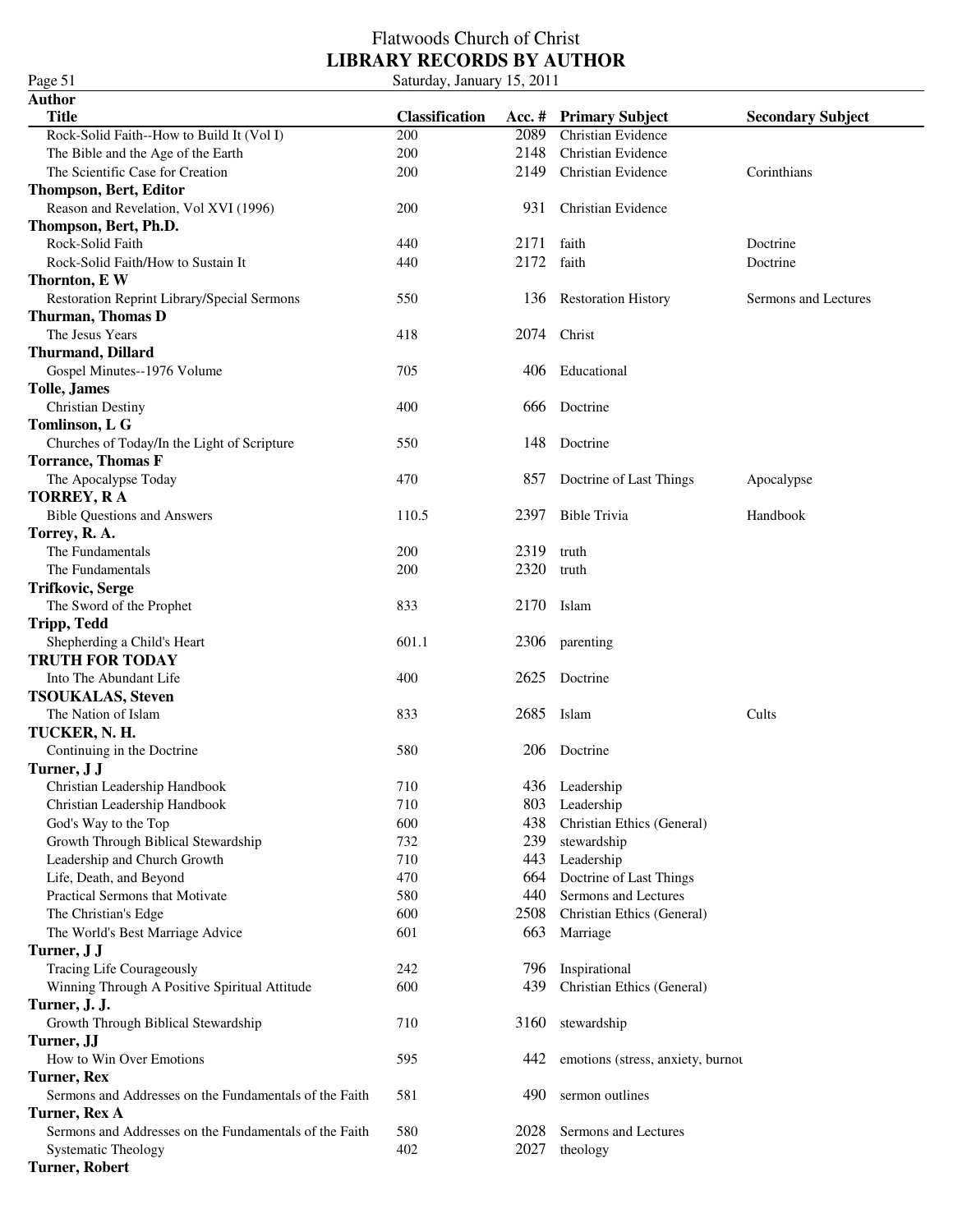# Flatwoods Church of Christ
## LIBRARY RECORDS BY AUTHOR

Saturday, January 15, 2011

| Author / Title | Classification | Acc. # | Primary Subject | Secondary Subject |
|---|---|---|---|---|
| Rock-Solid Faith--How to Build It (Vol I) | 200 | 2089 | Christian Evidence | |
| The Bible and the Age of the Earth | 200 | 2148 | Christian Evidence | |
| The Scientific Case for Creation | 200 | 2149 | Christian Evidence | Corinthians |
| **Thompson, Bert, Editor** | | | | |
| Reason and Revelation, Vol XVI (1996) | 200 | 931 | Christian Evidence | |
| **Thompson, Bert, Ph.D.** | | | | |
| Rock-Solid Faith | 440 | 2171 | faith | Doctrine |
| Rock-Solid Faith/How to Sustain It | 440 | 2172 | faith | Doctrine |
| **Thornton, E W** | | | | |
| Restoration Reprint Library/Special Sermons | 550 | 136 | Restoration History | Sermons and Lectures |
| **Thurman, Thomas D** | | | | |
| The Jesus Years | 418 | 2074 | Christ | |
| **Thurmand, Dillard** | | | | |
| Gospel Minutes--1976 Volume | 705 | 406 | Educational | |
| **Tolle, James** | | | | |
| Christian Destiny | 400 | 666 | Doctrine | |
| **Tomlinson, L G** | | | | |
| Churches of Today/In the Light of Scripture | 550 | 148 | Doctrine | |
| **Torrance, Thomas F** | | | | |
| The Apocalypse Today | 470 | 857 | Doctrine of Last Things | Apocalypse |
| **TORREY, R A** | | | | |
| Bible Questions and Answers | 110.5 | 2397 | Bible Trivia | Handbook |
| **Torrey, R. A.** | | | | |
| The Fundamentals | 200 | 2319 | truth | |
| The Fundamentals | 200 | 2320 | truth | |
| **Trifkovic, Serge** | | | | |
| The Sword of the Prophet | 833 | 2170 | Islam | |
| **Tripp, Tedd** | | | | |
| Shepherding a Child's Heart | 601.1 | 2306 | parenting | |
| **TRUTH FOR TODAY** | | | | |
| Into The Abundant Life | 400 | 2625 | Doctrine | |
| **TSOUKALAS, Steven** | | | | |
| The Nation of Islam | 833 | 2685 | Islam | Cults |
| **TUCKER, N. H.** | | | | |
| Continuing in the Doctrine | 580 | 206 | Doctrine | |
| **Turner, J J** | | | | |
| Christian Leadership Handbook | 710 | 436 | Leadership | |
| Christian Leadership Handbook | 710 | 803 | Leadership | |
| God's Way to the Top | 600 | 438 | Christian Ethics (General) | |
| Growth Through Biblical Stewardship | 732 | 239 | stewardship | |
| Leadership and Church Growth | 710 | 443 | Leadership | |
| Life, Death, and Beyond | 470 | 664 | Doctrine of Last Things | |
| Practical Sermons that Motivate | 580 | 440 | Sermons and Lectures | |
| The Christian's Edge | 600 | 2508 | Christian Ethics (General) | |
| The World's Best Marriage Advice | 601 | 663 | Marriage | |
| **Turner, J J** | | | | |
| Tracing Life Courageously | 242 | 796 | Inspirational | |
| Winning Through A Positive Spiritual Attitude | 600 | 439 | Christian Ethics (General) | |
| **Turner, J. J.** | | | | |
| Growth Through Biblical Stewardship | 710 | 3160 | stewardship | |
| **Turner, JJ** | | | | |
| How to Win Over Emotions | 595 | 442 | emotions (stress, anxiety, burnou | |
| **Turner, Rex** | | | | |
| Sermons and Addresses on the Fundamentals of the Faith | 581 | 490 | sermon outlines | |
| **Turner, Rex A** | | | | |
| Sermons and Addresses on the Fundamentals of the Faith | 580 | 2028 | Sermons and Lectures | |
| Systematic Theology | 402 | 2027 | theology | |
| **Turner, Robert** | | | | |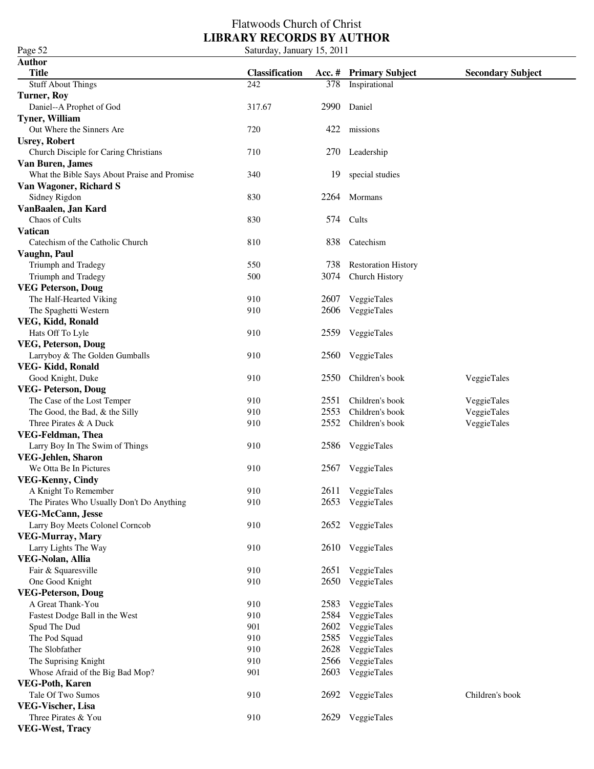# Flatwoods Church of Christ
## LIBRARY RECORDS BY AUTHOR

Saturday, January 15, 2011

| Author / Title | Classification | Acc. # | Primary Subject | Secondary Subject |
|---|---|---|---|---|
| Stuff About Things | 242 | 378 | Inspirational | |
| **Turner, Roy** | | | | |
| Daniel--A Prophet of God | 317.67 | 2990 | Daniel | |
| **Tyner, William** | | | | |
| Out Where the Sinners Are | 720 | 422 | missions | |
| **Usrey, Robert** | | | | |
| Church Disciple for Caring Christians | 710 | 270 | Leadership | |
| **Van Buren, James** | | | | |
| What the Bible Says About Praise and Promise | 340 | 19 | special studies | |
| **Van Wagoner, Richard S** | | | | |
| Sidney Rigdon | 830 | 2264 | Mormans | |
| **VanBaalen, Jan Kard** | | | | |
| Chaos of Cults | 830 | 574 | Cults | |
| **Vatican** | | | | |
| Catechism of the Catholic Church | 810 | 838 | Catechism | |
| **Vaughn, Paul** | | | | |
| Triumph and Tradegy | 550 | 738 | Restoration History | |
| Triumph and Tradegy | 500 | 3074 | Church History | |
| **VEG Peterson, Doug** | | | | |
| The Half-Hearted Viking | 910 | 2607 | VeggieTales | |
| The Spaghetti Western | 910 | 2606 | VeggieTales | |
| **VEG, Kidd, Ronald** | | | | |
| Hats Off To Lyle | 910 | 2559 | VeggieTales | |
| **VEG, Peterson, Doug** | | | | |
| Larryboy & The Golden Gumballs | 910 | 2560 | VeggieTales | |
| **VEG- Kidd, Ronald** | | | | |
| Good Knight, Duke | 910 | 2550 | Children's book | VeggieTales |
| **VEG- Peterson, Doug** | | | | |
| The Case of the Lost Temper | 910 | 2551 | Children's book | VeggieTales |
| The Good, the Bad, & the Silly | 910 | 2553 | Children's book | VeggieTales |
| Three Pirates & A Duck | 910 | 2552 | Children's book | VeggieTales |
| **VEG-Feldman, Thea** | | | | |
| Larry Boy In The Swim of Things | 910 | 2586 | VeggieTales | |
| **VEG-Jehlen, Sharon** | | | | |
| We Otta Be In Pictures | 910 | 2567 | VeggieTales | |
| **VEG-Kenny, Cindy** | | | | |
| A Knight To Remember | 910 | 2611 | VeggieTales | |
| The Pirates Who Usually Don't Do Anything | 910 | 2653 | VeggieTales | |
| **VEG-McCann, Jesse** | | | | |
| Larry Boy Meets Colonel Corncob | 910 | 2652 | VeggieTales | |
| **VEG-Murray, Mary** | | | | |
| Larry Lights The Way | 910 | 2610 | VeggieTales | |
| **VEG-Nolan, Allia** | | | | |
| Fair & Squaresville | 910 | 2651 | VeggieTales | |
| One Good Knight | 910 | 2650 | VeggieTales | |
| **VEG-Peterson, Doug** | | | | |
| A Great Thank-You | 910 | 2583 | VeggieTales | |
| Fastest Dodge Ball in the West | 910 | 2584 | VeggieTales | |
| Spud The Dud | 901 | 2602 | VeggieTales | |
| The Pod Squad | 910 | 2585 | VeggieTales | |
| The Slobfather | 910 | 2628 | VeggieTales | |
| The Suprising Knight | 910 | 2566 | VeggieTales | |
| Whose Afraid of the Big Bad Mop? | 901 | 2603 | VeggieTales | |
| **VEG-Poth, Karen** | | | | |
| Tale Of Two Sumos | 910 | 2692 | VeggieTales | Children's book |
| **VEG-Vischer, Lisa** | | | | |
| Three Pirates & You | 910 | 2629 | VeggieTales | |
| **VEG-West, Tracy** | | | | |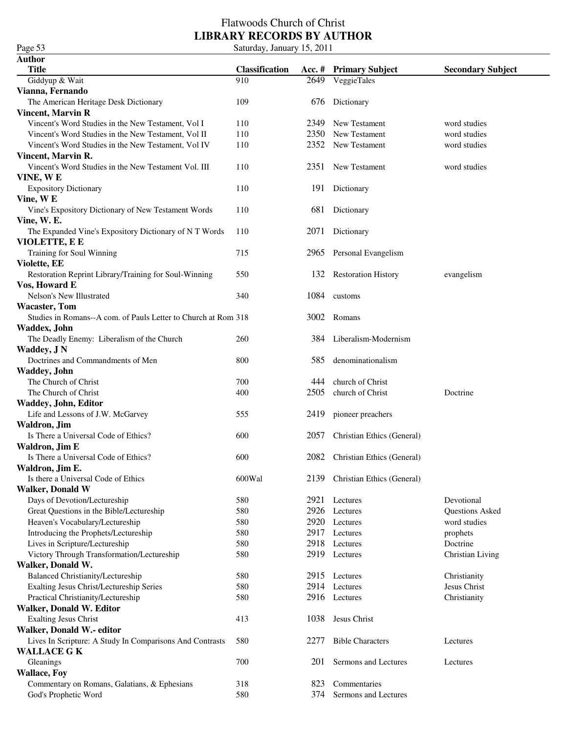# Flatwoods Church of Christ
## LIBRARY RECORDS BY AUTHOR

Saturday, January 15, 2011

| Author / Title | Classification | Acc. # | Primary Subject | Secondary Subject |
|---|---|---|---|---|
| Giddyup & Wait | 910 | 2649 | VeggieTales | |
| **Vianna, Fernando** | | | | |
| The American Heritage Desk Dictionary | 109 | 676 | Dictionary | |
| **Vincent, Marvin R** | | | | |
| Vincent's Word Studies in the New Testament, Vol I | 110 | 2349 | New Testament | word studies |
| Vincent's Word Studies in the New Testament, Vol II | 110 | 2350 | New Testament | word studies |
| Vincent's Word Studies in the New Testament, Vol IV | 110 | 2352 | New Testament | word studies |
| **Vincent, Marvin R.** | | | | |
| Vincent's Word Studies in the New Testament Vol. III | 110 | 2351 | New Testament | word studies |
| **VINE, W E** | | | | |
| Expository Dictionary | 110 | 191 | Dictionary | |
| **Vine, W E** | | | | |
| Vine's Expository Dictionary of New Testament Words | 110 | 681 | Dictionary | |
| **Vine, W. E.** | | | | |
| The Expanded Vine's Expository Dictionary of N T Words | 110 | 2071 | Dictionary | |
| **VIOLETTE, E E** | | | | |
| Training for Soul Winning | 715 | 2965 | Personal Evangelism | |
| **Violette, EE** | | | | |
| Restoration Reprint Library/Training for Soul-Winning | 550 | 132 | Restoration History | evangelism |
| **Vos, Howard E** | | | | |
| Nelson's New Illustrated | 340 | 1084 | customs | |
| **Wacaster, Tom** | | | | |
| Studies in Romans--A com. of Pauls Letter to Church at Rom | 318 | 3002 | Romans | |
| **Waddex, John** | | | | |
| The Deadly Enemy: Liberalism of the Church | 260 | 384 | Liberalism-Modernism | |
| **Waddey, J N** | | | | |
| Doctrines and Commandments of Men | 800 | 585 | denominationalism | |
| **Waddey, John** | | | | |
| The Church of Christ | 700 | 444 | church of Christ | |
| The Church of Christ | 400 | 2505 | church of Christ | Doctrine |
| **Waddey, John, Editor** | | | | |
| Life and Lessons of J.W. McGarvey | 555 | 2419 | pioneer preachers | |
| **Waldron, Jim** | | | | |
| Is There a Universal Code of Ethics? | 600 | 2057 | Christian Ethics (General) | |
| **Waldron, Jim E** | | | | |
| Is There a Universal Code of Ethics? | 600 | 2082 | Christian Ethics (General) | |
| **Waldron, Jim E.** | | | | |
| Is there a Universal Code of Ethics | 600Wal | 2139 | Christian Ethics (General) | |
| **Walker, Donald W** | | | | |
| Days of Devotion/Lectureship | 580 | 2921 | Lectures | Devotional |
| Great Questions in the Bible/Lectureship | 580 | 2926 | Lectures | Questions Asked |
| Heaven's Vocabulary/Lectureship | 580 | 2920 | Lectures | word studies |
| Introducing the Prophets/Lectureship | 580 | 2917 | Lectures | prophets |
| Lives in Scripture/Lectureship | 580 | 2918 | Lectures | Doctrine |
| Victory Through Transformation/Lectureship | 580 | 2919 | Lectures | Christian Living |
| **Walker, Donald W.** | | | | |
| Balanced Christianity/Lectureship | 580 | 2915 | Lectures | Christianity |
| Exalting Jesus Christ/Lectureship Series | 580 | 2914 | Lectures | Jesus Christ |
| Practical Christianity/Lectureship | 580 | 2916 | Lectures | Christianity |
| **Walker, Donald W. Editor** | | | | |
| Exalting Jesus Christ | 413 | 1038 | Jesus Christ | |
| **Walker, Donald W.- editor** | | | | |
| Lives In Scripture: A Study In Comparisons And Contrasts | 580 | 2277 | Bible Characters | Lectures |
| **WALLACE G K** | | | | |
| Gleanings | 700 | 201 | Sermons and Lectures | Lectures |
| **Wallace, Foy** | | | | |
| Commentary on Romans, Galatians, & Ephesians | 318 | 823 | Commentaries | |
| God's Prophetic Word | 580 | 374 | Sermons and Lectures | |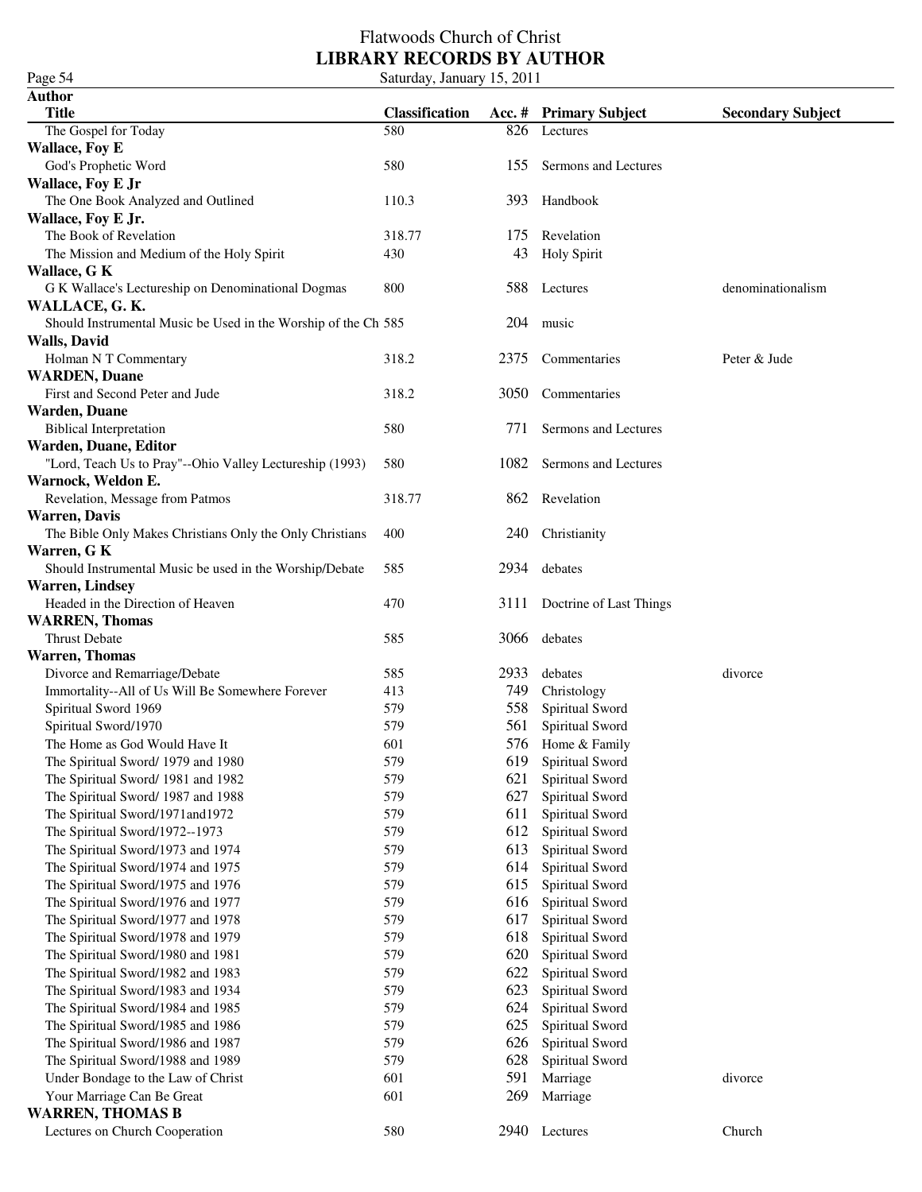# Flatwoods Church of Christ
## LIBRARY RECORDS BY AUTHOR

Saturday, January 15, 2011

| Author / Title | Classification | Acc. # | Primary Subject | Secondary Subject |
|---|---|---|---|---|
| The Gospel for Today | 580 | 826 | Lectures | |
| **Wallace, Foy E** | | | | |
| God's Prophetic Word | 580 | 155 | Sermons and Lectures | |
| **Wallace, Foy E Jr** | | | | |
| The One Book Analyzed and Outlined | 110.3 | 393 | Handbook | |
| **Wallace, Foy E Jr.** | | | | |
| The Book of Revelation | 318.77 | 175 | Revelation | |
| The Mission and Medium of the Holy Spirit | 430 | 43 | Holy Spirit | |
| **Wallace, G K** | | | | |
| G K Wallace's Lectureship on Denominational Dogmas | 800 | 588 | Lectures | denominationalism |
| **WALLACE, G. K.** | | | | |
| Should Instrumental Music be Used in the Worship of the Ch | 585 | 204 | music | |
| **Walls, David** | | | | |
| Holman N T Commentary | 318.2 | 2375 | Commentaries | Peter & Jude |
| **WARDEN, Duane** | | | | |
| First and Second Peter and Jude | 318.2 | 3050 | Commentaries | |
| **Warden, Duane** | | | | |
| Biblical Interpretation | 580 | 771 | Sermons and Lectures | |
| **Warden, Duane, Editor** | | | | |
| "Lord, Teach Us to Pray"--Ohio Valley Lectureship (1993) | 580 | 1082 | Sermons and Lectures | |
| **Warnock, Weldon E.** | | | | |
| Revelation, Message from Patmos | 318.77 | 862 | Revelation | |
| **Warren, Davis** | | | | |
| The Bible Only Makes Christians Only the Only Christians | 400 | 240 | Christianity | |
| **Warren, G K** | | | | |
| Should Instrumental Music be used in the Worship/Debate | 585 | 2934 | debates | |
| **Warren, Lindsey** | | | | |
| Headed in the Direction of Heaven | 470 | 3111 | Doctrine of Last Things | |
| **WARREN, Thomas** | | | | |
| Thrust Debate | 585 | 3066 | debates | |
| **Warren, Thomas** | | | | |
| Divorce and Remarriage/Debate | 585 | 2933 | debates | divorce |
| Immortality--All of Us Will Be Somewhere Forever | 413 | 749 | Christology | |
| Spiritual Sword 1969 | 579 | 558 | Spiritual Sword | |
| Spiritual Sword/1970 | 579 | 561 | Spiritual Sword | |
| The Home as God Would Have It | 601 | 576 | Home & Family | |
| The Spiritual Sword/ 1979 and 1980 | 579 | 619 | Spiritual Sword | |
| The Spiritual Sword/ 1981 and 1982 | 579 | 621 | Spiritual Sword | |
| The Spiritual Sword/ 1987 and 1988 | 579 | 627 | Spiritual Sword | |
| The Spiritual Sword/1971and1972 | 579 | 611 | Spiritual Sword | |
| The Spiritual Sword/1972--1973 | 579 | 612 | Spiritual Sword | |
| The Spiritual Sword/1973 and 1974 | 579 | 613 | Spiritual Sword | |
| The Spiritual Sword/1974 and 1975 | 579 | 614 | Spiritual Sword | |
| The Spiritual Sword/1975 and 1976 | 579 | 615 | Spiritual Sword | |
| The Spiritual Sword/1976 and 1977 | 579 | 616 | Spiritual Sword | |
| The Spiritual Sword/1977 and 1978 | 579 | 617 | Spiritual Sword | |
| The Spiritual Sword/1978 and 1979 | 579 | 618 | Spiritual Sword | |
| The Spiritual Sword/1980 and 1981 | 579 | 620 | Spiritual Sword | |
| The Spiritual Sword/1982 and 1983 | 579 | 622 | Spiritual Sword | |
| The Spiritual Sword/1983 and 1934 | 579 | 623 | Spiritual Sword | |
| The Spiritual Sword/1984 and 1985 | 579 | 624 | Spiritual Sword | |
| The Spiritual Sword/1985 and 1986 | 579 | 625 | Spiritual Sword | |
| The Spiritual Sword/1986 and 1987 | 579 | 626 | Spiritual Sword | |
| The Spiritual Sword/1988 and 1989 | 579 | 628 | Spiritual Sword | |
| Under Bondage to the Law of Christ | 601 | 591 | Marriage | divorce |
| Your Marriage Can Be Great | 601 | 269 | Marriage | |
| **WARREN, THOMAS B** | | | | |
| Lectures on Church Cooperation | 580 | 2940 | Lectures | Church |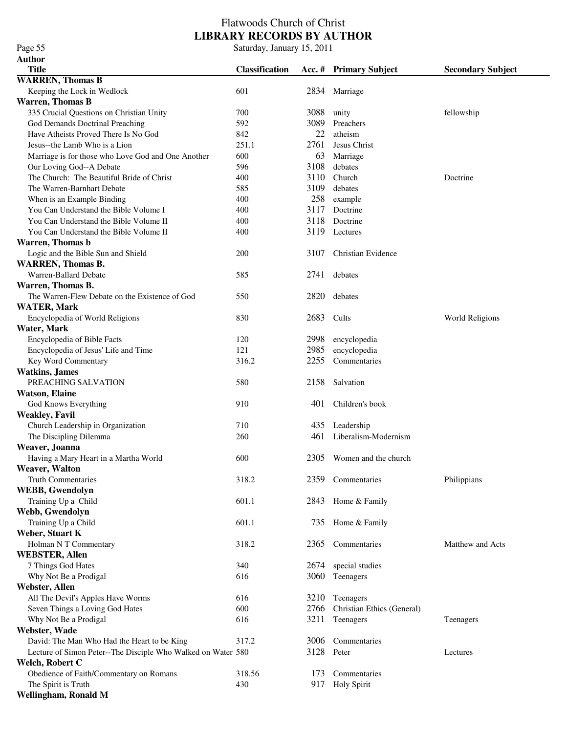# Flatwoods Church of Christ
## LIBRARY RECORDS BY AUTHOR

Saturday, January 15, 2011

| Author / Title | Classification | Acc. # | Primary Subject | Secondary Subject |
|---|---|---|---|---|
| **WARREN, Thomas B** | | | | |
| Keeping the Lock in Wedlock | 601 | 2834 | Marriage | |
| **Warren, Thomas B** | | | | |
| 335 Crucial Questions on Christian Unity | 700 | 3088 | unity | fellowship |
| God Demands Doctrinal Preaching | 592 | 3089 | Preachers | |
| Have Atheists Proved There Is No God | 842 | 22 | atheism | |
| Jesus--the Lamb Who is a Lion | 251.1 | 2761 | Jesus Christ | |
| Marriage is for those who Love God and One Another | 600 | 63 | Marriage | |
| Our Loving God--A Debate | 596 | 3108 | debates | |
| The Church: The Beautiful Bride of Christ | 400 | 3110 | Church | Doctrine |
| The Warren-Barnhart Debate | 585 | 3109 | debates | |
| When is an Example Binding | 400 | 258 | example | |
| You Can Understand the Bible Volume I | 400 | 3117 | Doctrine | |
| You Can Understand the Bible Volume II | 400 | 3118 | Doctrine | |
| You Can Understand the Bible Volume II | 400 | 3119 | Lectures | |
| **Warren, Thomas b** | | | | |
| Logic and the Bible Sun and Shield | 200 | 3107 | Christian Evidence | |
| **WARREN, Thomas B.** | | | | |
| Warren-Ballard Debate | 585 | 2741 | debates | |
| **Warren, Thomas B.** | | | | |
| The Warren-Flew Debate on the Existence of God | 550 | 2820 | debates | |
| **WATER, Mark** | | | | |
| Encyclopedia of World Religions | 830 | 2683 | Cults | World Religions |
| **Water, Mark** | | | | |
| Encyclopedia of Bible Facts | 120 | 2998 | encyclopedia | |
| Encyclopedia of Jesus' Life and Time | 121 | 2985 | encyclopedia | |
| Key Word Commentary | 316.2 | 2255 | Commentaries | |
| **Watkins, James** | | | | |
| PREACHING SALVATION | 580 | 2158 | Salvation | |
| **Watson, Elaine** | | | | |
| God Knows Everything | 910 | 401 | Children's book | |
| **Weakley, Favil** | | | | |
| Church Leadership in Organization | 710 | 435 | Leadership | |
| The Discipling Dilemma | 260 | 461 | Liberalism-Modernism | |
| **Weaver, Joanna** | | | | |
| Having a Mary Heart in a Martha World | 600 | 2305 | Women and the church | |
| **Weaver, Walton** | | | | |
| Truth Commentaries | 318.2 | 2359 | Commentaries | Philippians |
| **WEBB, Gwendolyn** | | | | |
| Training Up a Child | 601.1 | 2843 | Home & Family | |
| **Webb, Gwendolyn** | | | | |
| Training Up a Child | 601.1 | 735 | Home & Family | |
| **Weber, Stuart K** | | | | |
| Holman N T Commentary | 318.2 | 2365 | Commentaries | Matthew and Acts |
| **WEBSTER, Allen** | | | | |
| 7 Things God Hates | 340 | 2674 | special studies | |
| Why Not Be a Prodigal | 616 | 3060 | Teenagers | |
| **Webster, Allen** | | | | |
| All The Devil's Apples Have Worms | 616 | 3210 | Teenagers | |
| Seven Things a Loving God Hates | 600 | 2766 | Christian Ethics (General) | |
| Why Not Be a Prodigal | 616 | 3211 | Teenagers | Teenagers |
| **Webster, Wade** | | | | |
| David: The Man Who Had the Heart to be King | 317.2 | 3006 | Commentaries | |
| Lecture of Simon Peter--The Disciple Who Walked on Water | 580 | 3128 | Peter | Lectures |
| **Welch, Robert C** | | | | |
| Obedience of Faith/Commentary on Romans | 318.56 | 173 | Commentaries | |
| The Spirit is Truth | 430 | 917 | Holy Spirit | |
| **Wellingham, Ronald M** | | | | |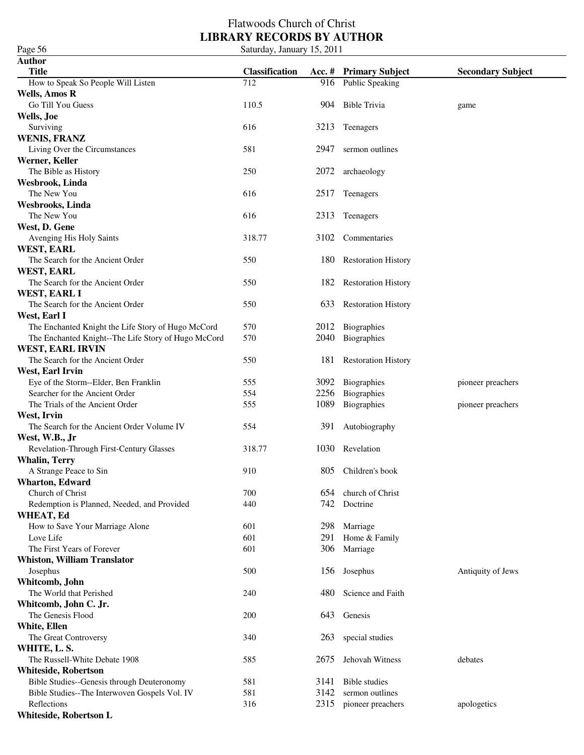# Flatwoods Church of Christ
## LIBRARY RECORDS BY AUTHOR

Saturday, January 15, 2011

| Author / Title | Classification | Acc. # | Primary Subject | Secondary Subject |
|---|---|---|---|---|
| How to Speak So People Will Listen | 712 | 916 | Public Speaking | |
| **Wells, Amos R** | | | | |
| Go Till You Guess | 110.5 | 904 | Bible Trivia | game |
| **Wells, Joe** | | | | |
| Surviving | 616 | 3213 | Teenagers | |
| **WENIS, FRANZ** | | | | |
| Living Over the Circumstances | 581 | 2947 | sermon outlines | |
| **Werner, Keller** | | | | |
| The Bible as History | 250 | 2072 | archaeology | |
| **Wesbrook, Linda** | | | | |
| The New You | 616 | 2517 | Teenagers | |
| **Wesbrooks, Linda** | | | | |
| The New You | 616 | 2313 | Teenagers | |
| **West, D. Gene** | | | | |
| Avenging His Holy Saints | 318.77 | 3102 | Commentaries | |
| **WEST, EARL** | | | | |
| The Search for the Ancient Order | 550 | 180 | Restoration History | |
| **WEST, EARL** | | | | |
| The Search for the Ancient Order | 550 | 182 | Restoration History | |
| **WEST, EARL I** | | | | |
| The Search for the Ancient Order | 550 | 633 | Restoration History | |
| **West, Earl I** | | | | |
| The Enchanted Knight the Life Story of Hugo McCord | 570 | 2012 | Biographies | |
| The Enchanted Knight--The Life Story of Hugo McCord | 570 | 2040 | Biographies | |
| **WEST, EARL IRVIN** | | | | |
| The Search for the Ancient Order | 550 | 181 | Restoration History | |
| **West, Earl Irvin** | | | | |
| Eye of the Storm--Elder, Ben Franklin | 555 | 3092 | Biographies | pioneer preachers |
| Searcher for the Ancient Order | 554 | 2256 | Biographies | |
| The Trials of the Ancient Order | 555 | 1089 | Biographies | pioneer preachers |
| **West, Irvin** | | | | |
| The Search for the Ancient Order Volume IV | 554 | 391 | Autobiography | |
| **West, W.B., Jr** | | | | |
| Revelation-Through First-Century Glasses | 318.77 | 1030 | Revelation | |
| **Whalin, Terry** | | | | |
| A Strange Peace to Sin | 910 | 805 | Children's book | |
| **Wharton, Edward** | | | | |
| Church of Christ | 700 | 654 | church of Christ | |
| Redemption is Planned, Needed, and Provided | 440 | 742 | Doctrine | |
| **WHEAT, Ed** | | | | |
| How to Save Your Marriage Alone | 601 | 298 | Marriage | |
| Love Life | 601 | 291 | Home & Family | |
| The First Years of Forever | 601 | 306 | Marriage | |
| **Whiston, William Translator** | | | | |
| Josephus | 500 | 156 | Josephus | Antiquity of Jews |
| **Whitcomb, John** | | | | |
| The World that Perished | 240 | 480 | Science and Faith | |
| **Whitcomb, John C. Jr.** | | | | |
| The Genesis Flood | 200 | 643 | Genesis | |
| **White, Ellen** | | | | |
| The Great Controversy | 340 | 263 | special studies | |
| **WHITE, L. S.** | | | | |
| The Russell-White Debate 1908 | 585 | 2675 | Jehovah Witness | debates |
| **Whiteside, Robertson** | | | | |
| Bible Studies--Genesis through Deuteronomy | 581 | 3141 | Bible studies | |
| Bible Studies--The Interwoven Gospels Vol. IV | 581 | 3142 | sermon outlines | |
| Reflections | 316 | 2315 | pioneer preachers | apologetics |
| **Whiteside, Robertson L** | | | | |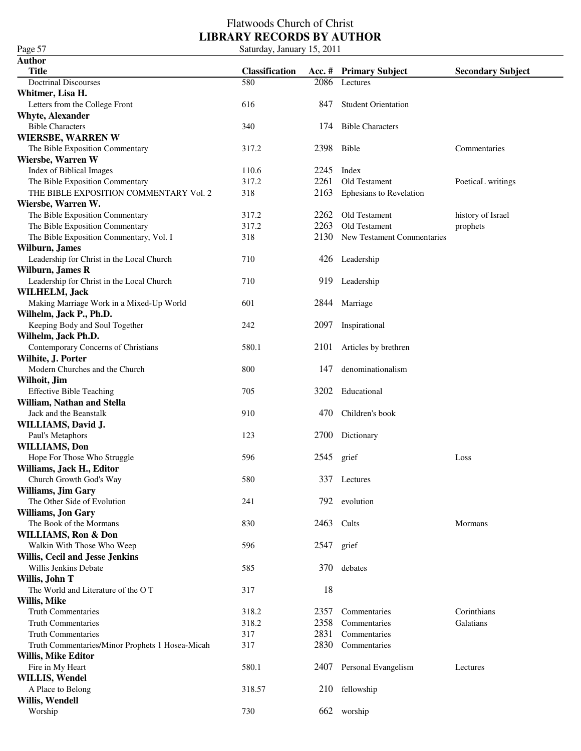# Flatwoods Church of Christ
## LIBRARY RECORDS BY AUTHOR

Saturday, January 15, 2011

| Author / Title | Classification | Acc. # | Primary Subject | Secondary Subject |
|---|---|---|---|---|
| Doctrinal Discourses | 580 | 2086 | Lectures | |
| **Whitmer, Lisa H.** | | | | |
| Letters from the College Front | 616 | 847 | Student Orientation | |
| **Whyte, Alexander** | | | | |
| Bible Characters | 340 | 174 | Bible Characters | |
| **WIERSBE, WARREN W** | | | | |
| The Bible Exposition Commentary | 317.2 | 2398 | Bible | Commentaries |
| **Wiersbe, Warren W** | | | | |
| Index of Biblical Images | 110.6 | 2245 | Index | |
| The Bible Exposition Commentary | 317.2 | 2261 | Old Testament | PoeticaL writings |
| THE BIBLE EXPOSITION COMMENTARY Vol. 2 | 318 | 2163 | Ephesians to Revelation | |
| **Wiersbe, Warren W.** | | | | |
| The Bible Exposition Commentary | 317.2 | 2262 | Old Testament | history of Israel |
| The Bible Exposition Commentary | 317.2 | 2263 | Old Testament | prophets |
| The Bible Exposition Commentary, Vol. I | 318 | 2130 | New Testament Commentaries | |
| **Wilburn, James** | | | | |
| Leadership for Christ in the Local Church | 710 | 426 | Leadership | |
| **Wilburn, James R** | | | | |
| Leadership for Christ in the Local Church | 710 | 919 | Leadership | |
| **WILHELM, Jack** | | | | |
| Making Marriage Work in a Mixed-Up World | 601 | 2844 | Marriage | |
| **Wilhelm, Jack P., Ph.D.** | | | | |
| Keeping Body and Soul Together | 242 | 2097 | Inspirational | |
| **Wilhelm, Jack Ph.D.** | | | | |
| Contemporary Concerns of Christians | 580.1 | 2101 | Articles by brethren | |
| **Wilhite, J. Porter** | | | | |
| Modern Churches and the Church | 800 | 147 | denominationalism | |
| **Wilhoit, Jim** | | | | |
| Effective Bible Teaching | 705 | 3202 | Educational | |
| **William, Nathan and Stella** | | | | |
| Jack and the Beanstalk | 910 | 470 | Children's book | |
| **WILLIAMS, David J.** | | | | |
| Paul's Metaphors | 123 | 2700 | Dictionary | |
| **WILLIAMS, Don** | | | | |
| Hope For Those Who Struggle | 596 | 2545 | grief | Loss |
| **Williams, Jack H., Editor** | | | | |
| Church Growth God's Way | 580 | 337 | Lectures | |
| **Williams, Jim Gary** | | | | |
| The Other Side of Evolution | 241 | 792 | evolution | |
| **Williams, Jon Gary** | | | | |
| The Book of the Mormans | 830 | 2463 | Cults | Mormans |
| **WILLIAMS, Ron & Don** | | | | |
| Walkin With Those Who Weep | 596 | 2547 | grief | |
| **Willis, Cecil and Jesse Jenkins** | | | | |
| Willis Jenkins Debate | 585 | 370 | debates | |
| **Willis, John T** | | | | |
| The World and Literature of the O T | 317 | 18 | | |
| **Willis, Mike** | | | | |
| Truth Commentaries | 318.2 | 2357 | Commentaries | Corinthians |
| Truth Commentaries | 318.2 | 2358 | Commentaries | Galatians |
| Truth Commentaries | 317 | 2831 | Commentaries | |
| Truth Commentaries/Minor Prophets 1 Hosea-Micah | 317 | 2830 | Commentaries | |
| **Willis, Mike Editor** | | | | |
| Fire in My Heart | 580.1 | 2407 | Personal Evangelism | Lectures |
| **WILLIS, Wendel** | | | | |
| A Place to Belong | 318.57 | 210 | fellowship | |
| **Willis, Wendell** | | | | |
| Worship | 730 | 662 | worship | |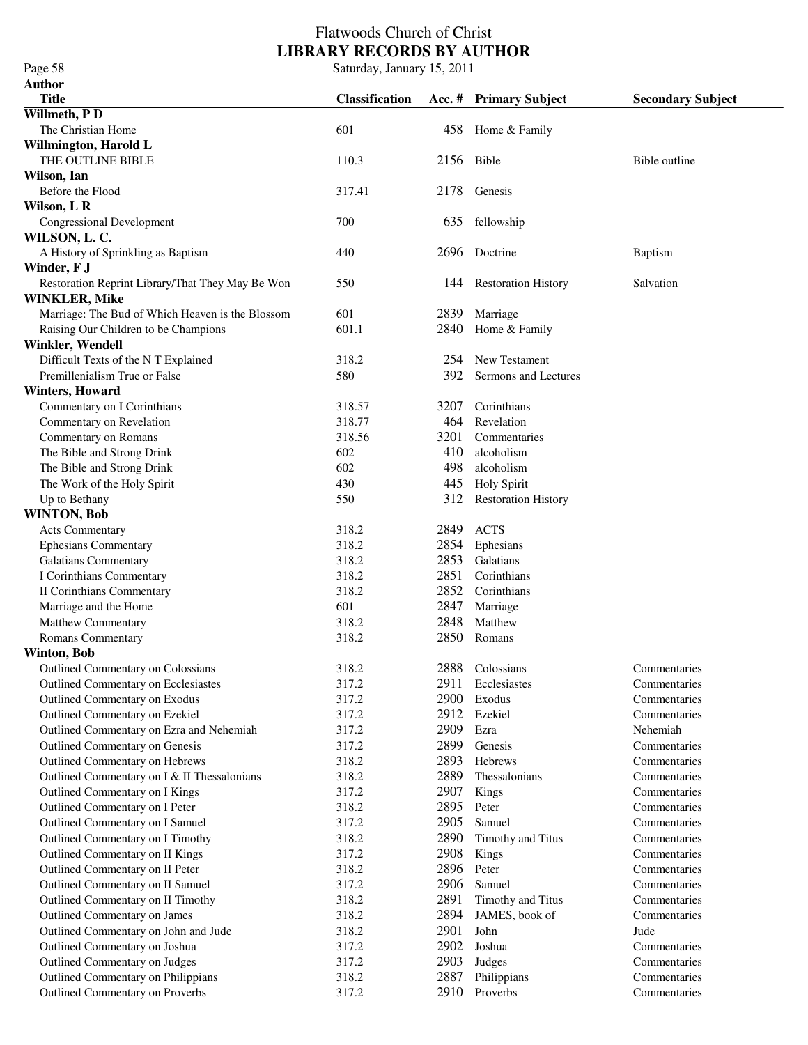# Flatwoods Church of Christ
## LIBRARY RECORDS BY AUTHOR

Saturday, January 15, 2011

| Author / Title | Classification | Acc. # | Primary Subject | Secondary Subject |
|---|---|---|---|---|
| **Willmeth, P D** | | | | |
| The Christian Home | 601 | 458 | Home & Family | |
| **Willmington, Harold L** | | | | |
| THE OUTLINE BIBLE | 110.3 | 2156 | Bible | Bible outline |
| **Wilson, Ian** | | | | |
| Before the Flood | 317.41 | 2178 | Genesis | |
| **Wilson, L R** | | | | |
| Congressional Development | 700 | 635 | fellowship | |
| **WILSON, L. C.** | | | | |
| A History of Sprinkling as Baptism | 440 | 2696 | Doctrine | Baptism |
| **Winder, F J** | | | | |
| Restoration Reprint Library/That They May Be Won | 550 | 144 | Restoration History | Salvation |
| **WINKLER, Mike** | | | | |
| Marriage: The Bud of Which Heaven is the Blossom | 601 | 2839 | Marriage | |
| Raising Our Children to be Champions | 601.1 | 2840 | Home & Family | |
| **Winkler, Wendell** | | | | |
| Difficult Texts of the N T Explained | 318.2 | 254 | New Testament | |
| Premillenialism True or False | 580 | 392 | Sermons and Lectures | |
| **Winters, Howard** | | | | |
| Commentary on I Corinthians | 318.57 | 3207 | Corinthians | |
| Commentary on Revelation | 318.77 | 464 | Revelation | |
| Commentary on Romans | 318.56 | 3201 | Commentaries | |
| The Bible and Strong Drink | 602 | 410 | alcoholism | |
| The Bible and Strong Drink | 602 | 498 | alcoholism | |
| The Work of the Holy Spirit | 430 | 445 | Holy Spirit | |
| Up to Bethany | 550 | 312 | Restoration History | |
| **WINTON, Bob** | | | | |
| Acts Commentary | 318.2 | 2849 | ACTS | |
| Ephesians Commentary | 318.2 | 2854 | Ephesians | |
| Galatians Commentary | 318.2 | 2853 | Galatians | |
| I Corinthians Commentary | 318.2 | 2851 | Corinthians | |
| II Corinthians Commentary | 318.2 | 2852 | Corinthians | |
| Marriage and the Home | 601 | 2847 | Marriage | |
| Matthew Commentary | 318.2 | 2848 | Matthew | |
| Romans Commentary | 318.2 | 2850 | Romans | |
| **Winton, Bob** | | | | |
| Outlined Commentary on Colossians | 318.2 | 2888 | Colossians | Commentaries |
| Outlined Commentary on Ecclesiastes | 317.2 | 2911 | Ecclesiastes | Commentaries |
| Outlined Commentary on Exodus | 317.2 | 2900 | Exodus | Commentaries |
| Outlined Commentary on Ezekiel | 317.2 | 2912 | Ezekiel | Commentaries |
| Outlined Commentary on Ezra and Nehemiah | 317.2 | 2909 | Ezra | Nehemiah |
| Outlined Commentary on Genesis | 317.2 | 2899 | Genesis | Commentaries |
| Outlined Commentary on Hebrews | 318.2 | 2893 | Hebrews | Commentaries |
| Outlined Commentary on I & II Thessalonians | 318.2 | 2889 | Thessalonians | Commentaries |
| Outlined Commentary on I Kings | 317.2 | 2907 | Kings | Commentaries |
| Outlined Commentary on I Peter | 318.2 | 2895 | Peter | Commentaries |
| Outlined Commentary on I Samuel | 317.2 | 2905 | Samuel | Commentaries |
| Outlined Commentary on I Timothy | 318.2 | 2890 | Timothy and Titus | Commentaries |
| Outlined Commentary on II Kings | 317.2 | 2908 | Kings | Commentaries |
| Outlined Commentary on II Peter | 318.2 | 2896 | Peter | Commentaries |
| Outlined Commentary on II Samuel | 317.2 | 2906 | Samuel | Commentaries |
| Outlined Commentary on II Timothy | 318.2 | 2891 | Timothy and Titus | Commentaries |
| Outlined Commentary on James | 318.2 | 2894 | JAMES, book of | Commentaries |
| Outlined Commentary on John and Jude | 318.2 | 2901 | John | Jude |
| Outlined Commentary on Joshua | 317.2 | 2902 | Joshua | Commentaries |
| Outlined Commentary on Judges | 317.2 | 2903 | Judges | Commentaries |
| Outlined Commentary on Philippians | 318.2 | 2887 | Philippians | Commentaries |
| Outlined Commentary on Proverbs | 317.2 | 2910 | Proverbs | Commentaries |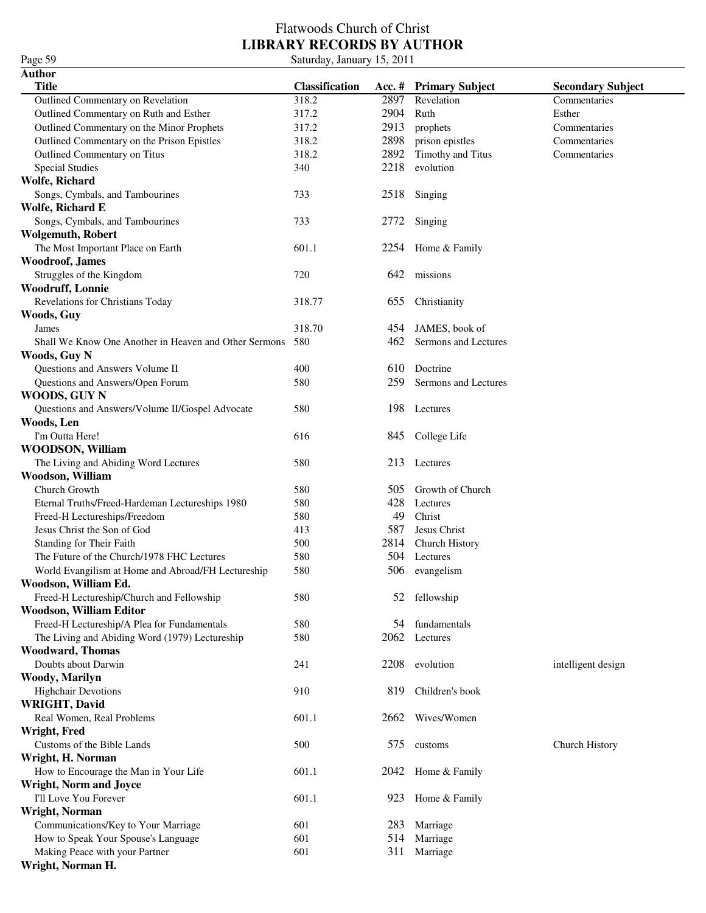| Author<br>Title | Classification | Acc. # | Primary Subject | Secondary Subject |
|---|---|---|---|---|
| Outlined Commentary on Revelation | 318.2 | 2897 | Revelation | Commentaries |
| Outlined Commentary on Ruth and Esther | 317.2 | 2904 | Ruth | Esther |
| Outlined Commentary on the Minor Prophets | 317.2 | 2913 | prophets | Commentaries |
| Outlined Commentary on the Prison Epistles | 318.2 | 2898 | prison epistles | Commentaries |
| Outlined Commentary on Titus | 318.2 | 2892 | Timothy and Titus | Commentaries |
| Special Studies | 340 | 2218 | evolution | |
| **Wolfe, Richard** | | | | |
| Songs, Cymbals, and Tambourines | 733 | 2518 | Singing | |
| **Wolfe, Richard E** | | | | |
| Songs, Cymbals, and Tambourines | 733 | 2772 | Singing | |
| **Wolgemuth, Robert** | | | | |
| The Most Important Place on Earth | 601.1 | 2254 | Home & Family | |
| **Woodroof, James** | | | | |
| Struggles of the Kingdom | 720 | 642 | missions | |
| **Woodruff, Lonnie** | | | | |
| Revelations for Christians Today | 318.77 | 655 | Christianity | |
| **Woods, Guy** | | | | |
| James | 318.70 | 454 | JAMES, book of | |
| Shall We Know One Another in Heaven and Other Sermons | 580 | 462 | Sermons and Lectures | |
| **Woods, Guy N** | | | | |
| Questions and Answers Volume II | 400 | 610 | Doctrine | |
| Questions and Answers/Open Forum | 580 | 259 | Sermons and Lectures | |
| **WOODS, GUY N** | | | | |
| Questions and Answers/Volume II/Gospel Advocate | 580 | 198 | Lectures | |
| **Woods, Len** | | | | |
| I'm Outta Here! | 616 | 845 | College Life | |
| **WOODSON, William** | | | | |
| The Living and Abiding Word Lectures | 580 | 213 | Lectures | |
| **Woodson, William** | | | | |
| Church Growth | 580 | 505 | Growth of Church | |
| Eternal Truths/Freed-Hardeman Lectureships 1980 | 580 | 428 | Lectures | |
| Freed-H Lectureships/Freedom | 580 | 49 | Christ | |
| Jesus Christ the Son of God | 413 | 587 | Jesus Christ | |
| Standing for Their Faith | 500 | 2814 | Church History | |
| The Future of the Church/1978 FHC Lectures | 580 | 504 | Lectures | |
| World Evangilism at Home and Abroad/FH Lectureship | 580 | 506 | evangelism | |
| **Woodson, William Ed.** | | | | |
| Freed-H Lectureship/Church and Fellowship | 580 | 52 | fellowship | |
| **Woodson, William Editor** | | | | |
| Freed-H Lectureship/A Plea for Fundamentals | 580 | 54 | fundamentals | |
| The Living and Abiding Word (1979) Lectureship | 580 | 2062 | Lectures | |
| **Woodward, Thomas** | | | | |
| Doubts about Darwin | 241 | 2208 | evolution | intelligent design |
| **Woody, Marilyn** | | | | |
| Highchair Devotions | 910 | 819 | Children's book | |
| **WRIGHT, David** | | | | |
| Real Women, Real Problems | 601.1 | 2662 | Wives/Women | |
| **Wright, Fred** | | | | |
| Customs of the Bible Lands | 500 | 575 | customs | Church History |
| **Wright, H. Norman** | | | | |
| How to Encourage the Man in Your Life | 601.1 | 2042 | Home & Family | |
| **Wright, Norm and Joyce** | | | | |
| I'll Love You Forever | 601.1 | 923 | Home & Family | |
| **Wright, Norman** | | | | |
| Communications/Key to Your Marriage | 601 | 283 | Marriage | |
| How to Speak Your Spouse's Language | 601 | 514 | Marriage | |
| Making Peace with your Partner | 601 | 311 | Marriage | |
| **Wright, Norman H.** | | | | |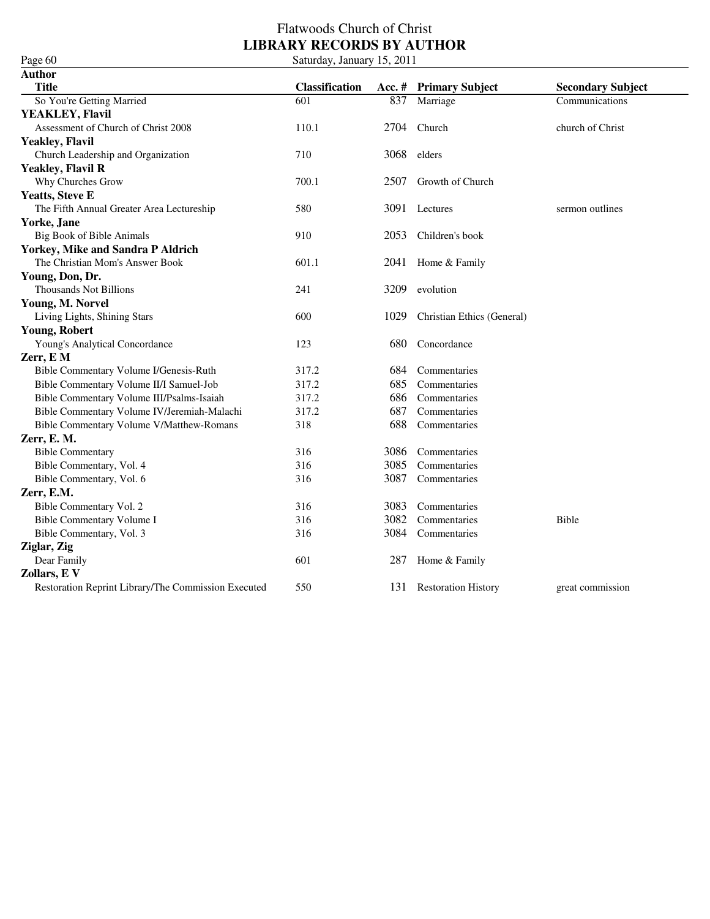# Flatwoods Church of Christ
## LIBRARY RECORDS BY AUTHOR

Saturday, January 15, 2011

| Author / Title | Classification | Acc. # | Primary Subject | Secondary Subject |
|---|---|---|---|---|
| So You're Getting Married | 601 | 837 | Marriage | Communications |
| **YEAKLEY, Flavil** | | | | |
| Assessment of Church of Christ 2008 | 110.1 | 2704 | Church | church of Christ |
| **Yeakley, Flavil** | | | | |
| Church Leadership and Organization | 710 | 3068 | elders | |
| **Yeakley, Flavil R** | | | | |
| Why Churches Grow | 700.1 | 2507 | Growth of Church | |
| **Yeatts, Steve E** | | | | |
| The Fifth Annual Greater Area Lectureship | 580 | 3091 | Lectures | sermon outlines |
| **Yorke, Jane** | | | | |
| Big Book of Bible Animals | 910 | 2053 | Children's book | |
| **Yorkey, Mike and Sandra P Aldrich** | | | | |
| The Christian Mom's Answer Book | 601.1 | 2041 | Home & Family | |
| **Young, Don, Dr.** | | | | |
| Thousands Not Billions | 241 | 3209 | evolution | |
| **Young, M. Norvel** | | | | |
| Living Lights, Shining Stars | 600 | 1029 | Christian Ethics (General) | |
| **Young, Robert** | | | | |
| Young's Analytical Concordance | 123 | 680 | Concordance | |
| **Zerr, E M** | | | | |
| Bible Commentary Volume I/Genesis-Ruth | 317.2 | 684 | Commentaries | |
| Bible Commentary Volume II/I Samuel-Job | 317.2 | 685 | Commentaries | |
| Bible Commentary Volume III/Psalms-Isaiah | 317.2 | 686 | Commentaries | |
| Bible Commentary Volume IV/Jeremiah-Malachi | 317.2 | 687 | Commentaries | |
| Bible Commentary Volume V/Matthew-Romans | 318 | 688 | Commentaries | |
| **Zerr, E. M.** | | | | |
| Bible Commentary | 316 | 3086 | Commentaries | |
| Bible Commentary, Vol. 4 | 316 | 3085 | Commentaries | |
| Bible Commentary, Vol. 6 | 316 | 3087 | Commentaries | |
| **Zerr, E.M.** | | | | |
| Bible Commentary Vol. 2 | 316 | 3083 | Commentaries | |
| Bible Commentary Volume I | 316 | 3082 | Commentaries | Bible |
| Bible Commentary, Vol. 3 | 316 | 3084 | Commentaries | |
| **Ziglar, Zig** | | | | |
| Dear Family | 601 | 287 | Home & Family | |
| **Zollars, E V** | | | | |
| Restoration Reprint Library/The Commission Executed | 550 | 131 | Restoration History | great commission |